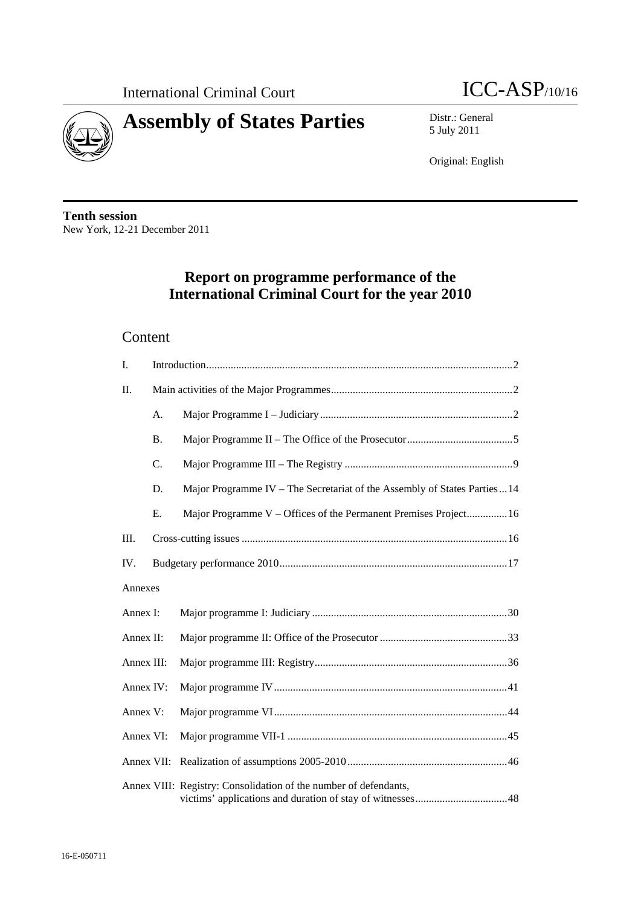International Criminal Court

ICC-ASP/10/16

# Assembly of States Parties

Distr.: General
5 July 2011

Original: English

**Tenth session**
New York, 12-21 December 2011

## Report on programme performance of the International Criminal Court for the year 2010

### Content

| | | | |
|---|---|---|---|
| I. | Introduction | | 2 |
| II. | Main activities of the Major Programmes | | 2 |
| | A. | Major Programme I – Judiciary | 2 |
| | B. | Major Programme II – The Office of the Prosecutor | 5 |
| | C. | Major Programme III – The Registry | 9 |
| | D. | Major Programme IV – The Secretariat of the Assembly of States Parties | 14 |
| | E. | Major Programme V – Offices of the Permanent Premises Project | 16 |
| III. | Cross-cutting issues | | 16 |
| IV. | Budgetary performance 2010 | | 17 |

Annexes

| | | |
|---|---|---|
| Annex I: | Major programme I: Judiciary | 30 |
| Annex II: | Major programme II: Office of the Prosecutor | 33 |
| Annex III: | Major programme III: Registry | 36 |
| Annex IV: | Major programme IV | 41 |
| Annex V: | Major programme VI | 44 |
| Annex VI: | Major programme VII-1 | 45 |
| Annex VII: | Realization of assumptions 2005-2010 | 46 |
| Annex VIII: | Registry: Consolidation of the number of defendants, victims' applications and duration of stay of witnesses | 48 |

16-E-050711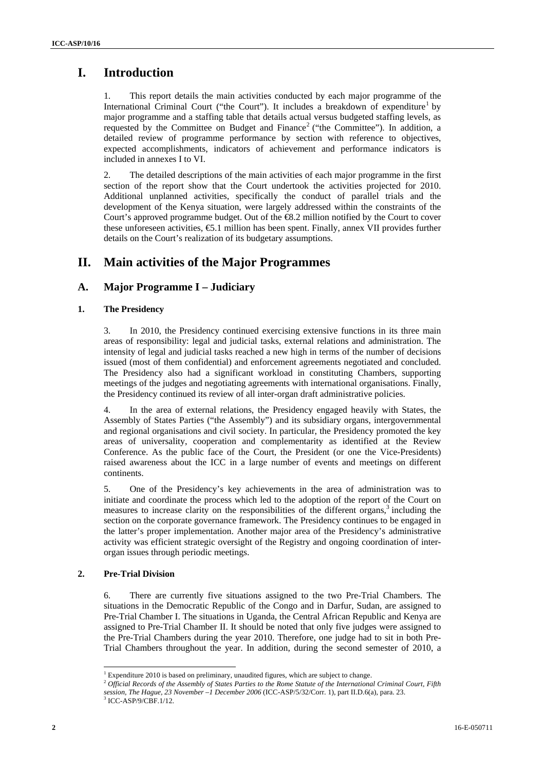# I. Introduction

1. This report details the main activities conducted by each major programme of the International Criminal Court ("the Court"). It includes a breakdown of expenditure[1] by major programme and a staffing table that details actual versus budgeted staffing levels, as requested by the Committee on Budget and Finance[2] ("the Committee"). In addition, a detailed review of programme performance by section with reference to objectives, expected accomplishments, indicators of achievement and performance indicators is included in annexes I to VI.

2. The detailed descriptions of the main activities of each major programme in the first section of the report show that the Court undertook the activities projected for 2010. Additional unplanned activities, specifically the conduct of parallel trials and the development of the Kenya situation, were largely addressed within the constraints of the Court's approved programme budget. Out of the €8.2 million notified by the Court to cover these unforeseen activities, €5.1 million has been spent. Finally, annex VII provides further details on the Court's realization of its budgetary assumptions.

# II. Main activities of the Major Programmes

## A. Major Programme I – Judiciary

### 1. The Presidency

3. In 2010, the Presidency continued exercising extensive functions in its three main areas of responsibility: legal and judicial tasks, external relations and administration. The intensity of legal and judicial tasks reached a new high in terms of the number of decisions issued (most of them confidential) and enforcement agreements negotiated and concluded. The Presidency also had a significant workload in constituting Chambers, supporting meetings of the judges and negotiating agreements with international organisations. Finally, the Presidency continued its review of all inter-organ draft administrative policies.

4. In the area of external relations, the Presidency engaged heavily with States, the Assembly of States Parties ("the Assembly") and its subsidiary organs, intergovernmental and regional organisations and civil society. In particular, the Presidency promoted the key areas of universality, cooperation and complementarity as identified at the Review Conference. As the public face of the Court, the President (or one the Vice-Presidents) raised awareness about the ICC in a large number of events and meetings on different continents.

5. One of the Presidency's key achievements in the area of administration was to initiate and coordinate the process which led to the adoption of the report of the Court on measures to increase clarity on the responsibilities of the different organs,[3] including the section on the corporate governance framework. The Presidency continues to be engaged in the latter's proper implementation. Another major area of the Presidency's administrative activity was efficient strategic oversight of the Registry and ongoing coordination of inter-organ issues through periodic meetings.

### 2. Pre-Trial Division

6. There are currently five situations assigned to the two Pre-Trial Chambers. The situations in the Democratic Republic of the Congo and in Darfur, Sudan, are assigned to Pre-Trial Chamber I. The situations in Uganda, the Central African Republic and Kenya are assigned to Pre-Trial Chamber II. It should be noted that only five judges were assigned to the Pre-Trial Chambers during the year 2010. Therefore, one judge had to sit in both Pre-Trial Chambers throughout the year. In addition, during the second semester of 2010, a

---

[1] Expenditure 2010 is based on preliminary, unaudited figures, which are subject to change.

[2] *Official Records of the Assembly of States Parties to the Rome Statute of the International Criminal Court, Fifth session, The Hague, 23 November –1 December 2006* (ICC-ASP/5/32/Corr. 1), part II.D.6(a), para. 23.

[3] ICC-ASP/9/CBF.1/12.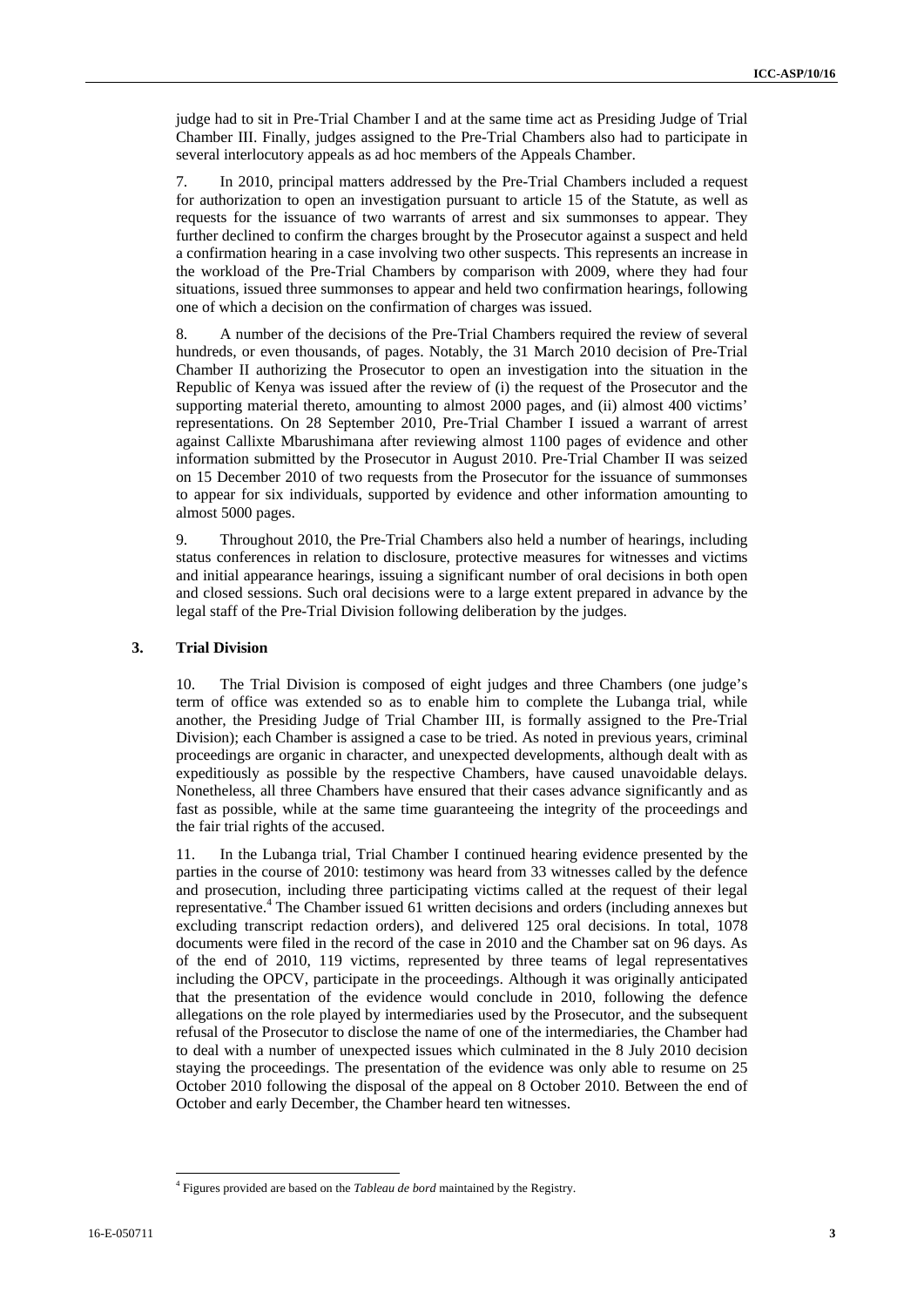judge had to sit in Pre-Trial Chamber I and at the same time act as Presiding Judge of Trial Chamber III. Finally, judges assigned to the Pre-Trial Chambers also had to participate in several interlocutory appeals as ad hoc members of the Appeals Chamber.

7. In 2010, principal matters addressed by the Pre-Trial Chambers included a request for authorization to open an investigation pursuant to article 15 of the Statute, as well as requests for the issuance of two warrants of arrest and six summonses to appear. They further declined to confirm the charges brought by the Prosecutor against a suspect and held a confirmation hearing in a case involving two other suspects. This represents an increase in the workload of the Pre-Trial Chambers by comparison with 2009, where they had four situations, issued three summonses to appear and held two confirmation hearings, following one of which a decision on the confirmation of charges was issued.

8. A number of the decisions of the Pre-Trial Chambers required the review of several hundreds, or even thousands, of pages. Notably, the 31 March 2010 decision of Pre-Trial Chamber II authorizing the Prosecutor to open an investigation into the situation in the Republic of Kenya was issued after the review of (i) the request of the Prosecutor and the supporting material thereto, amounting to almost 2000 pages, and (ii) almost 400 victims' representations. On 28 September 2010, Pre-Trial Chamber I issued a warrant of arrest against Callixte Mbarushimana after reviewing almost 1100 pages of evidence and other information submitted by the Prosecutor in August 2010. Pre-Trial Chamber II was seized on 15 December 2010 of two requests from the Prosecutor for the issuance of summonses to appear for six individuals, supported by evidence and other information amounting to almost 5000 pages.

9. Throughout 2010, the Pre-Trial Chambers also held a number of hearings, including status conferences in relation to disclosure, protective measures for witnesses and victims and initial appearance hearings, issuing a significant number of oral decisions in both open and closed sessions. Such oral decisions were to a large extent prepared in advance by the legal staff of the Pre-Trial Division following deliberation by the judges.

### 3. Trial Division

10. The Trial Division is composed of eight judges and three Chambers (one judge's term of office was extended so as to enable him to complete the Lubanga trial, while another, the Presiding Judge of Trial Chamber III, is formally assigned to the Pre-Trial Division); each Chamber is assigned a case to be tried. As noted in previous years, criminal proceedings are organic in character, and unexpected developments, although dealt with as expeditiously as possible by the respective Chambers, have caused unavoidable delays. Nonetheless, all three Chambers have ensured that their cases advance significantly and as fast as possible, while at the same time guaranteeing the integrity of the proceedings and the fair trial rights of the accused.

11. In the Lubanga trial, Trial Chamber I continued hearing evidence presented by the parties in the course of 2010: testimony was heard from 33 witnesses called by the defence and prosecution, including three participating victims called at the request of their legal representative.[4] The Chamber issued 61 written decisions and orders (including annexes but excluding transcript redaction orders), and delivered 125 oral decisions. In total, 1078 documents were filed in the record of the case in 2010 and the Chamber sat on 96 days. As of the end of 2010, 119 victims, represented by three teams of legal representatives including the OPCV, participate in the proceedings. Although it was originally anticipated that the presentation of the evidence would conclude in 2010, following the defence allegations on the role played by intermediaries used by the Prosecutor, and the subsequent refusal of the Prosecutor to disclose the name of one of the intermediaries, the Chamber had to deal with a number of unexpected issues which culminated in the 8 July 2010 decision staying the proceedings. The presentation of the evidence was only able to resume on 25 October 2010 following the disposal of the appeal on 8 October 2010. Between the end of October and early December, the Chamber heard ten witnesses.

[4] Figures provided are based on the *Tableau de bord* maintained by the Registry.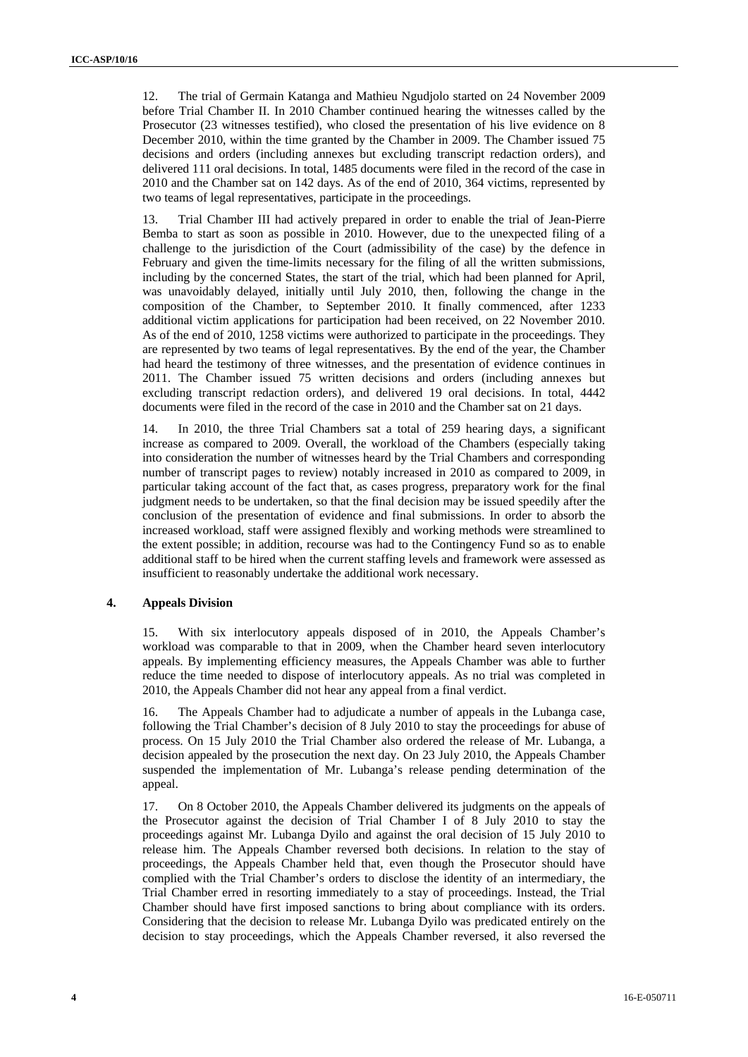12. The trial of Germain Katanga and Mathieu Ngudjolo started on 24 November 2009 before Trial Chamber II. In 2010 Chamber continued hearing the witnesses called by the Prosecutor (23 witnesses testified), who closed the presentation of his live evidence on 8 December 2010, within the time granted by the Chamber in 2009. The Chamber issued 75 decisions and orders (including annexes but excluding transcript redaction orders), and delivered 111 oral decisions. In total, 1485 documents were filed in the record of the case in 2010 and the Chamber sat on 142 days. As of the end of 2010, 364 victims, represented by two teams of legal representatives, participate in the proceedings.

13. Trial Chamber III had actively prepared in order to enable the trial of Jean-Pierre Bemba to start as soon as possible in 2010. However, due to the unexpected filing of a challenge to the jurisdiction of the Court (admissibility of the case) by the defence in February and given the time-limits necessary for the filing of all the written submissions, including by the concerned States, the start of the trial, which had been planned for April, was unavoidably delayed, initially until July 2010, then, following the change in the composition of the Chamber, to September 2010. It finally commenced, after 1233 additional victim applications for participation had been received, on 22 November 2010. As of the end of 2010, 1258 victims were authorized to participate in the proceedings. They are represented by two teams of legal representatives. By the end of the year, the Chamber had heard the testimony of three witnesses, and the presentation of evidence continues in 2011. The Chamber issued 75 written decisions and orders (including annexes but excluding transcript redaction orders), and delivered 19 oral decisions. In total, 4442 documents were filed in the record of the case in 2010 and the Chamber sat on 21 days.

14. In 2010, the three Trial Chambers sat a total of 259 hearing days, a significant increase as compared to 2009. Overall, the workload of the Chambers (especially taking into consideration the number of witnesses heard by the Trial Chambers and corresponding number of transcript pages to review) notably increased in 2010 as compared to 2009, in particular taking account of the fact that, as cases progress, preparatory work for the final judgment needs to be undertaken, so that the final decision may be issued speedily after the conclusion of the presentation of evidence and final submissions. In order to absorb the increased workload, staff were assigned flexibly and working methods were streamlined to the extent possible; in addition, recourse was had to the Contingency Fund so as to enable additional staff to be hired when the current staffing levels and framework were assessed as insufficient to reasonably undertake the additional work necessary.

### 4. Appeals Division

15. With six interlocutory appeals disposed of in 2010, the Appeals Chamber's workload was comparable to that in 2009, when the Chamber heard seven interlocutory appeals. By implementing efficiency measures, the Appeals Chamber was able to further reduce the time needed to dispose of interlocutory appeals. As no trial was completed in 2010, the Appeals Chamber did not hear any appeal from a final verdict.

16. The Appeals Chamber had to adjudicate a number of appeals in the Lubanga case, following the Trial Chamber's decision of 8 July 2010 to stay the proceedings for abuse of process. On 15 July 2010 the Trial Chamber also ordered the release of Mr. Lubanga, a decision appealed by the prosecution the next day. On 23 July 2010, the Appeals Chamber suspended the implementation of Mr. Lubanga's release pending determination of the appeal.

17. On 8 October 2010, the Appeals Chamber delivered its judgments on the appeals of the Prosecutor against the decision of Trial Chamber I of 8 July 2010 to stay the proceedings against Mr. Lubanga Dyilo and against the oral decision of 15 July 2010 to release him. The Appeals Chamber reversed both decisions. In relation to the stay of proceedings, the Appeals Chamber held that, even though the Prosecutor should have complied with the Trial Chamber's orders to disclose the identity of an intermediary, the Trial Chamber erred in resorting immediately to a stay of proceedings. Instead, the Trial Chamber should have first imposed sanctions to bring about compliance with its orders. Considering that the decision to release Mr. Lubanga Dyilo was predicated entirely on the decision to stay proceedings, which the Appeals Chamber reversed, it also reversed the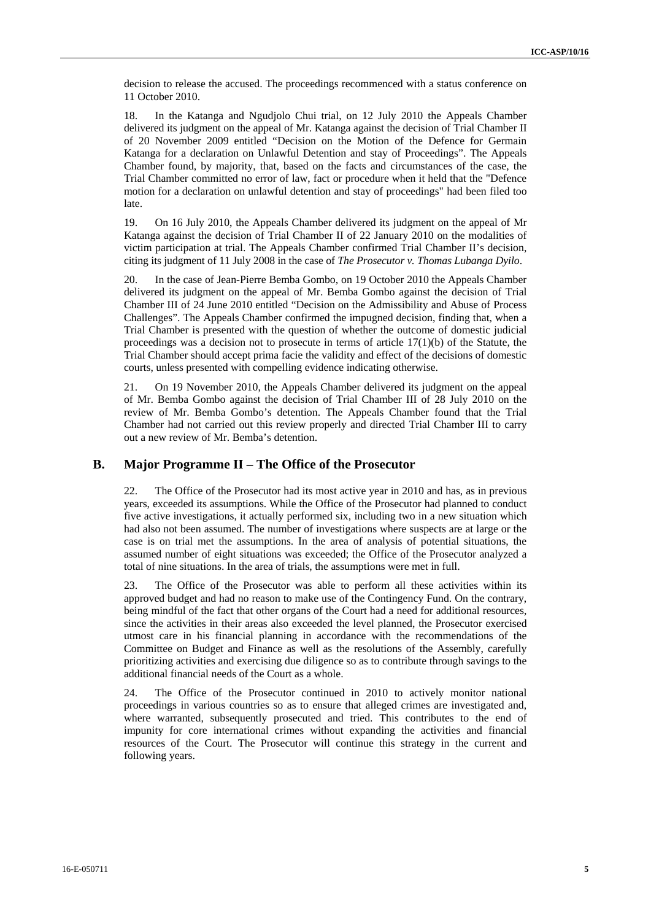decision to release the accused. The proceedings recommenced with a status conference on 11 October 2010.

18. In the Katanga and Ngudjolo Chui trial, on 12 July 2010 the Appeals Chamber delivered its judgment on the appeal of Mr. Katanga against the decision of Trial Chamber II of 20 November 2009 entitled "Decision on the Motion of the Defence for Germain Katanga for a declaration on Unlawful Detention and stay of Proceedings". The Appeals Chamber found, by majority, that, based on the facts and circumstances of the case, the Trial Chamber committed no error of law, fact or procedure when it held that the "Defence motion for a declaration on unlawful detention and stay of proceedings" had been filed too late.

19. On 16 July 2010, the Appeals Chamber delivered its judgment on the appeal of Mr Katanga against the decision of Trial Chamber II of 22 January 2010 on the modalities of victim participation at trial. The Appeals Chamber confirmed Trial Chamber II's decision, citing its judgment of 11 July 2008 in the case of *The Prosecutor v. Thomas Lubanga Dyilo*.

20. In the case of Jean-Pierre Bemba Gombo, on 19 October 2010 the Appeals Chamber delivered its judgment on the appeal of Mr. Bemba Gombo against the decision of Trial Chamber III of 24 June 2010 entitled "Decision on the Admissibility and Abuse of Process Challenges". The Appeals Chamber confirmed the impugned decision, finding that, when a Trial Chamber is presented with the question of whether the outcome of domestic judicial proceedings was a decision not to prosecute in terms of article 17(1)(b) of the Statute, the Trial Chamber should accept prima facie the validity and effect of the decisions of domestic courts, unless presented with compelling evidence indicating otherwise.

21. On 19 November 2010, the Appeals Chamber delivered its judgment on the appeal of Mr. Bemba Gombo against the decision of Trial Chamber III of 28 July 2010 on the review of Mr. Bemba Gombo's detention. The Appeals Chamber found that the Trial Chamber had not carried out this review properly and directed Trial Chamber III to carry out a new review of Mr. Bemba's detention.

## B. Major Programme II – The Office of the Prosecutor

22. The Office of the Prosecutor had its most active year in 2010 and has, as in previous years, exceeded its assumptions. While the Office of the Prosecutor had planned to conduct five active investigations, it actually performed six, including two in a new situation which had also not been assumed. The number of investigations where suspects are at large or the case is on trial met the assumptions. In the area of analysis of potential situations, the assumed number of eight situations was exceeded; the Office of the Prosecutor analyzed a total of nine situations. In the area of trials, the assumptions were met in full.

23. The Office of the Prosecutor was able to perform all these activities within its approved budget and had no reason to make use of the Contingency Fund. On the contrary, being mindful of the fact that other organs of the Court had a need for additional resources, since the activities in their areas also exceeded the level planned, the Prosecutor exercised utmost care in his financial planning in accordance with the recommendations of the Committee on Budget and Finance as well as the resolutions of the Assembly, carefully prioritizing activities and exercising due diligence so as to contribute through savings to the additional financial needs of the Court as a whole.

24. The Office of the Prosecutor continued in 2010 to actively monitor national proceedings in various countries so as to ensure that alleged crimes are investigated and, where warranted, subsequently prosecuted and tried. This contributes to the end of impunity for core international crimes without expanding the activities and financial resources of the Court. The Prosecutor will continue this strategy in the current and following years.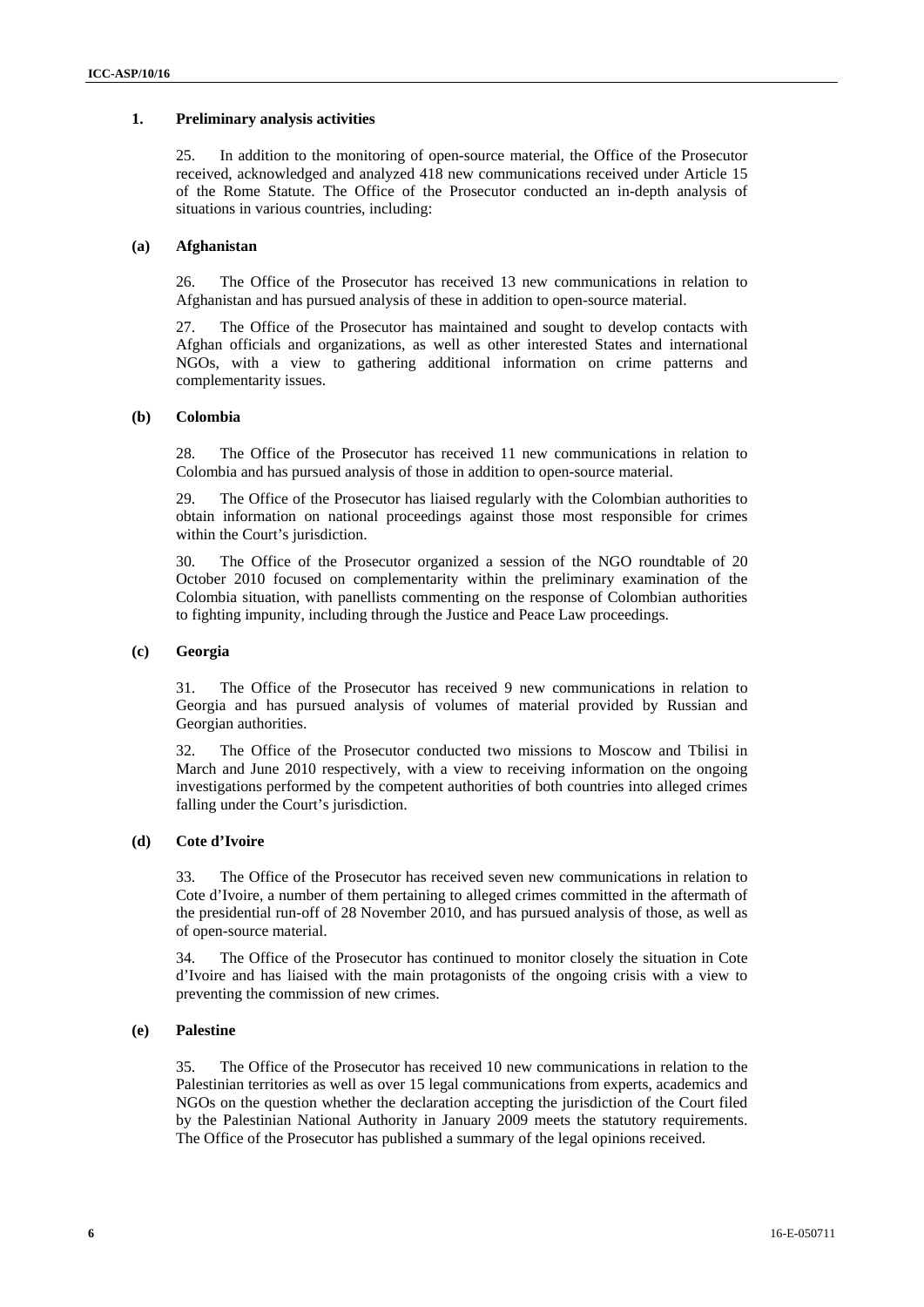### 1. Preliminary analysis activities

25. In addition to the monitoring of open-source material, the Office of the Prosecutor received, acknowledged and analyzed 418 new communications received under Article 15 of the Rome Statute. The Office of the Prosecutor conducted an in-depth analysis of situations in various countries, including:

#### (a) Afghanistan

26. The Office of the Prosecutor has received 13 new communications in relation to Afghanistan and has pursued analysis of these in addition to open-source material.

27. The Office of the Prosecutor has maintained and sought to develop contacts with Afghan officials and organizations, as well as other interested States and international NGOs, with a view to gathering additional information on crime patterns and complementarity issues.

#### (b) Colombia

28. The Office of the Prosecutor has received 11 new communications in relation to Colombia and has pursued analysis of those in addition to open-source material.

29. The Office of the Prosecutor has liaised regularly with the Colombian authorities to obtain information on national proceedings against those most responsible for crimes within the Court's jurisdiction.

30. The Office of the Prosecutor organized a session of the NGO roundtable of 20 October 2010 focused on complementarity within the preliminary examination of the Colombia situation, with panellists commenting on the response of Colombian authorities to fighting impunity, including through the Justice and Peace Law proceedings.

#### (c) Georgia

31. The Office of the Prosecutor has received 9 new communications in relation to Georgia and has pursued analysis of volumes of material provided by Russian and Georgian authorities.

32. The Office of the Prosecutor conducted two missions to Moscow and Tbilisi in March and June 2010 respectively, with a view to receiving information on the ongoing investigations performed by the competent authorities of both countries into alleged crimes falling under the Court's jurisdiction.

#### (d) Cote d'Ivoire

33. The Office of the Prosecutor has received seven new communications in relation to Cote d'Ivoire, a number of them pertaining to alleged crimes committed in the aftermath of the presidential run-off of 28 November 2010, and has pursued analysis of those, as well as of open-source material.

34. The Office of the Prosecutor has continued to monitor closely the situation in Cote d'Ivoire and has liaised with the main protagonists of the ongoing crisis with a view to preventing the commission of new crimes.

#### (e) Palestine

35. The Office of the Prosecutor has received 10 new communications in relation to the Palestinian territories as well as over 15 legal communications from experts, academics and NGOs on the question whether the declaration accepting the jurisdiction of the Court filed by the Palestinian National Authority in January 2009 meets the statutory requirements. The Office of the Prosecutor has published a summary of the legal opinions received.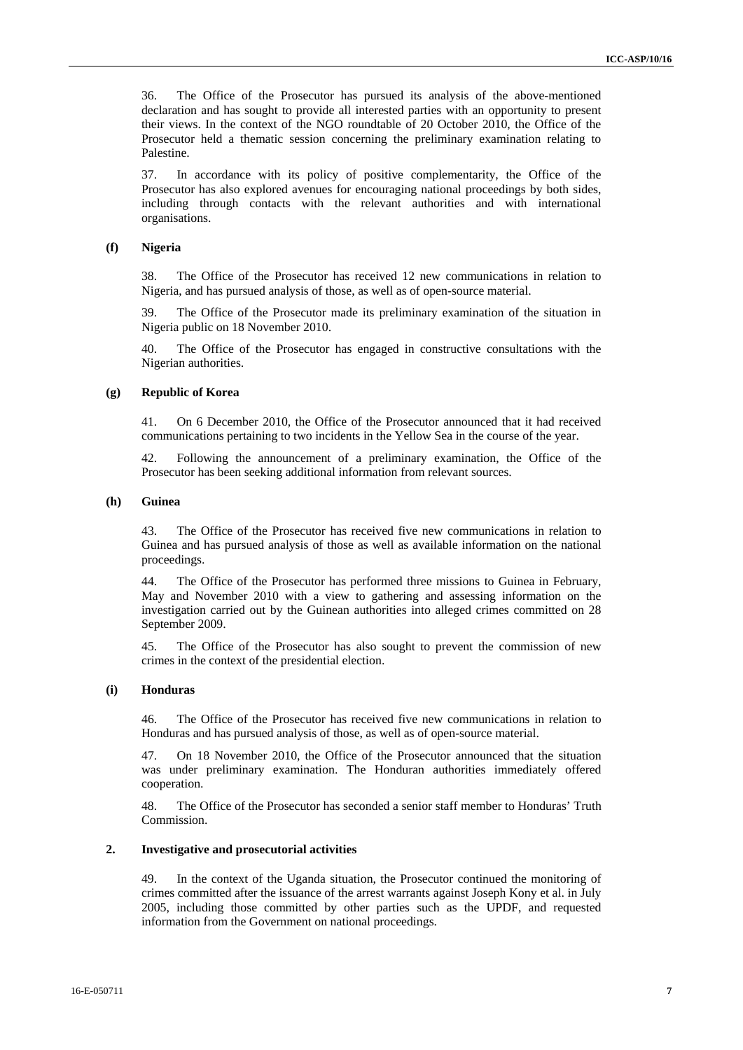36. The Office of the Prosecutor has pursued its analysis of the above-mentioned declaration and has sought to provide all interested parties with an opportunity to present their views. In the context of the NGO roundtable of 20 October 2010, the Office of the Prosecutor held a thematic session concerning the preliminary examination relating to Palestine.

37. In accordance with its policy of positive complementarity, the Office of the Prosecutor has also explored avenues for encouraging national proceedings by both sides, including through contacts with the relevant authorities and with international organisations.

#### (f) Nigeria

38. The Office of the Prosecutor has received 12 new communications in relation to Nigeria, and has pursued analysis of those, as well as of open-source material.

39. The Office of the Prosecutor made its preliminary examination of the situation in Nigeria public on 18 November 2010.

40. The Office of the Prosecutor has engaged in constructive consultations with the Nigerian authorities.

#### (g) Republic of Korea

41. On 6 December 2010, the Office of the Prosecutor announced that it had received communications pertaining to two incidents in the Yellow Sea in the course of the year.

42. Following the announcement of a preliminary examination, the Office of the Prosecutor has been seeking additional information from relevant sources.

#### (h) Guinea

43. The Office of the Prosecutor has received five new communications in relation to Guinea and has pursued analysis of those as well as available information on the national proceedings.

44. The Office of the Prosecutor has performed three missions to Guinea in February, May and November 2010 with a view to gathering and assessing information on the investigation carried out by the Guinean authorities into alleged crimes committed on 28 September 2009.

45. The Office of the Prosecutor has also sought to prevent the commission of new crimes in the context of the presidential election.

#### (i) Honduras

46. The Office of the Prosecutor has received five new communications in relation to Honduras and has pursued analysis of those, as well as of open-source material.

47. On 18 November 2010, the Office of the Prosecutor announced that the situation was under preliminary examination. The Honduran authorities immediately offered cooperation.

48. The Office of the Prosecutor has seconded a senior staff member to Honduras' Truth Commission.

### 2. Investigative and prosecutorial activities

49. In the context of the Uganda situation, the Prosecutor continued the monitoring of crimes committed after the issuance of the arrest warrants against Joseph Kony et al. in July 2005, including those committed by other parties such as the UPDF, and requested information from the Government on national proceedings.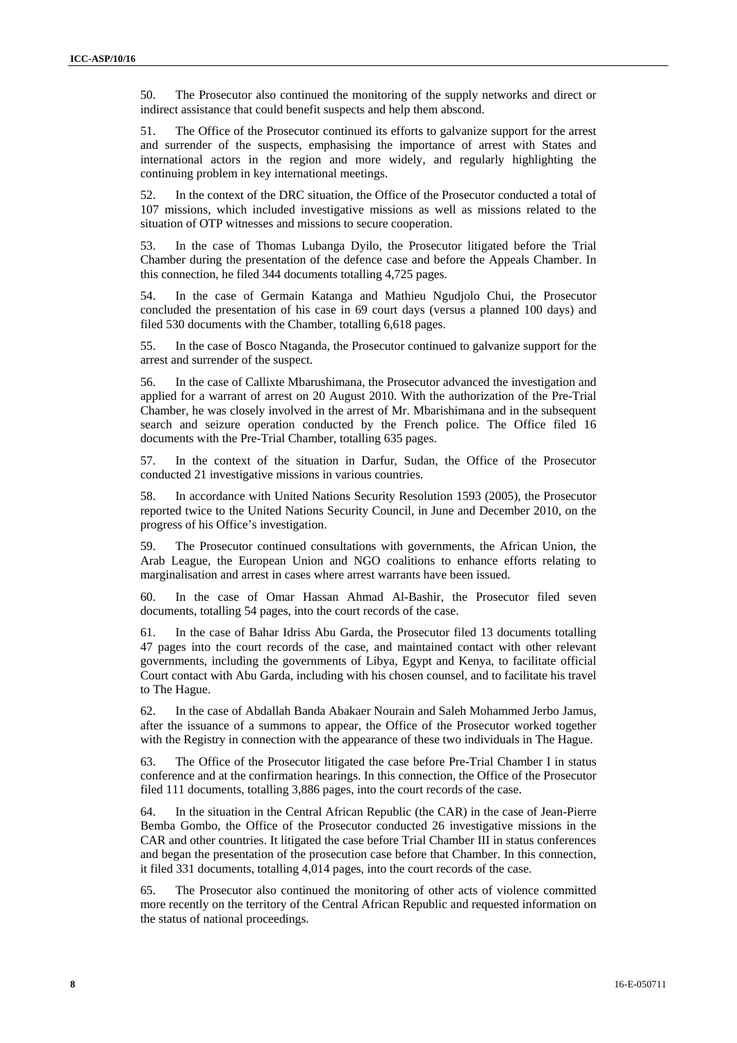50. The Prosecutor also continued the monitoring of the supply networks and direct or indirect assistance that could benefit suspects and help them abscond.

51. The Office of the Prosecutor continued its efforts to galvanize support for the arrest and surrender of the suspects, emphasising the importance of arrest with States and international actors in the region and more widely, and regularly highlighting the continuing problem in key international meetings.

52. In the context of the DRC situation, the Office of the Prosecutor conducted a total of 107 missions, which included investigative missions as well as missions related to the situation of OTP witnesses and missions to secure cooperation.

53. In the case of Thomas Lubanga Dyilo, the Prosecutor litigated before the Trial Chamber during the presentation of the defence case and before the Appeals Chamber. In this connection, he filed 344 documents totalling 4,725 pages.

54. In the case of Germain Katanga and Mathieu Ngudjolo Chui, the Prosecutor concluded the presentation of his case in 69 court days (versus a planned 100 days) and filed 530 documents with the Chamber, totalling 6,618 pages.

55. In the case of Bosco Ntaganda, the Prosecutor continued to galvanize support for the arrest and surrender of the suspect.

56. In the case of Callixte Mbarushimana, the Prosecutor advanced the investigation and applied for a warrant of arrest on 20 August 2010. With the authorization of the Pre-Trial Chamber, he was closely involved in the arrest of Mr. Mbarishimana and in the subsequent search and seizure operation conducted by the French police. The Office filed 16 documents with the Pre-Trial Chamber, totalling 635 pages.

57. In the context of the situation in Darfur, Sudan, the Office of the Prosecutor conducted 21 investigative missions in various countries.

58. In accordance with United Nations Security Resolution 1593 (2005), the Prosecutor reported twice to the United Nations Security Council, in June and December 2010, on the progress of his Office's investigation.

59. The Prosecutor continued consultations with governments, the African Union, the Arab League, the European Union and NGO coalitions to enhance efforts relating to marginalisation and arrest in cases where arrest warrants have been issued.

60. In the case of Omar Hassan Ahmad Al-Bashir, the Prosecutor filed seven documents, totalling 54 pages, into the court records of the case.

61. In the case of Bahar Idriss Abu Garda, the Prosecutor filed 13 documents totalling 47 pages into the court records of the case, and maintained contact with other relevant governments, including the governments of Libya, Egypt and Kenya, to facilitate official Court contact with Abu Garda, including with his chosen counsel, and to facilitate his travel to The Hague.

62. In the case of Abdallah Banda Abakaer Nourain and Saleh Mohammed Jerbo Jamus, after the issuance of a summons to appear, the Office of the Prosecutor worked together with the Registry in connection with the appearance of these two individuals in The Hague.

63. The Office of the Prosecutor litigated the case before Pre-Trial Chamber I in status conference and at the confirmation hearings. In this connection, the Office of the Prosecutor filed 111 documents, totalling 3,886 pages, into the court records of the case.

64. In the situation in the Central African Republic (the CAR) in the case of Jean-Pierre Bemba Gombo, the Office of the Prosecutor conducted 26 investigative missions in the CAR and other countries. It litigated the case before Trial Chamber III in status conferences and began the presentation of the prosecution case before that Chamber. In this connection, it filed 331 documents, totalling 4,014 pages, into the court records of the case.

65. The Prosecutor also continued the monitoring of other acts of violence committed more recently on the territory of the Central African Republic and requested information on the status of national proceedings.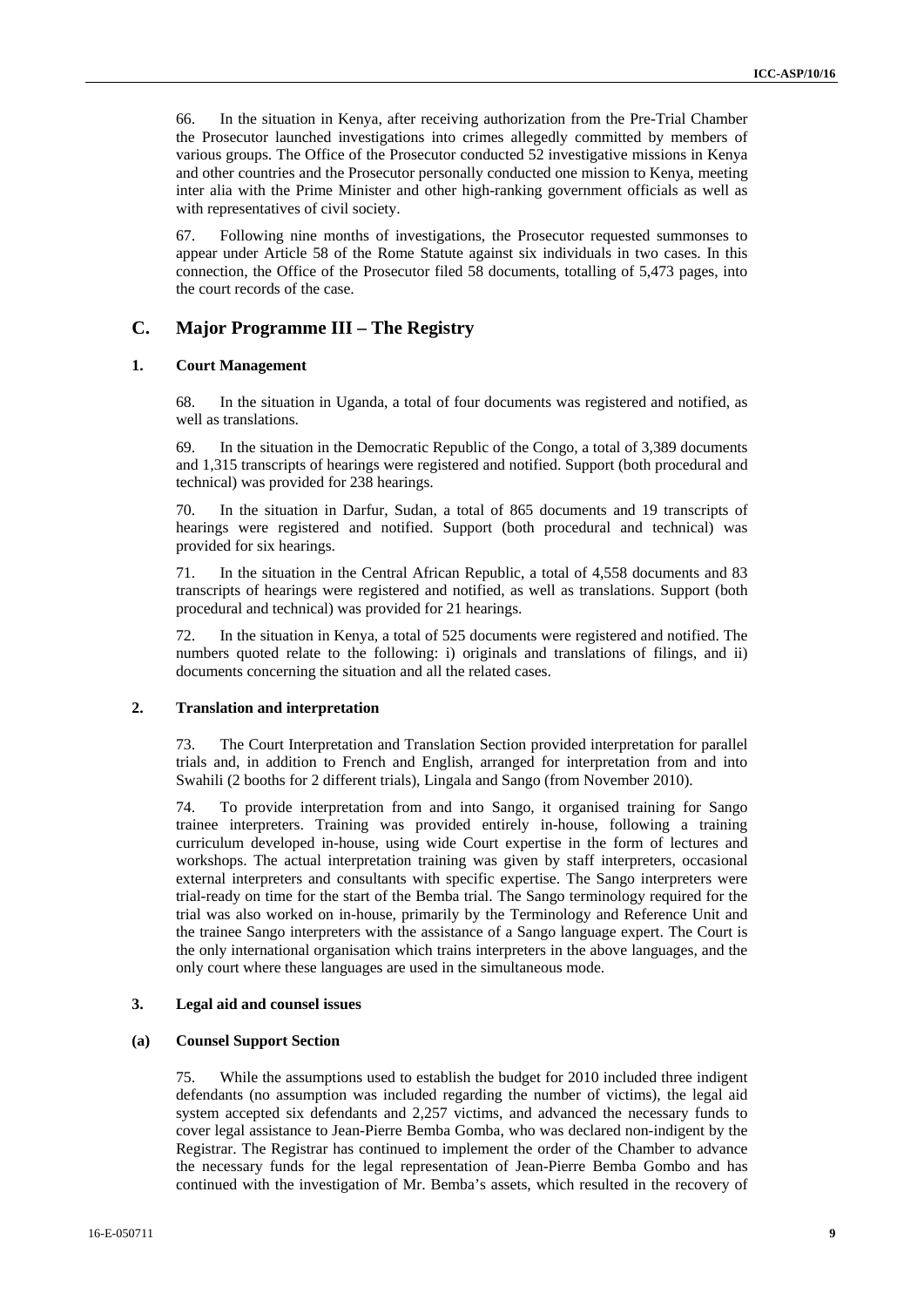66. In the situation in Kenya, after receiving authorization from the Pre-Trial Chamber the Prosecutor launched investigations into crimes allegedly committed by members of various groups. The Office of the Prosecutor conducted 52 investigative missions in Kenya and other countries and the Prosecutor personally conducted one mission to Kenya, meeting inter alia with the Prime Minister and other high-ranking government officials as well as with representatives of civil society.

67. Following nine months of investigations, the Prosecutor requested summonses to appear under Article 58 of the Rome Statute against six individuals in two cases. In this connection, the Office of the Prosecutor filed 58 documents, totalling of 5,473 pages, into the court records of the case.

## C. Major Programme III – The Registry

### 1. Court Management

68. In the situation in Uganda, a total of four documents was registered and notified, as well as translations.

69. In the situation in the Democratic Republic of the Congo, a total of 3,389 documents and 1,315 transcripts of hearings were registered and notified. Support (both procedural and technical) was provided for 238 hearings.

70. In the situation in Darfur, Sudan, a total of 865 documents and 19 transcripts of hearings were registered and notified. Support (both procedural and technical) was provided for six hearings.

71. In the situation in the Central African Republic, a total of 4,558 documents and 83 transcripts of hearings were registered and notified, as well as translations. Support (both procedural and technical) was provided for 21 hearings.

72. In the situation in Kenya, a total of 525 documents were registered and notified. The numbers quoted relate to the following: i) originals and translations of filings, and ii) documents concerning the situation and all the related cases.

### 2. Translation and interpretation

73. The Court Interpretation and Translation Section provided interpretation for parallel trials and, in addition to French and English, arranged for interpretation from and into Swahili (2 booths for 2 different trials), Lingala and Sango (from November 2010).

74. To provide interpretation from and into Sango, it organised training for Sango trainee interpreters. Training was provided entirely in-house, following a training curriculum developed in-house, using wide Court expertise in the form of lectures and workshops. The actual interpretation training was given by staff interpreters, occasional external interpreters and consultants with specific expertise. The Sango interpreters were trial-ready on time for the start of the Bemba trial. The Sango terminology required for the trial was also worked on in-house, primarily by the Terminology and Reference Unit and the trainee Sango interpreters with the assistance of a Sango language expert. The Court is the only international organisation which trains interpreters in the above languages, and the only court where these languages are used in the simultaneous mode.

### 3. Legal aid and counsel issues

#### (a) Counsel Support Section

75. While the assumptions used to establish the budget for 2010 included three indigent defendants (no assumption was included regarding the number of victims), the legal aid system accepted six defendants and 2,257 victims, and advanced the necessary funds to cover legal assistance to Jean-Pierre Bemba Gomba, who was declared non-indigent by the Registrar. The Registrar has continued to implement the order of the Chamber to advance the necessary funds for the legal representation of Jean-Pierre Bemba Gombo and has continued with the investigation of Mr. Bemba's assets, which resulted in the recovery of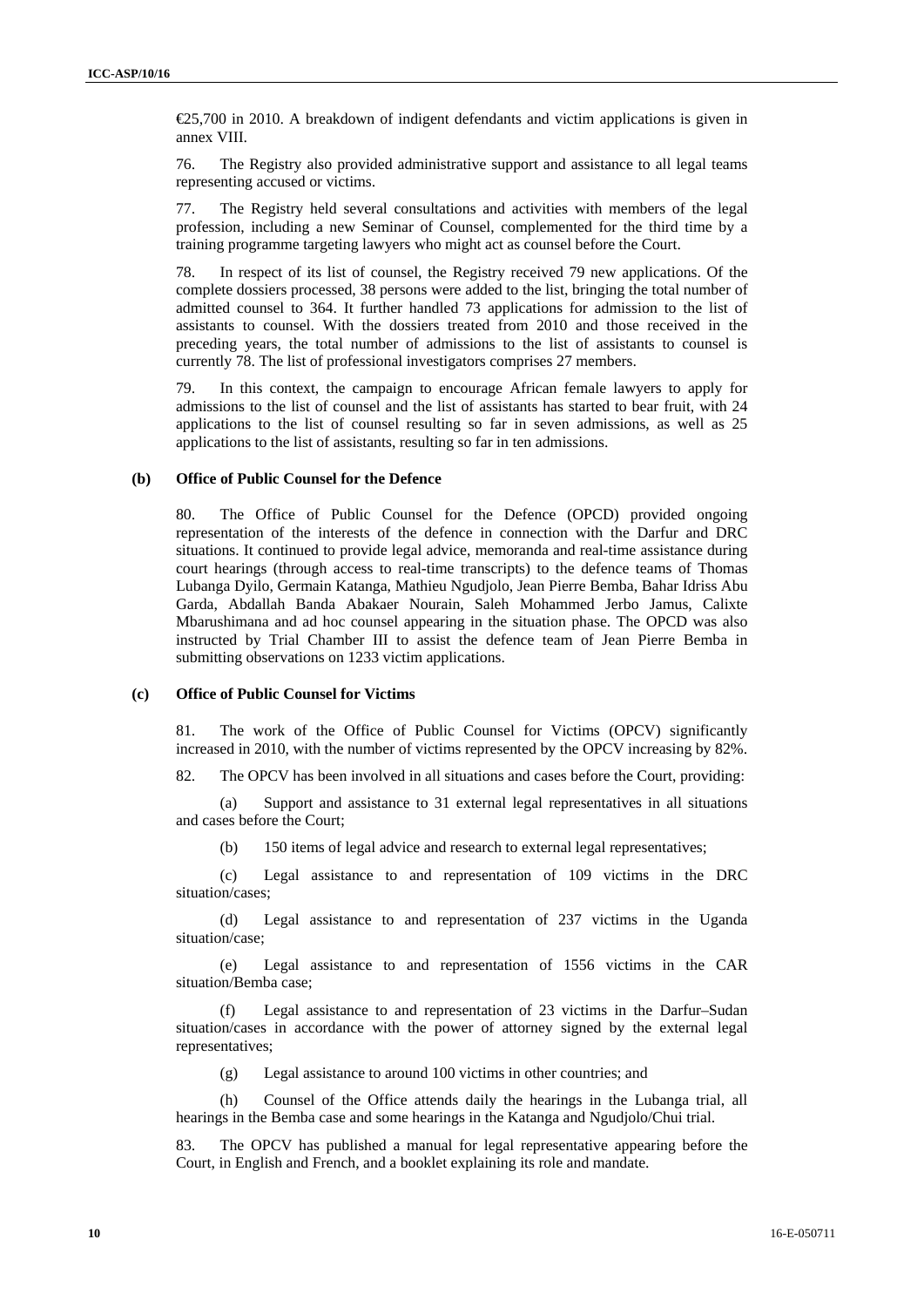€25,700 in 2010. A breakdown of indigent defendants and victim applications is given in annex VIII.

76. The Registry also provided administrative support and assistance to all legal teams representing accused or victims.

77. The Registry held several consultations and activities with members of the legal profession, including a new Seminar of Counsel, complemented for the third time by a training programme targeting lawyers who might act as counsel before the Court.

78. In respect of its list of counsel, the Registry received 79 new applications. Of the complete dossiers processed, 38 persons were added to the list, bringing the total number of admitted counsel to 364. It further handled 73 applications for admission to the list of assistants to counsel. With the dossiers treated from 2010 and those received in the preceding years, the total number of admissions to the list of assistants to counsel is currently 78. The list of professional investigators comprises 27 members.

79. In this context, the campaign to encourage African female lawyers to apply for admissions to the list of counsel and the list of assistants has started to bear fruit, with 24 applications to the list of counsel resulting so far in seven admissions, as well as 25 applications to the list of assistants, resulting so far in ten admissions.

### (b) Office of Public Counsel for the Defence

80. The Office of Public Counsel for the Defence (OPCD) provided ongoing representation of the interests of the defence in connection with the Darfur and DRC situations. It continued to provide legal advice, memoranda and real-time assistance during court hearings (through access to real-time transcripts) to the defence teams of Thomas Lubanga Dyilo, Germain Katanga, Mathieu Ngudjolo, Jean Pierre Bemba, Bahar Idriss Abu Garda, Abdallah Banda Abakaer Nourain, Saleh Mohammed Jerbo Jamus, Calixte Mbarushimana and ad hoc counsel appearing in the situation phase. The OPCD was also instructed by Trial Chamber III to assist the defence team of Jean Pierre Bemba in submitting observations on 1233 victim applications.

### (c) Office of Public Counsel for Victims

81. The work of the Office of Public Counsel for Victims (OPCV) significantly increased in 2010, with the number of victims represented by the OPCV increasing by 82%.

82. The OPCV has been involved in all situations and cases before the Court, providing:

(a) Support and assistance to 31 external legal representatives in all situations and cases before the Court;

(b) 150 items of legal advice and research to external legal representatives;

(c) Legal assistance to and representation of 109 victims in the DRC situation/cases;

(d) Legal assistance to and representation of 237 victims in the Uganda situation/case;

(e) Legal assistance to and representation of 1556 victims in the CAR situation/Bemba case;

(f) Legal assistance to and representation of 23 victims in the Darfur–Sudan situation/cases in accordance with the power of attorney signed by the external legal representatives;

(g) Legal assistance to around 100 victims in other countries; and

(h) Counsel of the Office attends daily the hearings in the Lubanga trial, all hearings in the Bemba case and some hearings in the Katanga and Ngudjolo/Chui trial.

83. The OPCV has published a manual for legal representative appearing before the Court, in English and French, and a booklet explaining its role and mandate.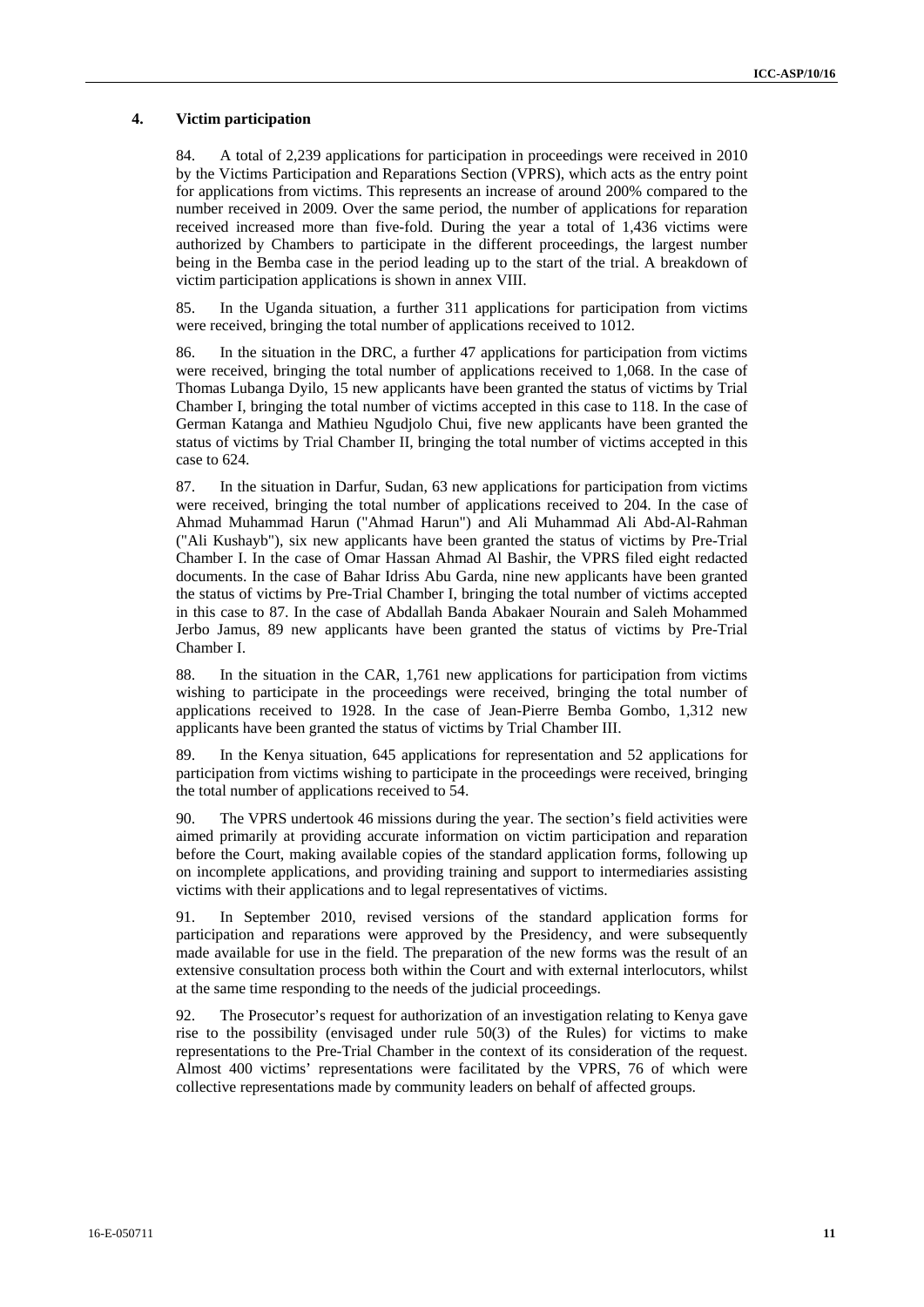### 4. Victim participation

84. A total of 2,239 applications for participation in proceedings were received in 2010 by the Victims Participation and Reparations Section (VPRS), which acts as the entry point for applications from victims. This represents an increase of around 200% compared to the number received in 2009. Over the same period, the number of applications for reparation received increased more than five-fold. During the year a total of 1,436 victims were authorized by Chambers to participate in the different proceedings, the largest number being in the Bemba case in the period leading up to the start of the trial. A breakdown of victim participation applications is shown in annex VIII.

85. In the Uganda situation, a further 311 applications for participation from victims were received, bringing the total number of applications received to 1012.

86. In the situation in the DRC, a further 47 applications for participation from victims were received, bringing the total number of applications received to 1,068. In the case of Thomas Lubanga Dyilo, 15 new applicants have been granted the status of victims by Trial Chamber I, bringing the total number of victims accepted in this case to 118. In the case of German Katanga and Mathieu Ngudjolo Chui, five new applicants have been granted the status of victims by Trial Chamber II, bringing the total number of victims accepted in this case to 624.

87. In the situation in Darfur, Sudan, 63 new applications for participation from victims were received, bringing the total number of applications received to 204. In the case of Ahmad Muhammad Harun ("Ahmad Harun") and Ali Muhammad Ali Abd-Al-Rahman ("Ali Kushayb"), six new applicants have been granted the status of victims by Pre-Trial Chamber I. In the case of Omar Hassan Ahmad Al Bashir, the VPRS filed eight redacted documents. In the case of Bahar Idriss Abu Garda, nine new applicants have been granted the status of victims by Pre-Trial Chamber I, bringing the total number of victims accepted in this case to 87. In the case of Abdallah Banda Abakaer Nourain and Saleh Mohammed Jerbo Jamus, 89 new applicants have been granted the status of victims by Pre-Trial Chamber I.

88. In the situation in the CAR, 1,761 new applications for participation from victims wishing to participate in the proceedings were received, bringing the total number of applications received to 1928. In the case of Jean-Pierre Bemba Gombo, 1,312 new applicants have been granted the status of victims by Trial Chamber III.

89. In the Kenya situation, 645 applications for representation and 52 applications for participation from victims wishing to participate in the proceedings were received, bringing the total number of applications received to 54.

90. The VPRS undertook 46 missions during the year. The section's field activities were aimed primarily at providing accurate information on victim participation and reparation before the Court, making available copies of the standard application forms, following up on incomplete applications, and providing training and support to intermediaries assisting victims with their applications and to legal representatives of victims.

91. In September 2010, revised versions of the standard application forms for participation and reparations were approved by the Presidency, and were subsequently made available for use in the field. The preparation of the new forms was the result of an extensive consultation process both within the Court and with external interlocutors, whilst at the same time responding to the needs of the judicial proceedings.

92. The Prosecutor's request for authorization of an investigation relating to Kenya gave rise to the possibility (envisaged under rule 50(3) of the Rules) for victims to make representations to the Pre-Trial Chamber in the context of its consideration of the request. Almost 400 victims' representations were facilitated by the VPRS, 76 of which were collective representations made by community leaders on behalf of affected groups.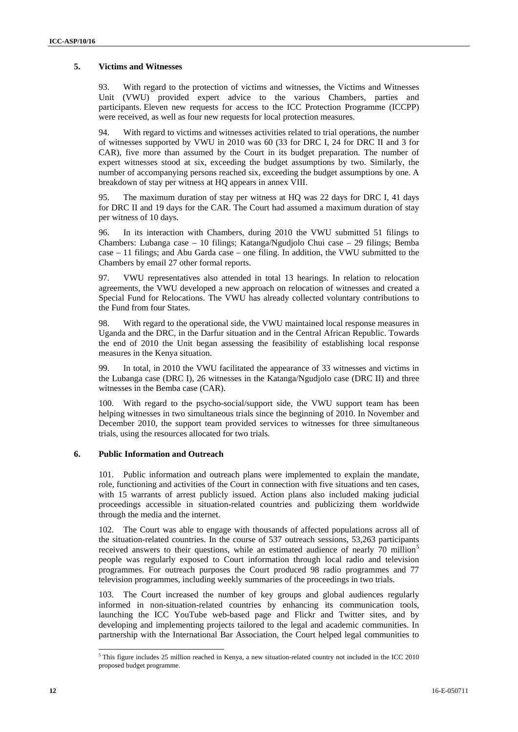### 5. Victims and Witnesses

93. With regard to the protection of victims and witnesses, the Victims and Witnesses Unit (VWU) provided expert advice to the various Chambers, parties and participants. Eleven new requests for access to the ICC Protection Programme (ICCPP) were received, as well as four new requests for local protection measures.

94. With regard to victims and witnesses activities related to trial operations, the number of witnesses supported by VWU in 2010 was 60 (33 for DRC I, 24 for DRC II and 3 for CAR), five more than assumed by the Court in its budget preparation. The number of expert witnesses stood at six, exceeding the budget assumptions by two. Similarly, the number of accompanying persons reached six, exceeding the budget assumptions by one. A breakdown of stay per witness at HQ appears in annex VIII.

95. The maximum duration of stay per witness at HQ was 22 days for DRC I, 41 days for DRC II and 19 days for the CAR. The Court had assumed a maximum duration of stay per witness of 10 days.

96. In its interaction with Chambers, during 2010 the VWU submitted 51 filings to Chambers: Lubanga case – 10 filings; Katanga/Ngudjolo Chui case – 29 filings; Bemba case – 11 filings; and Abu Garda case – one filing. In addition, the VWU submitted to the Chambers by email 27 other formal reports.

97. VWU representatives also attended in total 13 hearings. In relation to relocation agreements, the VWU developed a new approach on relocation of witnesses and created a Special Fund for Relocations. The VWU has already collected voluntary contributions to the Fund from four States.

98. With regard to the operational side, the VWU maintained local response measures in Uganda and the DRC, in the Darfur situation and in the Central African Republic. Towards the end of 2010 the Unit began assessing the feasibility of establishing local response measures in the Kenya situation.

99. In total, in 2010 the VWU facilitated the appearance of 33 witnesses and victims in the Lubanga case (DRC I), 26 witnesses in the Katanga/Ngudjolo case (DRC II) and three witnesses in the Bemba case (CAR).

100. With regard to the psycho-social/support side, the VWU support team has been helping witnesses in two simultaneous trials since the beginning of 2010. In November and December 2010, the support team provided services to witnesses for three simultaneous trials, using the resources allocated for two trials.

### 6. Public Information and Outreach

101. Public information and outreach plans were implemented to explain the mandate, role, functioning and activities of the Court in connection with five situations and ten cases, with 15 warrants of arrest publicly issued. Action plans also included making judicial proceedings accessible in situation-related countries and publicizing them worldwide through the media and the internet.

102. The Court was able to engage with thousands of affected populations across all of the situation-related countries. In the course of 537 outreach sessions, 53,263 participants received answers to their questions, while an estimated audience of nearly 70 million[5] people was regularly exposed to Court information through local radio and television programmes. For outreach purposes the Court produced 98 radio programmes and 77 television programmes, including weekly summaries of the proceedings in two trials.

103. The Court increased the number of key groups and global audiences regularly informed in non-situation-related countries by enhancing its communication tools, launching the ICC YouTube web-based page and Flickr and Twitter sites, and by developing and implementing projects tailored to the legal and academic communities. In partnership with the International Bar Association, the Court helped legal communities to

[5] This figure includes 25 million reached in Kenya, a new situation-related country not included in the ICC 2010 proposed budget programme.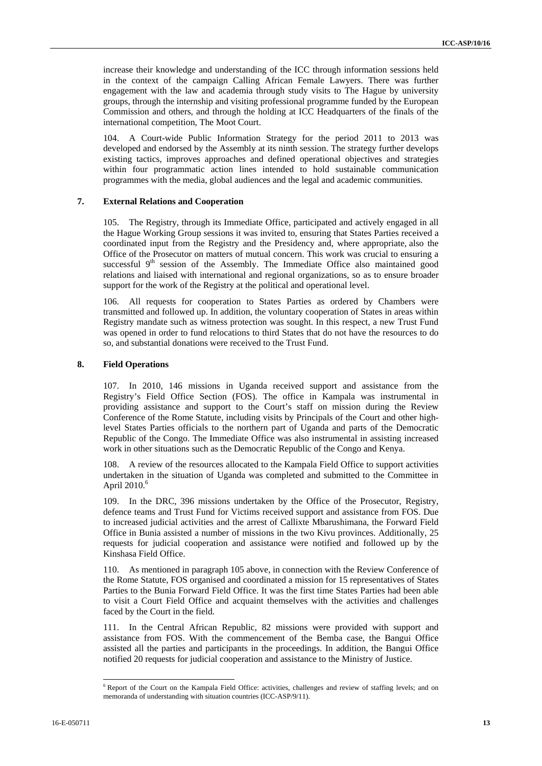increase their knowledge and understanding of the ICC through information sessions held in the context of the campaign Calling African Female Lawyers. There was further engagement with the law and academia through study visits to The Hague by university groups, through the internship and visiting professional programme funded by the European Commission and others, and through the holding at ICC Headquarters of the finals of the international competition, The Moot Court.

104. A Court-wide Public Information Strategy for the period 2011 to 2013 was developed and endorsed by the Assembly at its ninth session. The strategy further develops existing tactics, improves approaches and defined operational objectives and strategies within four programmatic action lines intended to hold sustainable communication programmes with the media, global audiences and the legal and academic communities.

## 7. External Relations and Cooperation

105. The Registry, through its Immediate Office, participated and actively engaged in all the Hague Working Group sessions it was invited to, ensuring that States Parties received a coordinated input from the Registry and the Presidency and, where appropriate, also the Office of the Prosecutor on matters of mutual concern. This work was crucial to ensuring a successful 9th session of the Assembly. The Immediate Office also maintained good relations and liaised with international and regional organizations, so as to ensure broader support for the work of the Registry at the political and operational level.

106. All requests for cooperation to States Parties as ordered by Chambers were transmitted and followed up. In addition, the voluntary cooperation of States in areas within Registry mandate such as witness protection was sought. In this respect, a new Trust Fund was opened in order to fund relocations to third States that do not have the resources to do so, and substantial donations were received to the Trust Fund.

## 8. Field Operations

107. In 2010, 146 missions in Uganda received support and assistance from the Registry's Field Office Section (FOS). The office in Kampala was instrumental in providing assistance and support to the Court's staff on mission during the Review Conference of the Rome Statute, including visits by Principals of the Court and other high-level States Parties officials to the northern part of Uganda and parts of the Democratic Republic of the Congo. The Immediate Office was also instrumental in assisting increased work in other situations such as the Democratic Republic of the Congo and Kenya.

108. A review of the resources allocated to the Kampala Field Office to support activities undertaken in the situation of Uganda was completed and submitted to the Committee in April 2010.[6]

109. In the DRC, 396 missions undertaken by the Office of the Prosecutor, Registry, defence teams and Trust Fund for Victims received support and assistance from FOS. Due to increased judicial activities and the arrest of Callixte Mbarushimana, the Forward Field Office in Bunia assisted a number of missions in the two Kivu provinces. Additionally, 25 requests for judicial cooperation and assistance were notified and followed up by the Kinshasa Field Office.

110. As mentioned in paragraph 105 above, in connection with the Review Conference of the Rome Statute, FOS organised and coordinated a mission for 15 representatives of States Parties to the Bunia Forward Field Office. It was the first time States Parties had been able to visit a Court Field Office and acquaint themselves with the activities and challenges faced by the Court in the field.

111. In the Central African Republic, 82 missions were provided with support and assistance from FOS. With the commencement of the Bemba case, the Bangui Office assisted all the parties and participants in the proceedings. In addition, the Bangui Office notified 20 requests for judicial cooperation and assistance to the Ministry of Justice.

---

[6] Report of the Court on the Kampala Field Office: activities, challenges and review of staffing levels; and on memoranda of understanding with situation countries (ICC-ASP/9/11).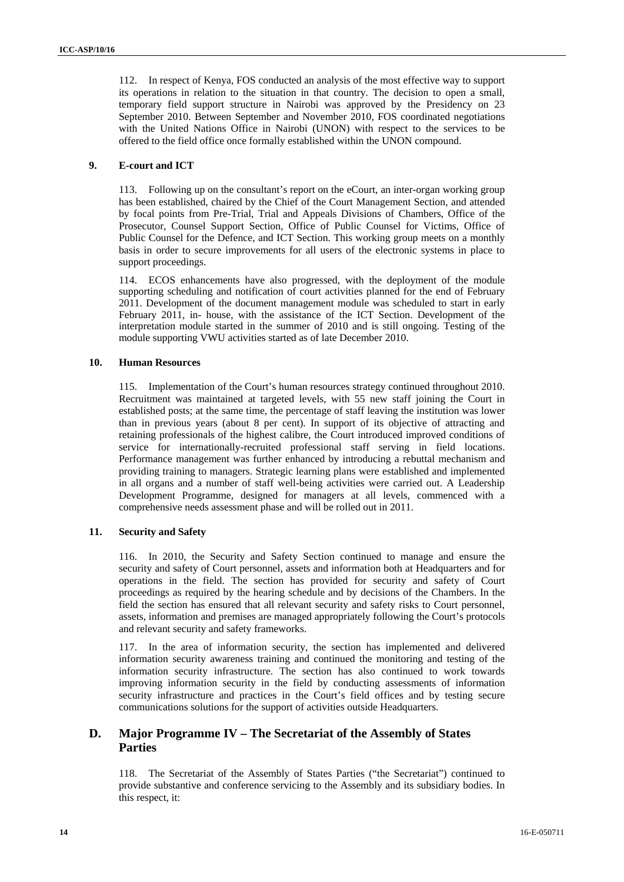112. In respect of Kenya, FOS conducted an analysis of the most effective way to support its operations in relation to the situation in that country. The decision to open a small, temporary field support structure in Nairobi was approved by the Presidency on 23 September 2010. Between September and November 2010, FOS coordinated negotiations with the United Nations Office in Nairobi (UNON) with respect to the services to be offered to the field office once formally established within the UNON compound.

### 9. E-court and ICT

113. Following up on the consultant's report on the eCourt, an inter-organ working group has been established, chaired by the Chief of the Court Management Section, and attended by focal points from Pre-Trial, Trial and Appeals Divisions of Chambers, Office of the Prosecutor, Counsel Support Section, Office of Public Counsel for Victims, Office of Public Counsel for the Defence, and ICT Section. This working group meets on a monthly basis in order to secure improvements for all users of the electronic systems in place to support proceedings.

114. ECOS enhancements have also progressed, with the deployment of the module supporting scheduling and notification of court activities planned for the end of February 2011. Development of the document management module was scheduled to start in early February 2011, in- house, with the assistance of the ICT Section. Development of the interpretation module started in the summer of 2010 and is still ongoing. Testing of the module supporting VWU activities started as of late December 2010.

### 10. Human Resources

115. Implementation of the Court's human resources strategy continued throughout 2010. Recruitment was maintained at targeted levels, with 55 new staff joining the Court in established posts; at the same time, the percentage of staff leaving the institution was lower than in previous years (about 8 per cent). In support of its objective of attracting and retaining professionals of the highest calibre, the Court introduced improved conditions of service for internationally-recruited professional staff serving in field locations. Performance management was further enhanced by introducing a rebuttal mechanism and providing training to managers. Strategic learning plans were established and implemented in all organs and a number of staff well-being activities were carried out. A Leadership Development Programme, designed for managers at all levels, commenced with a comprehensive needs assessment phase and will be rolled out in 2011.

### 11. Security and Safety

116. In 2010, the Security and Safety Section continued to manage and ensure the security and safety of Court personnel, assets and information both at Headquarters and for operations in the field. The section has provided for security and safety of Court proceedings as required by the hearing schedule and by decisions of the Chambers. In the field the section has ensured that all relevant security and safety risks to Court personnel, assets, information and premises are managed appropriately following the Court's protocols and relevant security and safety frameworks.

117. In the area of information security, the section has implemented and delivered information security awareness training and continued the monitoring and testing of the information security infrastructure. The section has also continued to work towards improving information security in the field by conducting assessments of information security infrastructure and practices in the Court's field offices and by testing secure communications solutions for the support of activities outside Headquarters.

## D. Major Programme IV – The Secretariat of the Assembly of States Parties

118. The Secretariat of the Assembly of States Parties ("the Secretariat") continued to provide substantive and conference servicing to the Assembly and its subsidiary bodies. In this respect, it: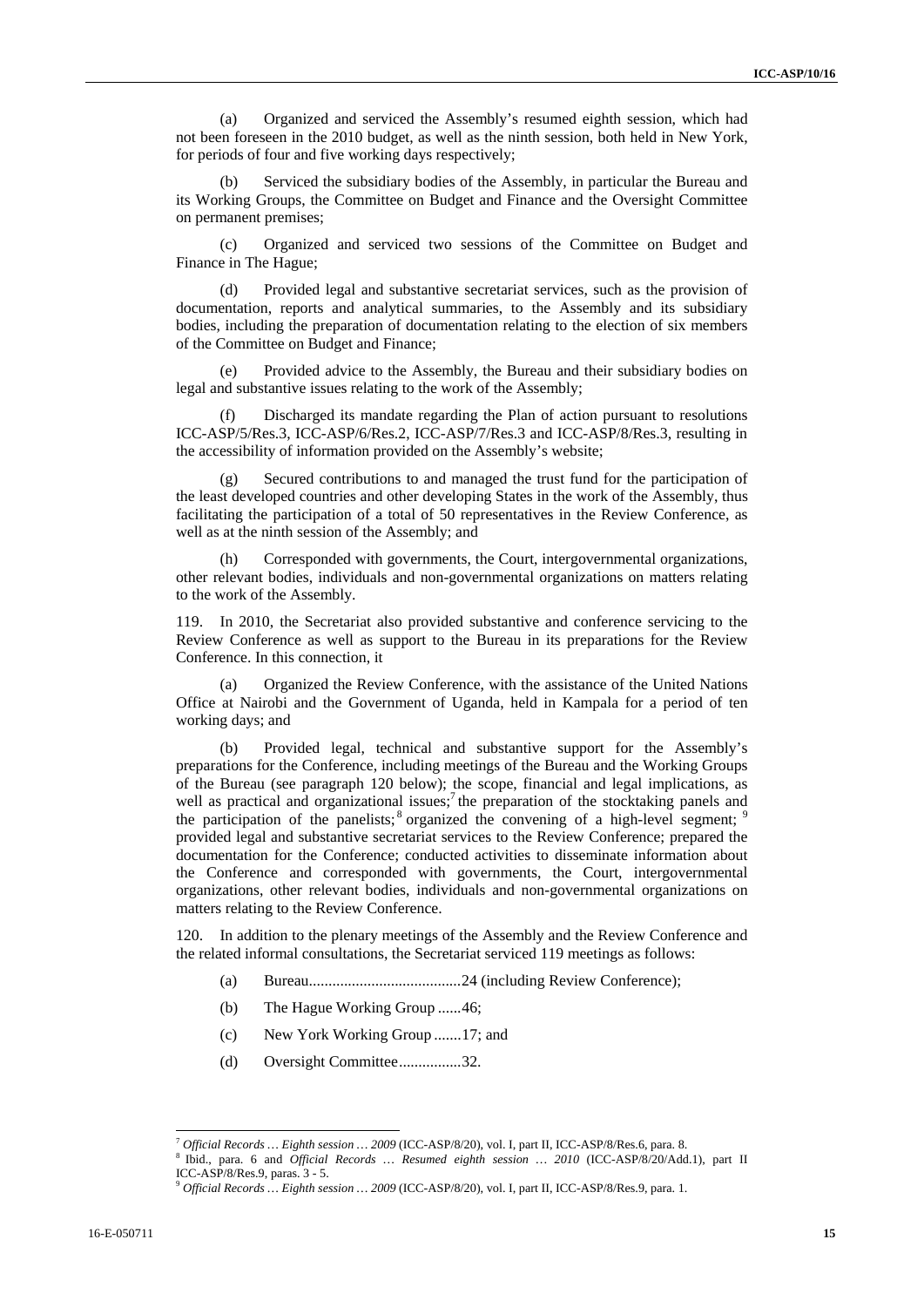(a) Organized and serviced the Assembly's resumed eighth session, which had not been foreseen in the 2010 budget, as well as the ninth session, both held in New York, for periods of four and five working days respectively;

(b) Serviced the subsidiary bodies of the Assembly, in particular the Bureau and its Working Groups, the Committee on Budget and Finance and the Oversight Committee on permanent premises;

(c) Organized and serviced two sessions of the Committee on Budget and Finance in The Hague;

(d) Provided legal and substantive secretariat services, such as the provision of documentation, reports and analytical summaries, to the Assembly and its subsidiary bodies, including the preparation of documentation relating to the election of six members of the Committee on Budget and Finance;

(e) Provided advice to the Assembly, the Bureau and their subsidiary bodies on legal and substantive issues relating to the work of the Assembly;

(f) Discharged its mandate regarding the Plan of action pursuant to resolutions ICC-ASP/5/Res.3, ICC-ASP/6/Res.2, ICC-ASP/7/Res.3 and ICC-ASP/8/Res.3, resulting in the accessibility of information provided on the Assembly's website;

(g) Secured contributions to and managed the trust fund for the participation of the least developed countries and other developing States in the work of the Assembly, thus facilitating the participation of a total of 50 representatives in the Review Conference, as well as at the ninth session of the Assembly; and

(h) Corresponded with governments, the Court, intergovernmental organizations, other relevant bodies, individuals and non-governmental organizations on matters relating to the work of the Assembly.

119. In 2010, the Secretariat also provided substantive and conference servicing to the Review Conference as well as support to the Bureau in its preparations for the Review Conference. In this connection, it

(a) Organized the Review Conference, with the assistance of the United Nations Office at Nairobi and the Government of Uganda, held in Kampala for a period of ten working days; and

(b) Provided legal, technical and substantive support for the Assembly's preparations for the Conference, including meetings of the Bureau and the Working Groups of the Bureau (see paragraph 120 below); the scope, financial and legal implications, as well as practical and organizational issues;[7] the preparation of the stocktaking panels and the participation of the panelists;[8] organized the convening of a high-level segment;[9] provided legal and substantive secretariat services to the Review Conference; prepared the documentation for the Conference; conducted activities to disseminate information about the Conference and corresponded with governments, the Court, intergovernmental organizations, other relevant bodies, individuals and non-governmental organizations on matters relating to the Review Conference.

120. In addition to the plenary meetings of the Assembly and the Review Conference and the related informal consultations, the Secretariat serviced 119 meetings as follows:

(a) Bureau.......................................24 (including Review Conference);

(b) The Hague Working Group ......46;

(c) New York Working Group .......17; and

(d) Oversight Committee................32.

---

[7] *Official Records … Eighth session … 2009* (ICC-ASP/8/20), vol. I, part II, ICC-ASP/8/Res.6, para. 8.

[8] Ibid., para. 6 and *Official Records … Resumed eighth session … 2010* (ICC-ASP/8/20/Add.1), part II ICC-ASP/8/Res.9, paras. 3 - 5.

[9] *Official Records … Eighth session … 2009* (ICC-ASP/8/20), vol. I, part II, ICC-ASP/8/Res.9, para. 1.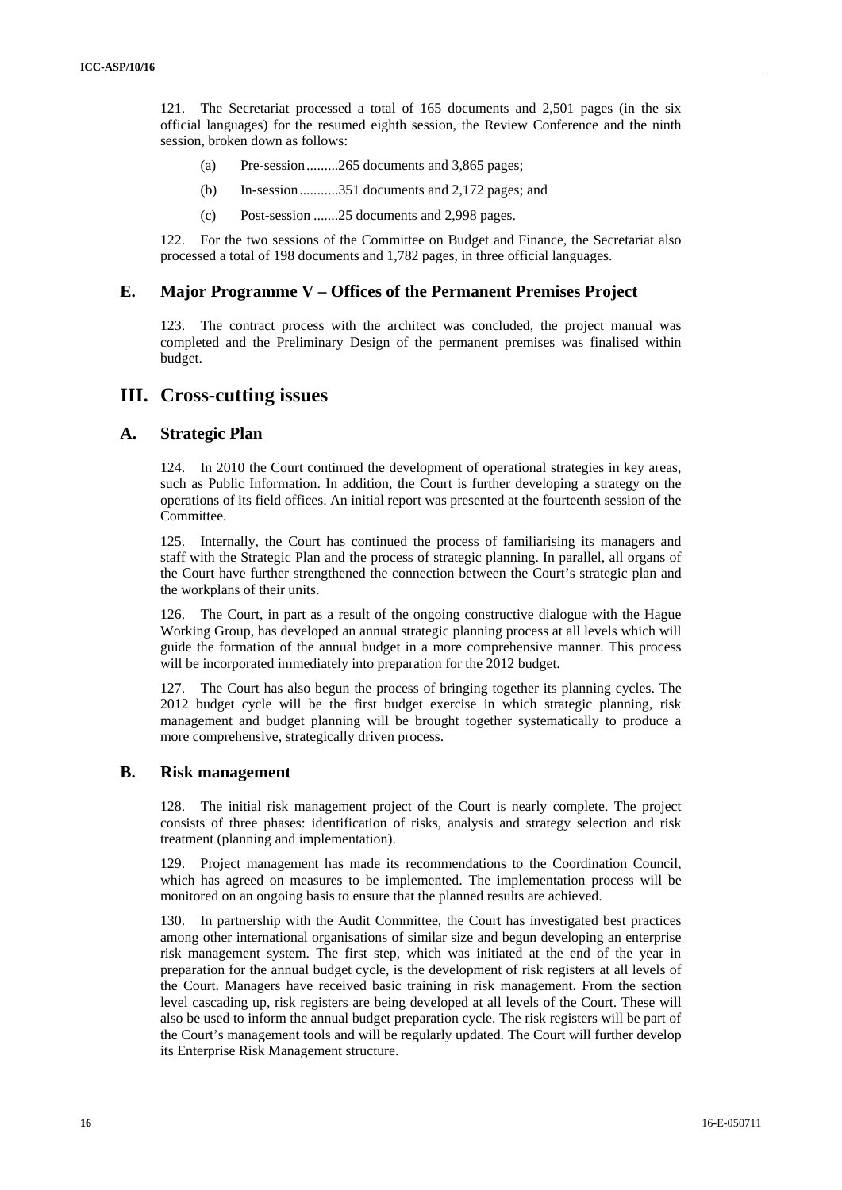121. The Secretariat processed a total of 165 documents and 2,501 pages (in the six official languages) for the resumed eighth session, the Review Conference and the ninth session, broken down as follows:

(a) Pre-session.........265 documents and 3,865 pages;

(b) In-session...........351 documents and 2,172 pages; and

(c) Post-session .......25 documents and 2,998 pages.

122. For the two sessions of the Committee on Budget and Finance, the Secretariat also processed a total of 198 documents and 1,782 pages, in three official languages.

## E. Major Programme V – Offices of the Permanent Premises Project

123. The contract process with the architect was concluded, the project manual was completed and the Preliminary Design of the permanent premises was finalised within budget.

# III. Cross-cutting issues

## A. Strategic Plan

124. In 2010 the Court continued the development of operational strategies in key areas, such as Public Information. In addition, the Court is further developing a strategy on the operations of its field offices. An initial report was presented at the fourteenth session of the Committee.

125. Internally, the Court has continued the process of familiarising its managers and staff with the Strategic Plan and the process of strategic planning. In parallel, all organs of the Court have further strengthened the connection between the Court's strategic plan and the workplans of their units.

126. The Court, in part as a result of the ongoing constructive dialogue with the Hague Working Group, has developed an annual strategic planning process at all levels which will guide the formation of the annual budget in a more comprehensive manner. This process will be incorporated immediately into preparation for the 2012 budget.

127. The Court has also begun the process of bringing together its planning cycles. The 2012 budget cycle will be the first budget exercise in which strategic planning, risk management and budget planning will be brought together systematically to produce a more comprehensive, strategically driven process.

## B. Risk management

128. The initial risk management project of the Court is nearly complete. The project consists of three phases: identification of risks, analysis and strategy selection and risk treatment (planning and implementation).

129. Project management has made its recommendations to the Coordination Council, which has agreed on measures to be implemented. The implementation process will be monitored on an ongoing basis to ensure that the planned results are achieved.

130. In partnership with the Audit Committee, the Court has investigated best practices among other international organisations of similar size and begun developing an enterprise risk management system. The first step, which was initiated at the end of the year in preparation for the annual budget cycle, is the development of risk registers at all levels of the Court. Managers have received basic training in risk management. From the section level cascading up, risk registers are being developed at all levels of the Court. These will also be used to inform the annual budget preparation cycle. The risk registers will be part of the Court's management tools and will be regularly updated. The Court will further develop its Enterprise Risk Management structure.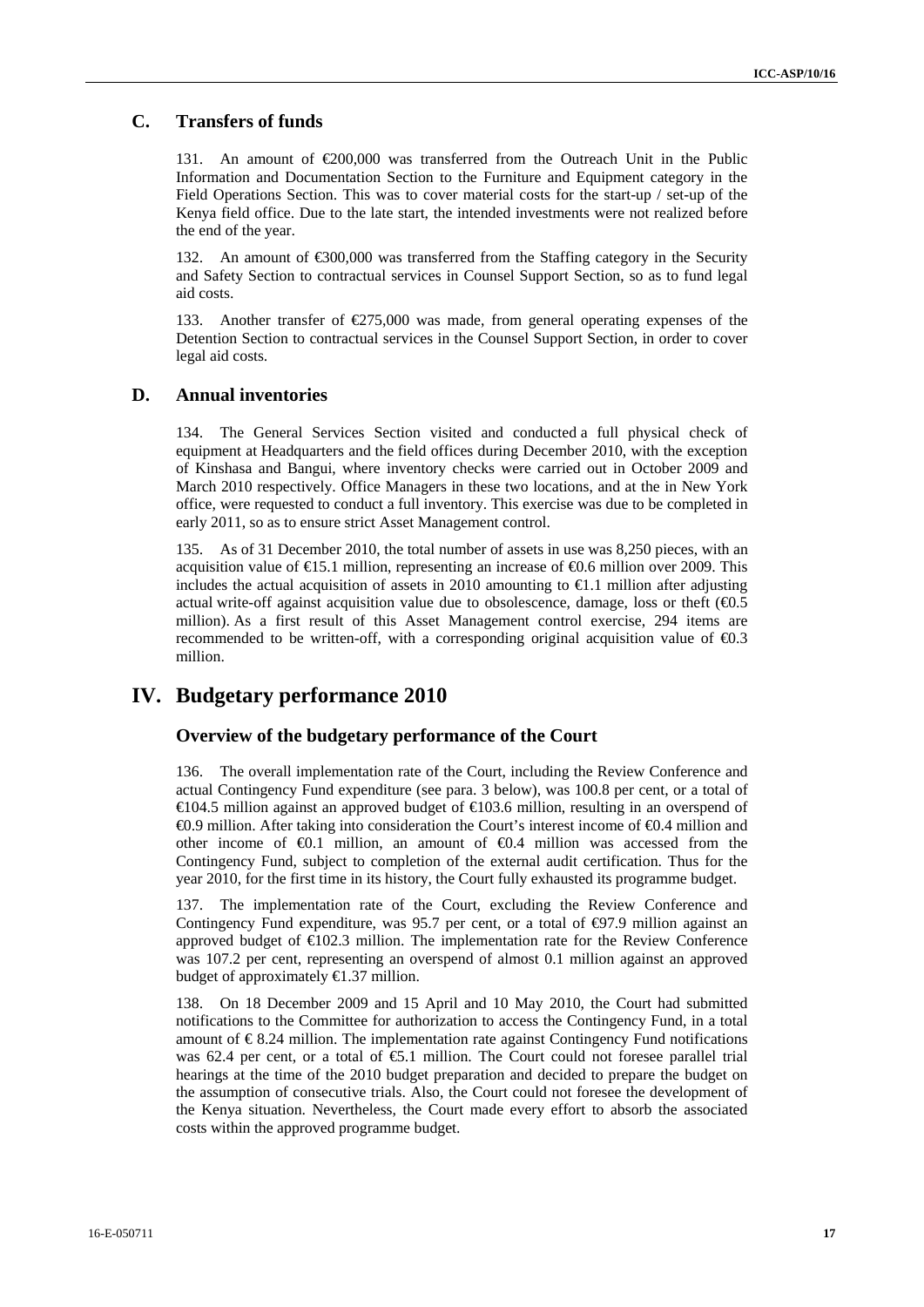## C. Transfers of funds

131. An amount of €200,000 was transferred from the Outreach Unit in the Public Information and Documentation Section to the Furniture and Equipment category in the Field Operations Section. This was to cover material costs for the start-up / set-up of the Kenya field office. Due to the late start, the intended investments were not realized before the end of the year.

132. An amount of €300,000 was transferred from the Staffing category in the Security and Safety Section to contractual services in Counsel Support Section, so as to fund legal aid costs.

133. Another transfer of €275,000 was made, from general operating expenses of the Detention Section to contractual services in the Counsel Support Section, in order to cover legal aid costs.

## D. Annual inventories

134. The General Services Section visited and conducted a full physical check of equipment at Headquarters and the field offices during December 2010, with the exception of Kinshasa and Bangui, where inventory checks were carried out in October 2009 and March 2010 respectively. Office Managers in these two locations, and at the in New York office, were requested to conduct a full inventory. This exercise was due to be completed in early 2011, so as to ensure strict Asset Management control.

135. As of 31 December 2010, the total number of assets in use was 8,250 pieces, with an acquisition value of €15.1 million, representing an increase of €0.6 million over 2009. This includes the actual acquisition of assets in 2010 amounting to €1.1 million after adjusting actual write-off against acquisition value due to obsolescence, damage, loss or theft (€0.5 million). As a first result of this Asset Management control exercise, 294 items are recommended to be written-off, with a corresponding original acquisition value of €0.3 million.

# IV. Budgetary performance 2010

### Overview of the budgetary performance of the Court

136. The overall implementation rate of the Court, including the Review Conference and actual Contingency Fund expenditure (see para. 3 below), was 100.8 per cent, or a total of €104.5 million against an approved budget of €103.6 million, resulting in an overspend of €0.9 million. After taking into consideration the Court's interest income of €0.4 million and other income of €0.1 million, an amount of €0.4 million was accessed from the Contingency Fund, subject to completion of the external audit certification. Thus for the year 2010, for the first time in its history, the Court fully exhausted its programme budget.

137. The implementation rate of the Court, excluding the Review Conference and Contingency Fund expenditure, was 95.7 per cent, or a total of €97.9 million against an approved budget of €102.3 million. The implementation rate for the Review Conference was 107.2 per cent, representing an overspend of almost 0.1 million against an approved budget of approximately €1.37 million.

138. On 18 December 2009 and 15 April and 10 May 2010, the Court had submitted notifications to the Committee for authorization to access the Contingency Fund, in a total amount of € 8.24 million. The implementation rate against Contingency Fund notifications was 62.4 per cent, or a total of €5.1 million. The Court could not foresee parallel trial hearings at the time of the 2010 budget preparation and decided to prepare the budget on the assumption of consecutive trials. Also, the Court could not foresee the development of the Kenya situation. Nevertheless, the Court made every effort to absorb the associated costs within the approved programme budget.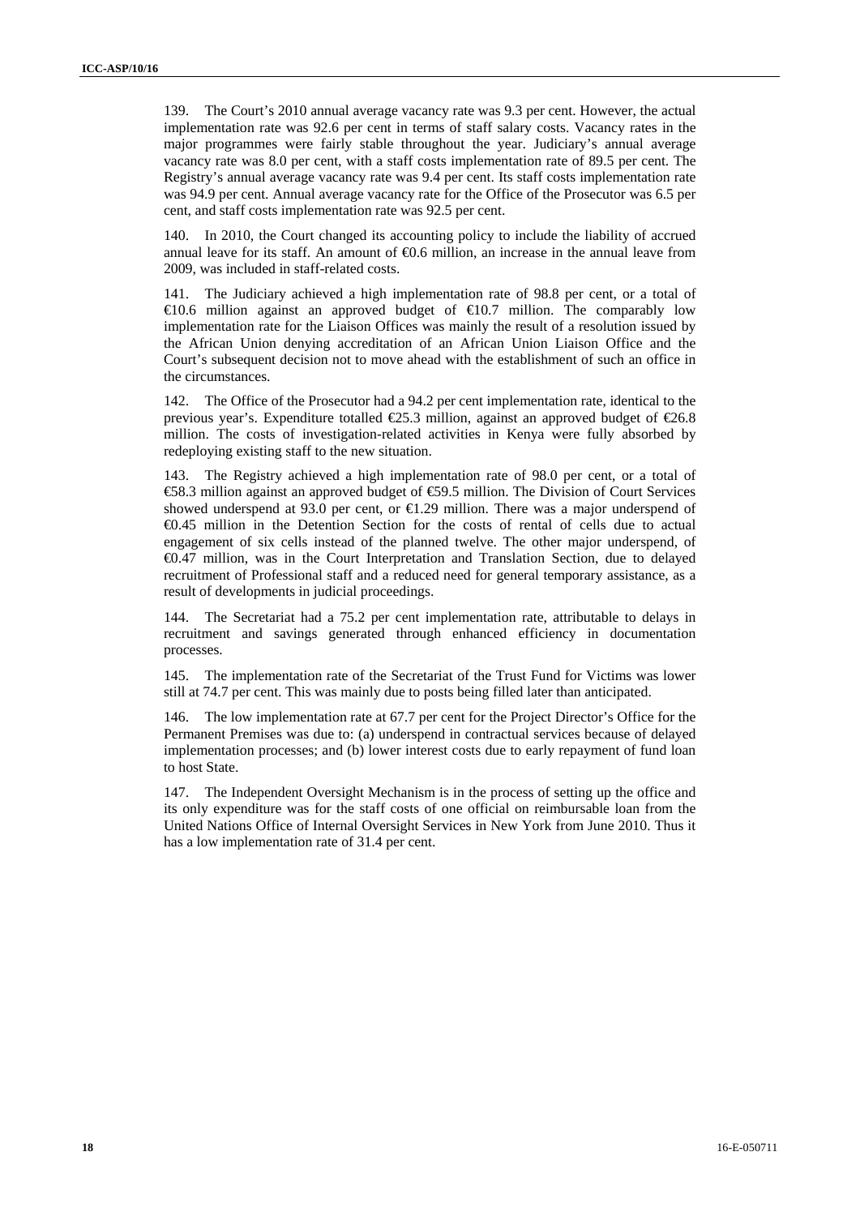139. The Court's 2010 annual average vacancy rate was 9.3 per cent. However, the actual implementation rate was 92.6 per cent in terms of staff salary costs. Vacancy rates in the major programmes were fairly stable throughout the year. Judiciary's annual average vacancy rate was 8.0 per cent, with a staff costs implementation rate of 89.5 per cent. The Registry's annual average vacancy rate was 9.4 per cent. Its staff costs implementation rate was 94.9 per cent. Annual average vacancy rate for the Office of the Prosecutor was 6.5 per cent, and staff costs implementation rate was 92.5 per cent.

140. In 2010, the Court changed its accounting policy to include the liability of accrued annual leave for its staff. An amount of €0.6 million, an increase in the annual leave from 2009, was included in staff-related costs.

141. The Judiciary achieved a high implementation rate of 98.8 per cent, or a total of €10.6 million against an approved budget of €10.7 million. The comparably low implementation rate for the Liaison Offices was mainly the result of a resolution issued by the African Union denying accreditation of an African Union Liaison Office and the Court's subsequent decision not to move ahead with the establishment of such an office in the circumstances.

142. The Office of the Prosecutor had a 94.2 per cent implementation rate, identical to the previous year's. Expenditure totalled €25.3 million, against an approved budget of €26.8 million. The costs of investigation-related activities in Kenya were fully absorbed by redeploying existing staff to the new situation.

143. The Registry achieved a high implementation rate of 98.0 per cent, or a total of €58.3 million against an approved budget of €59.5 million. The Division of Court Services showed underspend at 93.0 per cent, or €1.29 million. There was a major underspend of €0.45 million in the Detention Section for the costs of rental of cells due to actual engagement of six cells instead of the planned twelve. The other major underspend, of €0.47 million, was in the Court Interpretation and Translation Section, due to delayed recruitment of Professional staff and a reduced need for general temporary assistance, as a result of developments in judicial proceedings.

144. The Secretariat had a 75.2 per cent implementation rate, attributable to delays in recruitment and savings generated through enhanced efficiency in documentation processes.

145. The implementation rate of the Secretariat of the Trust Fund for Victims was lower still at 74.7 per cent. This was mainly due to posts being filled later than anticipated.

146. The low implementation rate at 67.7 per cent for the Project Director's Office for the Permanent Premises was due to: (a) underspend in contractual services because of delayed implementation processes; and (b) lower interest costs due to early repayment of fund loan to host State.

147. The Independent Oversight Mechanism is in the process of setting up the office and its only expenditure was for the staff costs of one official on reimbursable loan from the United Nations Office of Internal Oversight Services in New York from June 2010. Thus it has a low implementation rate of 31.4 per cent.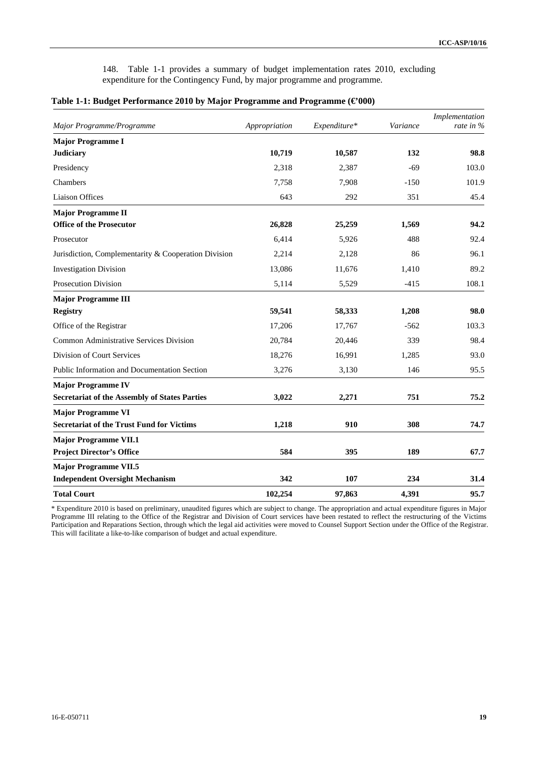148. Table 1-1 provides a summary of budget implementation rates 2010, excluding expenditure for the Contingency Fund, by major programme and programme.

**Table 1-1: Budget Performance 2010 by Major Programme and Programme (€'000)**

| *Major Programme/Programme* | *Appropriation* | *Expenditure\** | *Variance* | *Implementation rate in %* |
|---|---|---|---|---|
| **Major Programme I** | | | | |
| **Judiciary** | **10,719** | **10,587** | **132** | **98.8** |
| Presidency | 2,318 | 2,387 | -69 | 103.0 |
| Chambers | 7,758 | 7,908 | -150 | 101.9 |
| Liaison Offices | 643 | 292 | 351 | 45.4 |
| **Major Programme II** | | | | |
| **Office of the Prosecutor** | **26,828** | **25,259** | **1,569** | **94.2** |
| Prosecutor | 6,414 | 5,926 | 488 | 92.4 |
| Jurisdiction, Complementarity & Cooperation Division | 2,214 | 2,128 | 86 | 96.1 |
| Investigation Division | 13,086 | 11,676 | 1,410 | 89.2 |
| Prosecution Division | 5,114 | 5,529 | -415 | 108.1 |
| **Major Programme III** | | | | |
| **Registry** | **59,541** | **58,333** | **1,208** | **98.0** |
| Office of the Registrar | 17,206 | 17,767 | -562 | 103.3 |
| Common Administrative Services Division | 20,784 | 20,446 | 339 | 98.4 |
| Division of Court Services | 18,276 | 16,991 | 1,285 | 93.0 |
| Public Information and Documentation Section | 3,276 | 3,130 | 146 | 95.5 |
| **Major Programme IV** | | | | |
| **Secretariat of the Assembly of States Parties** | **3,022** | **2,271** | **751** | **75.2** |
| **Major Programme VI** | | | | |
| **Secretariat of the Trust Fund for Victims** | **1,218** | **910** | **308** | **74.7** |
| **Major Programme VII.1** | | | | |
| **Project Director's Office** | **584** | **395** | **189** | **67.7** |
| **Major Programme VII.5** | | | | |
| **Independent Oversight Mechanism** | **342** | **107** | **234** | **31.4** |
| **Total Court** | **102,254** | **97,863** | **4,391** | **95.7** |

\* Expenditure 2010 is based on preliminary, unaudited figures which are subject to change. The appropriation and actual expenditure figures in Major Programme III relating to the Office of the Registrar and Division of Court services have been restated to reflect the restructuring of the Victims Participation and Reparations Section, through which the legal aid activities were moved to Counsel Support Section under the Office of the Registrar. This will facilitate a like-to-like comparison of budget and actual expenditure.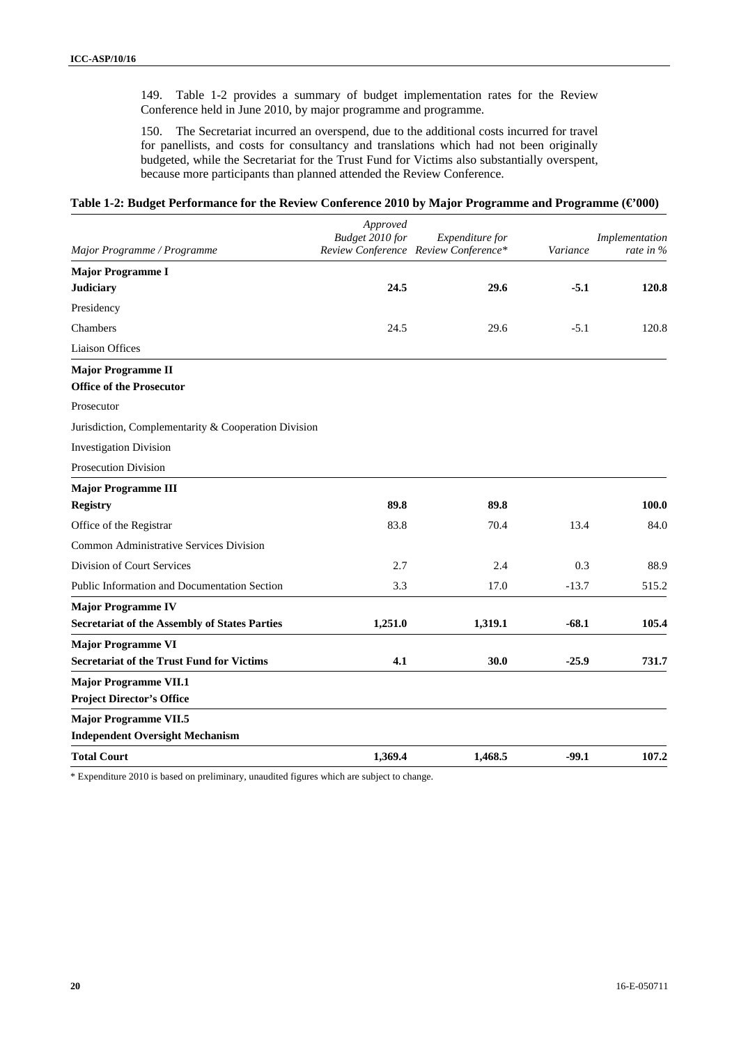149. Table 1-2 provides a summary of budget implementation rates for the Review Conference held in June 2010, by major programme and programme.

150. The Secretariat incurred an overspend, due to the additional costs incurred for travel for panellists, and costs for consultancy and translations which had not been originally budgeted, while the Secretariat for the Trust Fund for Victims also substantially overspent, because more participants than planned attended the Review Conference.

**Table 1-2: Budget Performance for the Review Conference 2010 by Major Programme and Programme (€'000)**

| *Major Programme / Programme* | *Approved Budget 2010 for Review Conference* | *Expenditure for Review Conference** | *Variance* | *Implementation rate in %* |
|---|---|---|---|---|
| **Major Programme I** | | | | |
| **Judiciary** | **24.5** | **29.6** | **-5.1** | **120.8** |
| Presidency | | | | |
| Chambers | 24.5 | 29.6 | -5.1 | 120.8 |
| Liaison Offices | | | | |
| **Major Programme II** | | | | |
| **Office of the Prosecutor** | | | | |
| Prosecutor | | | | |
| Jurisdiction, Complementarity & Cooperation Division | | | | |
| Investigation Division | | | | |
| Prosecution Division | | | | |
| **Major Programme III** | | | | |
| **Registry** | **89.8** | **89.8** | | **100.0** |
| Office of the Registrar | 83.8 | 70.4 | 13.4 | 84.0 |
| Common Administrative Services Division | | | | |
| Division of Court Services | 2.7 | 2.4 | 0.3 | 88.9 |
| Public Information and Documentation Section | 3.3 | 17.0 | -13.7 | 515.2 |
| **Major Programme IV** | | | | |
| **Secretariat of the Assembly of States Parties** | **1,251.0** | **1,319.1** | **-68.1** | **105.4** |
| **Major Programme VI** | | | | |
| **Secretariat of the Trust Fund for Victims** | **4.1** | **30.0** | **-25.9** | **731.7** |
| **Major Programme VII.1** | | | | |
| **Project Director's Office** | | | | |
| **Major Programme VII.5** | | | | |
| **Independent Oversight Mechanism** | | | | |
| **Total Court** | **1,369.4** | **1,468.5** | **-99.1** | **107.2** |

\* Expenditure 2010 is based on preliminary, unaudited figures which are subject to change.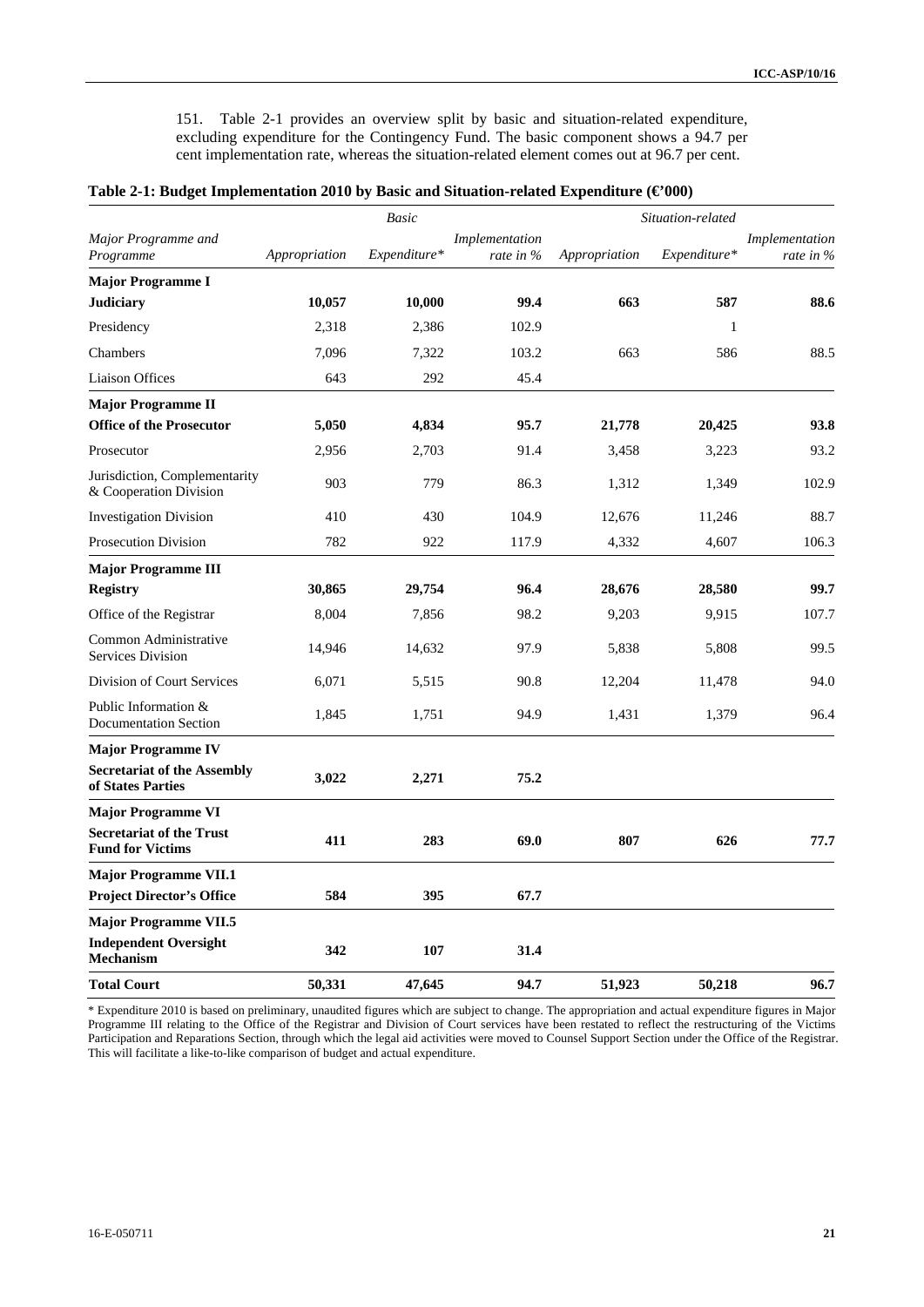151. Table 2-1 provides an overview split by basic and situation-related expenditure, excluding expenditure for the Contingency Fund. The basic component shows a 94.7 per cent implementation rate, whereas the situation-related element comes out at 96.7 per cent.

**Table 2-1: Budget Implementation 2010 by Basic and Situation-related Expenditure (€'000)**

| | *Basic* | | | *Situation-related* | | |
|---|---|---|---|---|---|---|
| *Major Programme and Programme* | *Appropriation* | *Expenditure\** | *Implementation rate in %* | *Appropriation* | *Expenditure\** | *Implementation rate in %* |
| **Major Programme I** | | | | | | |
| **Judiciary** | **10,057** | **10,000** | **99.4** | **663** | **587** | **88.6** |
| Presidency | 2,318 | 2,386 | 102.9 | | 1 | |
| Chambers | 7,096 | 7,322 | 103.2 | 663 | 586 | 88.5 |
| Liaison Offices | 643 | 292 | 45.4 | | | |
| **Major Programme II** | | | | | | |
| **Office of the Prosecutor** | **5,050** | **4,834** | **95.7** | **21,778** | **20,425** | **93.8** |
| Prosecutor | 2,956 | 2,703 | 91.4 | 3,458 | 3,223 | 93.2 |
| Jurisdiction, Complementarity & Cooperation Division | 903 | 779 | 86.3 | 1,312 | 1,349 | 102.9 |
| Investigation Division | 410 | 430 | 104.9 | 12,676 | 11,246 | 88.7 |
| Prosecution Division | 782 | 922 | 117.9 | 4,332 | 4,607 | 106.3 |
| **Major Programme III** | | | | | | |
| **Registry** | **30,865** | **29,754** | **96.4** | **28,676** | **28,580** | **99.7** |
| Office of the Registrar | 8,004 | 7,856 | 98.2 | 9,203 | 9,915 | 107.7 |
| Common Administrative Services Division | 14,946 | 14,632 | 97.9 | 5,838 | 5,808 | 99.5 |
| Division of Court Services | 6,071 | 5,515 | 90.8 | 12,204 | 11,478 | 94.0 |
| Public Information & Documentation Section | 1,845 | 1,751 | 94.9 | 1,431 | 1,379 | 96.4 |
| **Major Programme IV** | | | | | | |
| **Secretariat of the Assembly of States Parties** | **3,022** | **2,271** | **75.2** | | | |
| **Major Programme VI** | | | | | | |
| **Secretariat of the Trust Fund for Victims** | **411** | **283** | **69.0** | **807** | **626** | **77.7** |
| **Major Programme VII.1** | | | | | | |
| **Project Director's Office** | **584** | **395** | **67.7** | | | |
| **Major Programme VII.5** | | | | | | |
| **Independent Oversight Mechanism** | **342** | **107** | **31.4** | | | |
| **Total Court** | **50,331** | **47,645** | **94.7** | **51,923** | **50,218** | **96.7** |

\* Expenditure 2010 is based on preliminary, unaudited figures which are subject to change. The appropriation and actual expenditure figures in Major Programme III relating to the Office of the Registrar and Division of Court services have been restated to reflect the restructuring of the Victims Participation and Reparations Section, through which the legal aid activities were moved to Counsel Support Section under the Office of the Registrar. This will facilitate a like-to-like comparison of budget and actual expenditure.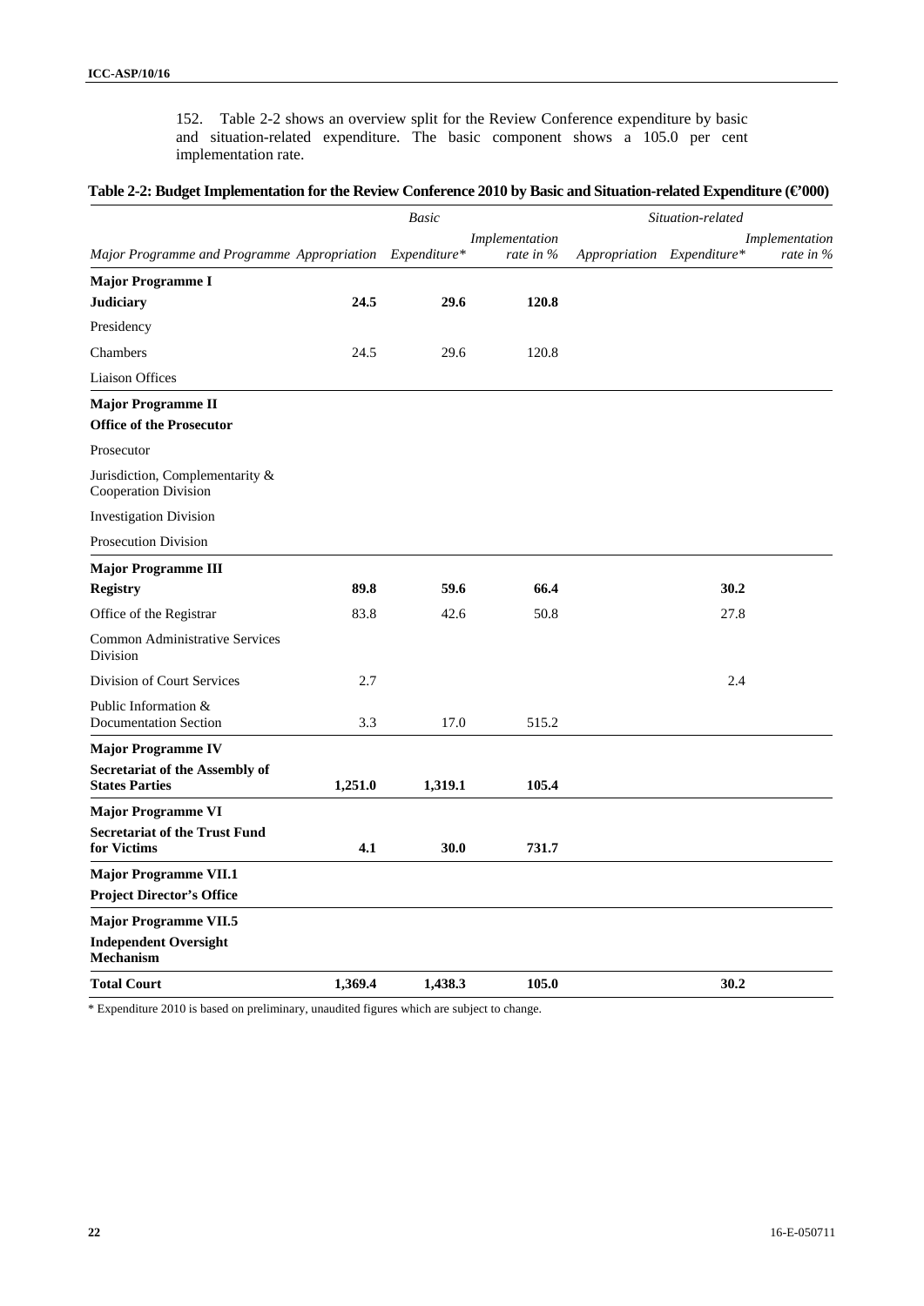152. Table 2-2 shows an overview split for the Review Conference expenditure by basic and situation-related expenditure. The basic component shows a 105.0 per cent implementation rate.

**Table 2-2: Budget Implementation for the Review Conference 2010 by Basic and Situation-related Expenditure (€'000)**

| | *Basic* | | | *Situation-related* | | |
|---|---|---|---|---|---|---|
| *Major Programme and Programme* | *Appropriation* | *Expenditure\** | *Implementation rate in %* | *Appropriation* | *Expenditure\** | *Implementation rate in %* |
| **Major Programme I** | | | | | | |
| **Judiciary** | **24.5** | **29.6** | **120.8** | | | |
| Presidency | | | | | | |
| Chambers | 24.5 | 29.6 | 120.8 | | | |
| Liaison Offices | | | | | | |
| **Major Programme II** | | | | | | |
| **Office of the Prosecutor** | | | | | | |
| Prosecutor | | | | | | |
| Jurisdiction, Complementarity & Cooperation Division | | | | | | |
| Investigation Division | | | | | | |
| Prosecution Division | | | | | | |
| **Major Programme III** | | | | | | |
| **Registry** | **89.8** | **59.6** | **66.4** | | **30.2** | |
| Office of the Registrar | 83.8 | 42.6 | 50.8 | | 27.8 | |
| Common Administrative Services Division | | | | | | |
| Division of Court Services | 2.7 | | | | 2.4 | |
| Public Information & Documentation Section | 3.3 | 17.0 | 515.2 | | | |
| **Major Programme IV** | | | | | | |
| **Secretariat of the Assembly of States Parties** | **1,251.0** | **1,319.1** | **105.4** | | | |
| **Major Programme VI** | | | | | | |
| **Secretariat of the Trust Fund for Victims** | **4.1** | **30.0** | **731.7** | | | |
| **Major Programme VII.1** | | | | | | |
| **Project Director's Office** | | | | | | |
| **Major Programme VII.5** | | | | | | |
| **Independent Oversight Mechanism** | | | | | | |
| **Total Court** | **1,369.4** | **1,438.3** | **105.0** | | **30.2** | |

\* Expenditure 2010 is based on preliminary, unaudited figures which are subject to change.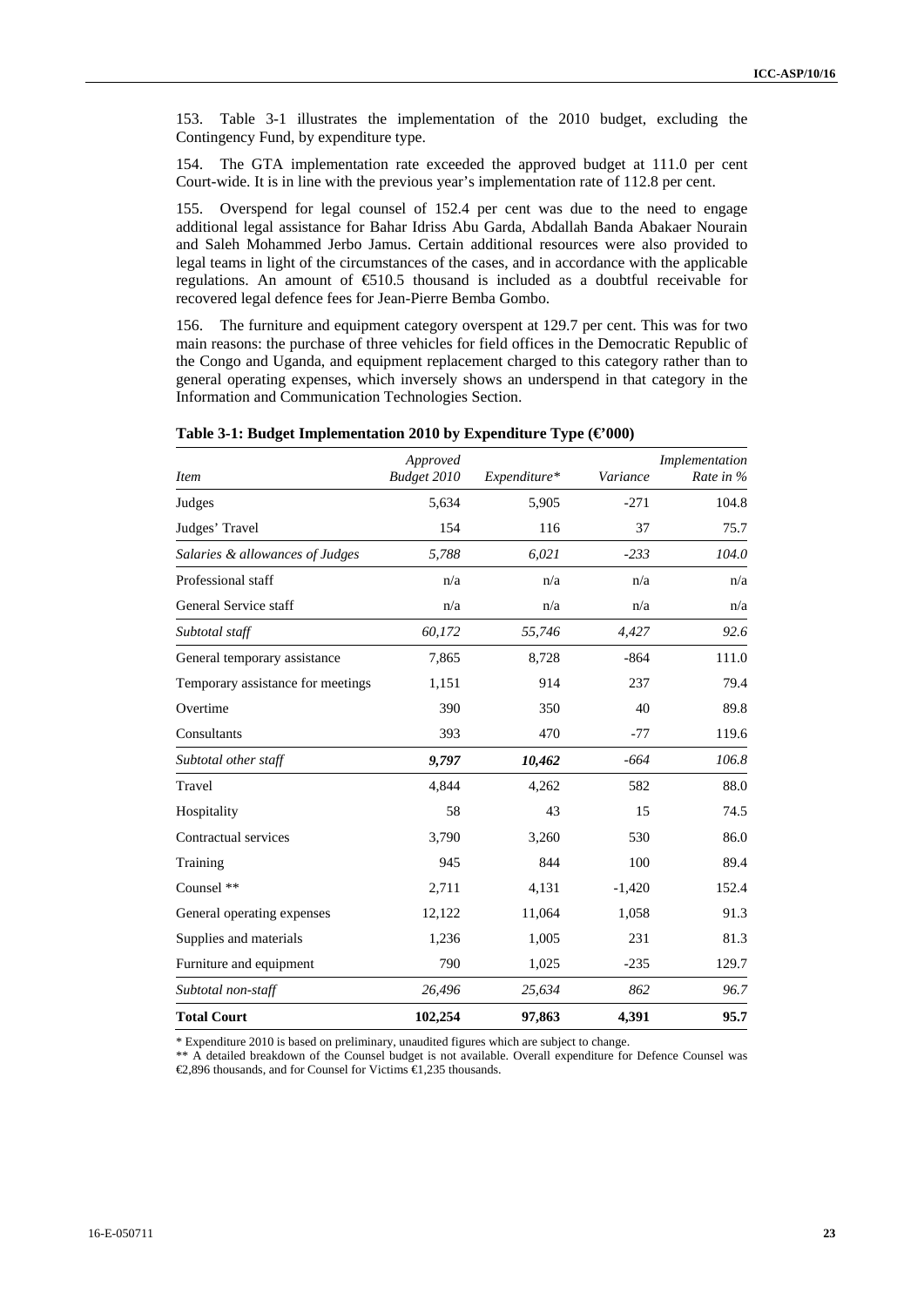153. Table 3-1 illustrates the implementation of the 2010 budget, excluding the Contingency Fund, by expenditure type.

154. The GTA implementation rate exceeded the approved budget at 111.0 per cent Court-wide. It is in line with the previous year's implementation rate of 112.8 per cent.

155. Overspend for legal counsel of 152.4 per cent was due to the need to engage additional legal assistance for Bahar Idriss Abu Garda, Abdallah Banda Abakaer Nourain and Saleh Mohammed Jerbo Jamus. Certain additional resources were also provided to legal teams in light of the circumstances of the cases, and in accordance with the applicable regulations. An amount of €510.5 thousand is included as a doubtful receivable for recovered legal defence fees for Jean-Pierre Bemba Gombo.

156. The furniture and equipment category overspent at 129.7 per cent. This was for two main reasons: the purchase of three vehicles for field offices in the Democratic Republic of the Congo and Uganda, and equipment replacement charged to this category rather than to general operating expenses, which inversely shows an underspend in that category in the Information and Communication Technologies Section.

**Table 3-1: Budget Implementation 2010 by Expenditure Type (€'000)**

| *Item* | *Approved Budget 2010* | *Expenditure\** | *Variance* | *Implementation Rate in %* |
|---|---|---|---|---|
| Judges | 5,634 | 5,905 | -271 | 104.8 |
| Judges' Travel | 154 | 116 | 37 | 75.7 |
| *Salaries & allowances of Judges* | *5,788* | *6,021* | *-233* | *104.0* |
| Professional staff | n/a | n/a | n/a | n/a |
| General Service staff | n/a | n/a | n/a | n/a |
| *Subtotal staff* | *60,172* | *55,746* | *4,427* | *92.6* |
| General temporary assistance | 7,865 | 8,728 | -864 | 111.0 |
| Temporary assistance for meetings | 1,151 | 914 | 237 | 79.4 |
| Overtime | 390 | 350 | 40 | 89.8 |
| Consultants | 393 | 470 | -77 | 119.6 |
| *Subtotal other staff* | ***9,797*** | ***10,462*** | *-664* | *106.8* |
| Travel | 4,844 | 4,262 | 582 | 88.0 |
| Hospitality | 58 | 43 | 15 | 74.5 |
| Contractual services | 3,790 | 3,260 | 530 | 86.0 |
| Training | 945 | 844 | 100 | 89.4 |
| Counsel ** | 2,711 | 4,131 | -1,420 | 152.4 |
| General operating expenses | 12,122 | 11,064 | 1,058 | 91.3 |
| Supplies and materials | 1,236 | 1,005 | 231 | 81.3 |
| Furniture and equipment | 790 | 1,025 | -235 | 129.7 |
| *Subtotal non-staff* | *26,496* | *25,634* | *862* | *96.7* |
| **Total Court** | **102,254** | **97,863** | **4,391** | **95.7** |

\* Expenditure 2010 is based on preliminary, unaudited figures which are subject to change.

** A detailed breakdown of the Counsel budget is not available. Overall expenditure for Defence Counsel was €2,896 thousands, and for Counsel for Victims €1,235 thousands.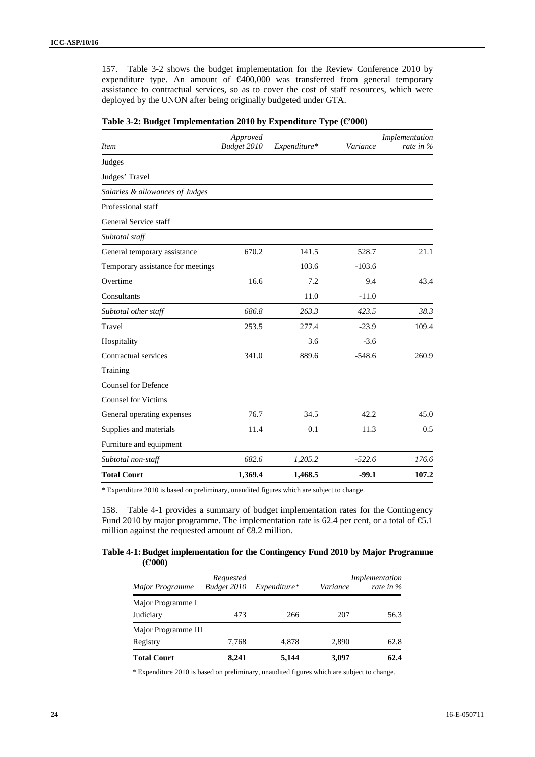157. Table 3-2 shows the budget implementation for the Review Conference 2010 by expenditure type. An amount of €400,000 was transferred from general temporary assistance to contractual services, so as to cover the cost of staff resources, which were deployed by the UNON after being originally budgeted under GTA.

**Table 3-2: Budget Implementation 2010 by Expenditure Type (€'000)**

| *Item* | *Approved Budget 2010* | *Expenditure\** | *Variance* | *Implementation rate in %* |
|---|---|---|---|---|
| Judges | | | | |
| Judges' Travel | | | | |
| *Salaries & allowances of Judges* | | | | |
| Professional staff | | | | |
| General Service staff | | | | |
| *Subtotal staff* | | | | |
| General temporary assistance | 670.2 | 141.5 | 528.7 | 21.1 |
| Temporary assistance for meetings | | 103.6 | -103.6 | |
| Overtime | 16.6 | 7.2 | 9.4 | 43.4 |
| Consultants | | 11.0 | -11.0 | |
| *Subtotal other staff* | *686.8* | *263.3* | *423.5* | *38.3* |
| Travel | 253.5 | 277.4 | -23.9 | 109.4 |
| Hospitality | | 3.6 | -3.6 | |
| Contractual services | 341.0 | 889.6 | -548.6 | 260.9 |
| Training | | | | |
| Counsel for Defence | | | | |
| Counsel for Victims | | | | |
| General operating expenses | 76.7 | 34.5 | 42.2 | 45.0 |
| Supplies and materials | 11.4 | 0.1 | 11.3 | 0.5 |
| Furniture and equipment | | | | |
| *Subtotal non-staff* | *682.6* | *1,205.2* | *-522.6* | *176.6* |
| **Total Court** | **1,369.4** | **1,468.5** | **-99.1** | **107.2** |

\* Expenditure 2010 is based on preliminary, unaudited figures which are subject to change.

158. Table 4-1 provides a summary of budget implementation rates for the Contingency Fund 2010 by major programme. The implementation rate is 62.4 per cent, or a total of €5.1 million against the requested amount of €8.2 million.

**Table 4-1: Budget implementation for the Contingency Fund 2010 by Major Programme (€'000)**

| *Major Programme* | *Requested Budget 2010* | *Expenditure\** | *Variance* | *Implementation rate in %* |
|---|---|---|---|---|
| Major Programme I | | | | |
| Judiciary | 473 | 266 | 207 | 56.3 |
| Major Programme III | | | | |
| Registry | 7,768 | 4,878 | 2,890 | 62.8 |
| **Total Court** | **8,241** | **5,144** | **3,097** | **62.4** |

\* Expenditure 2010 is based on preliminary, unaudited figures which are subject to change.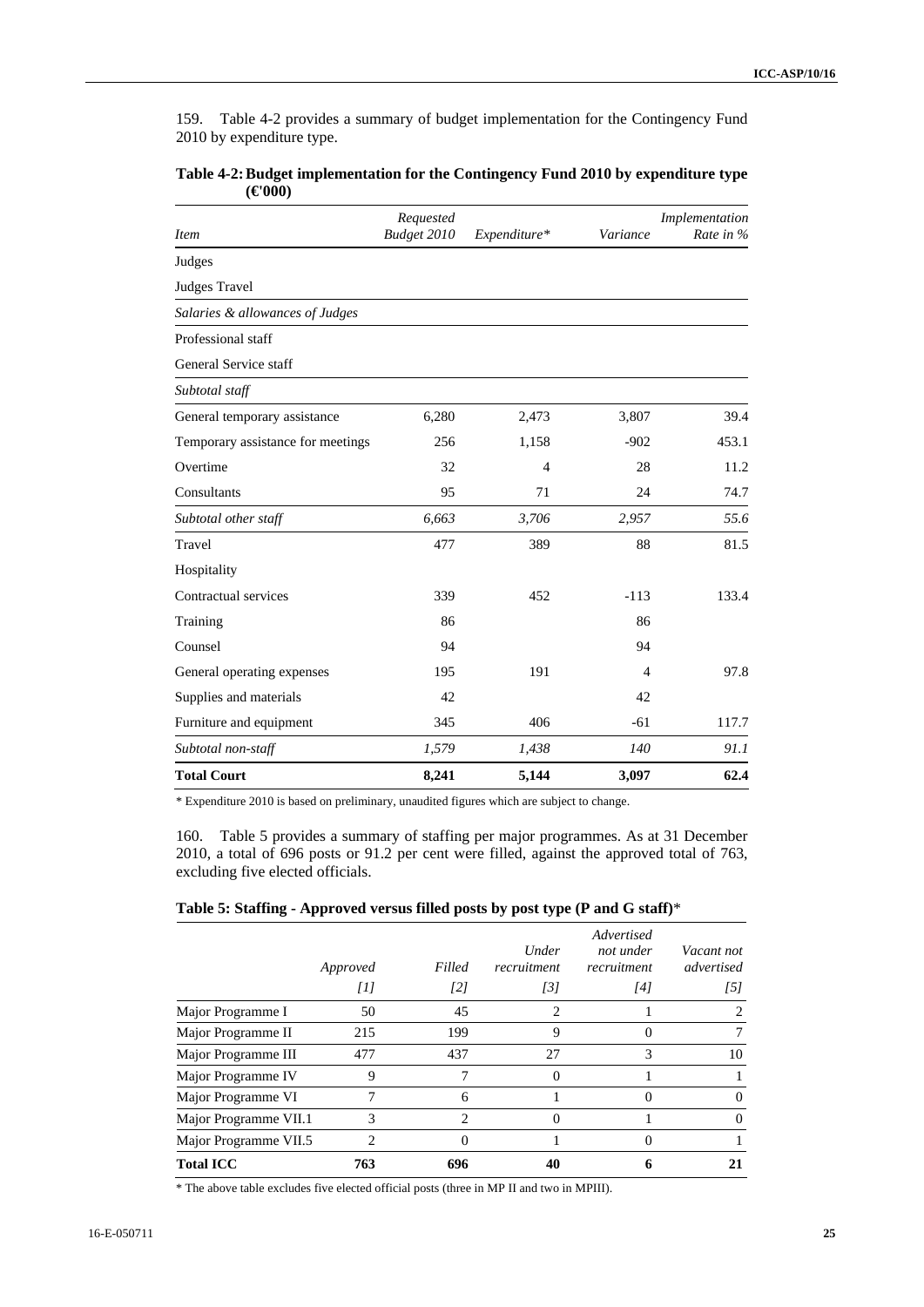159. Table 4-2 provides a summary of budget implementation for the Contingency Fund 2010 by expenditure type.

**Table 4-2: Budget implementation for the Contingency Fund 2010 by expenditure type (€'000)**

| *Item* | *Requested Budget 2010* | *Expenditure\** | *Variance* | *Implementation Rate in %* |
|---|---|---|---|---|
| Judges | | | | |
| Judges Travel | | | | |
| *Salaries & allowances of Judges* | | | | |
| Professional staff | | | | |
| General Service staff | | | | |
| *Subtotal staff* | | | | |
| General temporary assistance | 6,280 | 2,473 | 3,807 | 39.4 |
| Temporary assistance for meetings | 256 | 1,158 | -902 | 453.1 |
| Overtime | 32 | 4 | 28 | 11.2 |
| Consultants | 95 | 71 | 24 | 74.7 |
| *Subtotal other staff* | *6,663* | *3,706* | *2,957* | *55.6* |
| Travel | 477 | 389 | 88 | 81.5 |
| Hospitality | | | | |
| Contractual services | 339 | 452 | -113 | 133.4 |
| Training | 86 | | 86 | |
| Counsel | 94 | | 94 | |
| General operating expenses | 195 | 191 | 4 | 97.8 |
| Supplies and materials | 42 | | 42 | |
| Furniture and equipment | 345 | 406 | -61 | 117.7 |
| *Subtotal non-staff* | *1,579* | *1,438* | *140* | *91.1* |
| **Total Court** | **8,241** | **5,144** | **3,097** | **62.4** |

\* Expenditure 2010 is based on preliminary, unaudited figures which are subject to change.

160. Table 5 provides a summary of staffing per major programmes. As at 31 December 2010, a total of 696 posts or 91.2 per cent were filled, against the approved total of 763, excluding five elected officials.

**Table 5: Staffing - Approved versus filled posts by post type (P and G staff)\***

| | *Approved* | *Filled* | *Under recruitment* | *Advertised not under recruitment* | *Vacant not advertised* |
|---|---|---|---|---|---|
| | *[1]* | *[2]* | *[3]* | *[4]* | *[5]* |
| Major Programme I | 50 | 45 | 2 | 1 | 2 |
| Major Programme II | 215 | 199 | 9 | 0 | 7 |
| Major Programme III | 477 | 437 | 27 | 3 | 10 |
| Major Programme IV | 9 | 7 | 0 | 1 | 1 |
| Major Programme VI | 7 | 6 | 1 | 0 | 0 |
| Major Programme VII.1 | 3 | 2 | 0 | 1 | 0 |
| Major Programme VII.5 | 2 | 0 | 1 | 0 | 1 |
| **Total ICC** | **763** | **696** | **40** | **6** | **21** |

\* The above table excludes five elected official posts (three in MP II and two in MPIII).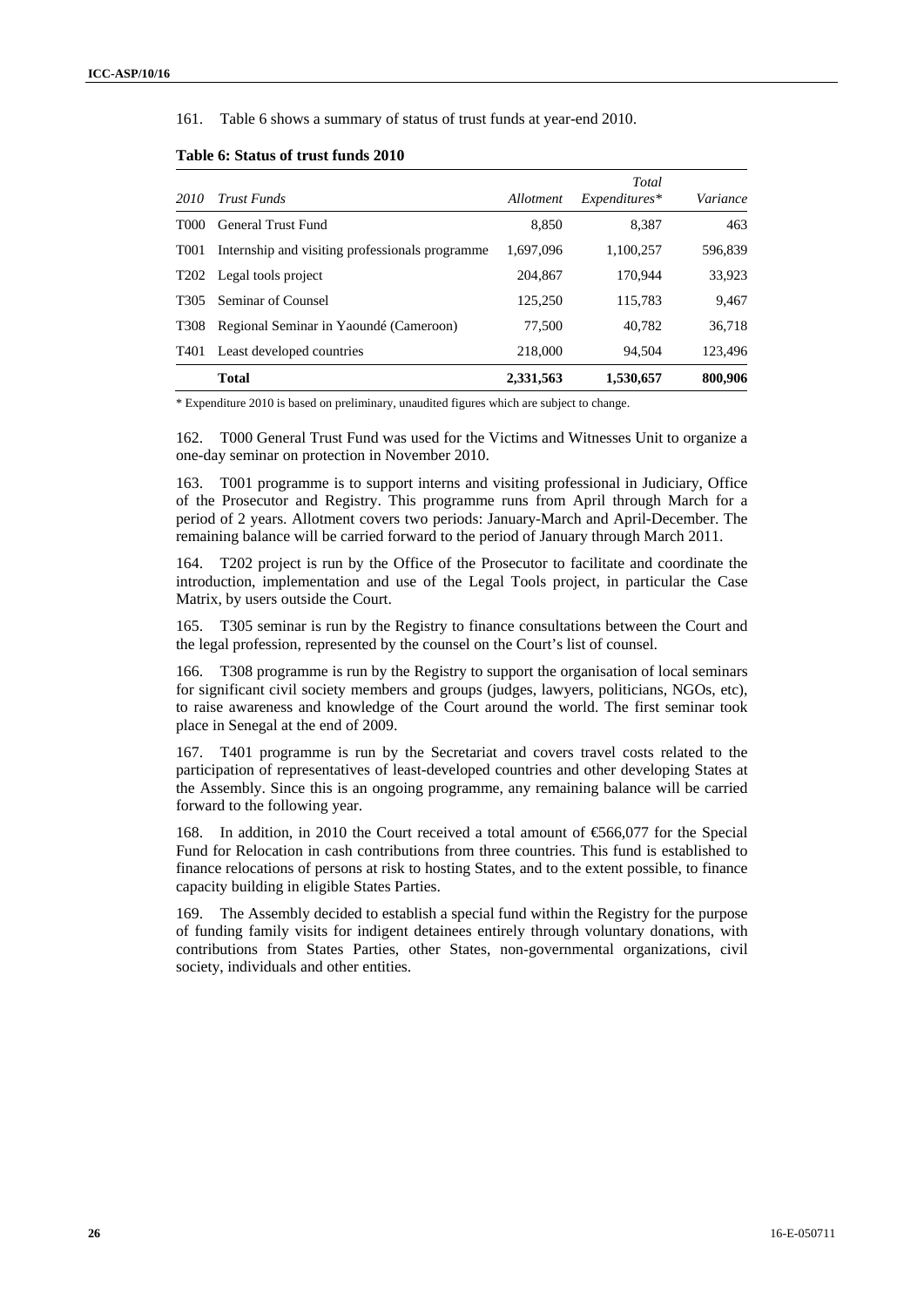161. Table 6 shows a summary of status of trust funds at year-end 2010.

**Table 6: Status of trust funds 2010**

| *2010* | *Trust Funds* | *Allotment* | *Total Expenditures** | *Variance* |
|---|---|---|---|---|
| T000 | General Trust Fund | 8,850 | 8,387 | 463 |
| T001 | Internship and visiting professionals programme | 1,697,096 | 1,100,257 | 596,839 |
| T202 | Legal tools project | 204,867 | 170,944 | 33,923 |
| T305 | Seminar of Counsel | 125,250 | 115,783 | 9,467 |
| T308 | Regional Seminar in Yaoundé (Cameroon) | 77,500 | 40,782 | 36,718 |
| T401 | Least developed countries | 218,000 | 94,504 | 123,496 |
| | **Total** | **2,331,563** | **1,530,657** | **800,906** |

\* Expenditure 2010 is based on preliminary, unaudited figures which are subject to change.

162. T000 General Trust Fund was used for the Victims and Witnesses Unit to organize a one-day seminar on protection in November 2010.

163. T001 programme is to support interns and visiting professional in Judiciary, Office of the Prosecutor and Registry. This programme runs from April through March for a period of 2 years. Allotment covers two periods: January-March and April-December. The remaining balance will be carried forward to the period of January through March 2011.

164. T202 project is run by the Office of the Prosecutor to facilitate and coordinate the introduction, implementation and use of the Legal Tools project, in particular the Case Matrix, by users outside the Court.

165. T305 seminar is run by the Registry to finance consultations between the Court and the legal profession, represented by the counsel on the Court's list of counsel.

166. T308 programme is run by the Registry to support the organisation of local seminars for significant civil society members and groups (judges, lawyers, politicians, NGOs, etc), to raise awareness and knowledge of the Court around the world. The first seminar took place in Senegal at the end of 2009.

167. T401 programme is run by the Secretariat and covers travel costs related to the participation of representatives of least-developed countries and other developing States at the Assembly. Since this is an ongoing programme, any remaining balance will be carried forward to the following year.

168. In addition, in 2010 the Court received a total amount of €566,077 for the Special Fund for Relocation in cash contributions from three countries. This fund is established to finance relocations of persons at risk to hosting States, and to the extent possible, to finance capacity building in eligible States Parties.

169. The Assembly decided to establish a special fund within the Registry for the purpose of funding family visits for indigent detainees entirely through voluntary donations, with contributions from States Parties, other States, non-governmental organizations, civil society, individuals and other entities.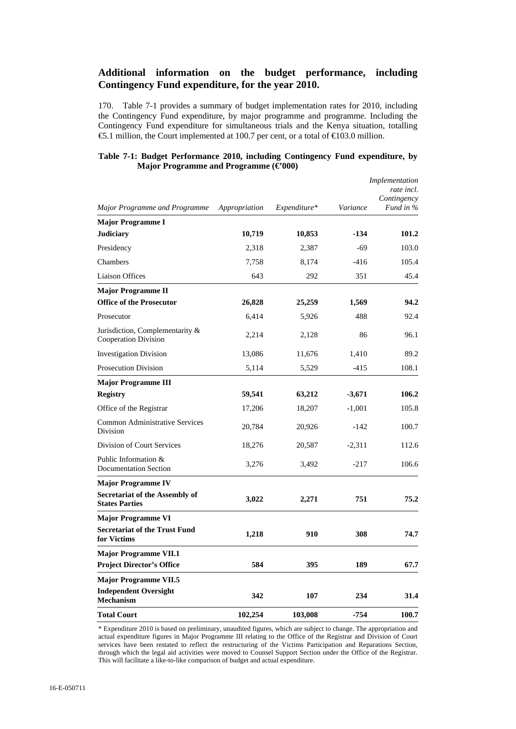## Additional information on the budget performance, including Contingency Fund expenditure, for the year 2010.

170. Table 7-1 provides a summary of budget implementation rates for 2010, including the Contingency Fund expenditure, by major programme and programme. Including the Contingency Fund expenditure for simultaneous trials and the Kenya situation, totalling €5.1 million, the Court implemented at 100.7 per cent, or a total of €103.0 million.

**Table 7-1: Budget Performance 2010, including Contingency Fund expenditure, by Major Programme and Programme (€'000)**

| *Major Programme and Programme* | *Appropriation* | *Expenditure\** | *Variance* | *Implementation rate incl. Contingency Fund in %* |
|---|---|---|---|---|
| **Major Programme I** | | | | |
| **Judiciary** | **10,719** | **10,853** | **-134** | **101.2** |
| Presidency | 2,318 | 2,387 | -69 | 103.0 |
| Chambers | 7,758 | 8,174 | -416 | 105.4 |
| Liaison Offices | 643 | 292 | 351 | 45.4 |
| **Major Programme II** | | | | |
| **Office of the Prosecutor** | **26,828** | **25,259** | **1,569** | **94.2** |
| Prosecutor | 6,414 | 5,926 | 488 | 92.4 |
| Jurisdiction, Complementarity & Cooperation Division | 2,214 | 2,128 | 86 | 96.1 |
| Investigation Division | 13,086 | 11,676 | 1,410 | 89.2 |
| Prosecution Division | 5,114 | 5,529 | -415 | 108.1 |
| **Major Programme III** | | | | |
| **Registry** | **59,541** | **63,212** | **-3,671** | **106.2** |
| Office of the Registrar | 17,206 | 18,207 | -1,001 | 105.8 |
| Common Administrative Services Division | 20,784 | 20,926 | -142 | 100.7 |
| Division of Court Services | 18,276 | 20,587 | -2,311 | 112.6 |
| Public Information & Documentation Section | 3,276 | 3,492 | -217 | 106.6 |
| **Major Programme IV** | | | | |
| **Secretariat of the Assembly of States Parties** | **3,022** | **2,271** | **751** | **75.2** |
| **Major Programme VI** | | | | |
| **Secretariat of the Trust Fund for Victims** | **1,218** | **910** | **308** | **74.7** |
| **Major Programme VII.1** | | | | |
| **Project Director's Office** | **584** | **395** | **189** | **67.7** |
| **Major Programme VII.5** | | | | |
| **Independent Oversight Mechanism** | **342** | **107** | **234** | **31.4** |
| **Total Court** | **102,254** | **103,008** | **-754** | **100.7** |

\* Expenditure 2010 is based on preliminary, unaudited figures, which are subject to change. The appropriation and actual expenditure figures in Major Programme III relating to the Office of the Registrar and Division of Court services have been restated to reflect the restructuring of the Victims Participation and Reparations Section, through which the legal aid activities were moved to Counsel Support Section under the Office of the Registrar. This will facilitate a like-to-like comparison of budget and actual expenditure.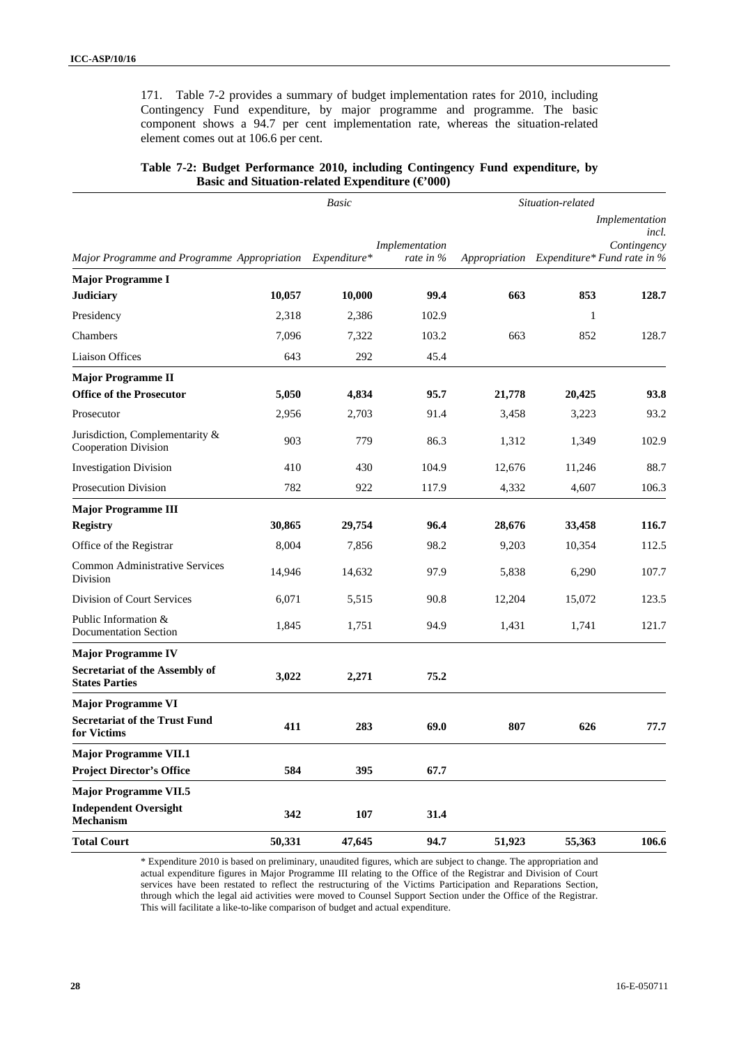171. Table 7-2 provides a summary of budget implementation rates for 2010, including Contingency Fund expenditure, by major programme and programme. The basic component shows a 94.7 per cent implementation rate, whereas the situation-related element comes out at 106.6 per cent.

**Table 7-2: Budget Performance 2010, including Contingency Fund expenditure, by Basic and Situation-related Expenditure (€'000)**

| | *Basic* | | | *Situation-related* | | |
|---|---|---|---|---|---|---|
| *Major Programme and Programme* | *Appropriation* | *Expenditure\** | *Implementation rate in %* | *Appropriation* | *Expenditure\** | *Implementation incl. Contingency Fund rate in %* |
| **Major Programme I** | | | | | | |
| **Judiciary** | **10,057** | **10,000** | **99.4** | **663** | **853** | **128.7** |
| Presidency | 2,318 | 2,386 | 102.9 | | 1 | |
| Chambers | 7,096 | 7,322 | 103.2 | 663 | 852 | 128.7 |
| Liaison Offices | 643 | 292 | 45.4 | | | |
| **Major Programme II** | | | | | | |
| **Office of the Prosecutor** | **5,050** | **4,834** | **95.7** | **21,778** | **20,425** | **93.8** |
| Prosecutor | 2,956 | 2,703 | 91.4 | 3,458 | 3,223 | 93.2 |
| Jurisdiction, Complementarity & Cooperation Division | 903 | 779 | 86.3 | 1,312 | 1,349 | 102.9 |
| Investigation Division | 410 | 430 | 104.9 | 12,676 | 11,246 | 88.7 |
| Prosecution Division | 782 | 922 | 117.9 | 4,332 | 4,607 | 106.3 |
| **Major Programme III** | | | | | | |
| **Registry** | **30,865** | **29,754** | **96.4** | **28,676** | **33,458** | **116.7** |
| Office of the Registrar | 8,004 | 7,856 | 98.2 | 9,203 | 10,354 | 112.5 |
| Common Administrative Services Division | 14,946 | 14,632 | 97.9 | 5,838 | 6,290 | 107.7 |
| Division of Court Services | 6,071 | 5,515 | 90.8 | 12,204 | 15,072 | 123.5 |
| Public Information & Documentation Section | 1,845 | 1,751 | 94.9 | 1,431 | 1,741 | 121.7 |
| **Major Programme IV** | | | | | | |
| **Secretariat of the Assembly of States Parties** | **3,022** | **2,271** | **75.2** | | | |
| **Major Programme VI** | | | | | | |
| **Secretariat of the Trust Fund for Victims** | **411** | **283** | **69.0** | **807** | **626** | **77.7** |
| **Major Programme VII.1** | | | | | | |
| **Project Director's Office** | **584** | **395** | **67.7** | | | |
| **Major Programme VII.5** | | | | | | |
| **Independent Oversight Mechanism** | **342** | **107** | **31.4** | | | |
| **Total Court** | **50,331** | **47,645** | **94.7** | **51,923** | **55,363** | **106.6** |

\* Expenditure 2010 is based on preliminary, unaudited figures, which are subject to change. The appropriation and actual expenditure figures in Major Programme III relating to the Office of the Registrar and Division of Court services have been restated to reflect the restructuring of the Victims Participation and Reparations Section, through which the legal aid activities were moved to Counsel Support Section under the Office of the Registrar. This will facilitate a like-to-like comparison of budget and actual expenditure.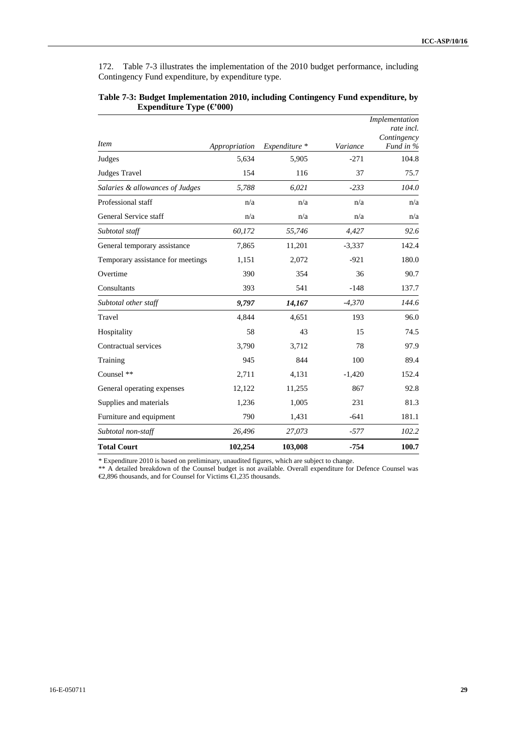172. Table 7-3 illustrates the implementation of the 2010 budget performance, including Contingency Fund expenditure, by expenditure type.

**Table 7-3: Budget Implementation 2010, including Contingency Fund expenditure, by Expenditure Type (€'000)**

| *Item* | *Appropriation* | *Expenditure \** | *Variance* | *Implementation rate incl. Contingency Fund in %* |
|---|---|---|---|---|
| Judges | 5,634 | 5,905 | -271 | 104.8 |
| Judges Travel | 154 | 116 | 37 | 75.7 |
| *Salaries & allowances of Judges* | *5,788* | *6,021* | *-233* | *104.0* |
| Professional staff | n/a | n/a | n/a | n/a |
| General Service staff | n/a | n/a | n/a | n/a |
| *Subtotal staff* | *60,172* | *55,746* | *4,427* | *92.6* |
| General temporary assistance | 7,865 | 11,201 | -3,337 | 142.4 |
| Temporary assistance for meetings | 1,151 | 2,072 | -921 | 180.0 |
| Overtime | 390 | 354 | 36 | 90.7 |
| Consultants | 393 | 541 | -148 | 137.7 |
| *Subtotal other staff* | ***9,797*** | ***14,167*** | *-4,370* | *144.6* |
| Travel | 4,844 | 4,651 | 193 | 96.0 |
| Hospitality | 58 | 43 | 15 | 74.5 |
| Contractual services | 3,790 | 3,712 | 78 | 97.9 |
| Training | 945 | 844 | 100 | 89.4 |
| Counsel ** | 2,711 | 4,131 | -1,420 | 152.4 |
| General operating expenses | 12,122 | 11,255 | 867 | 92.8 |
| Supplies and materials | 1,236 | 1,005 | 231 | 81.3 |
| Furniture and equipment | 790 | 1,431 | -641 | 181.1 |
| *Subtotal non-staff* | *26,496* | *27,073* | *-577* | *102.2* |
| **Total Court** | **102,254** | **103,008** | **-754** | **100.7** |

\* Expenditure 2010 is based on preliminary, unaudited figures, which are subject to change.

** A detailed breakdown of the Counsel budget is not available. Overall expenditure for Defence Counsel was €2,896 thousands, and for Counsel for Victims €1,235 thousands.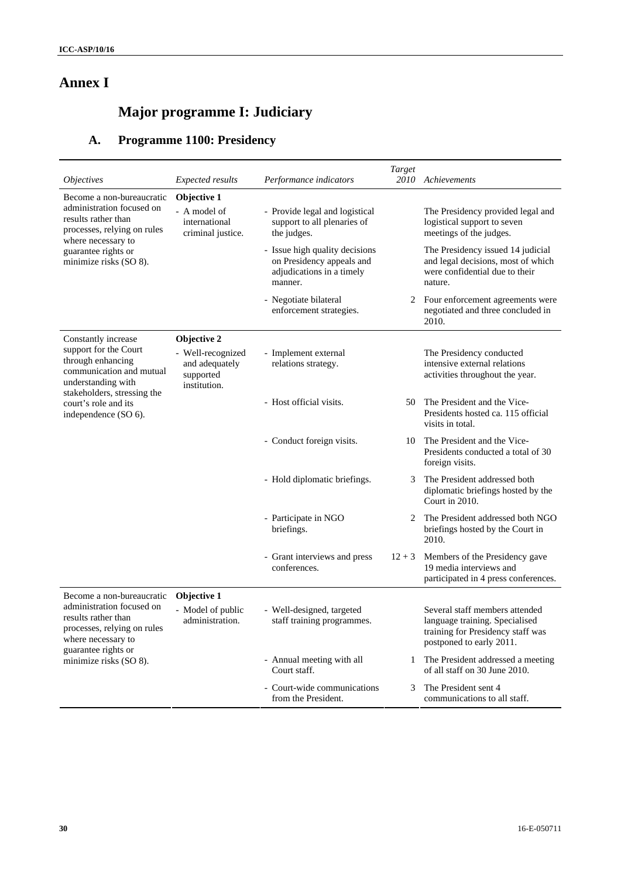# Annex I

## Major programme I: Judiciary

### A. Programme 1100: Presidency

| *Objectives* | *Expected results* | *Performance indicators* | *Target 2010* | *Achievements* |
|---|---|---|---|---|
| Become a non-bureaucratic administration focused on results rather than processes, relying on rules where necessary to guarantee rights or minimize risks (SO 8). | **Objective 1** - A model of international criminal justice. | - Provide legal and logistical support to all plenaries of the judges. | | The Presidency provided legal and logistical support to seven meetings of the judges. |
| | | - Issue high quality decisions on Presidency appeals and adjudications in a timely manner. | | The Presidency issued 14 judicial and legal decisions, most of which were confidential due to their nature. |
| | | - Negotiate bilateral enforcement strategies. | 2 | Four enforcement agreements were negotiated and three concluded in 2010. |
| Constantly increase support for the Court through enhancing communication and mutual understanding with stakeholders, stressing the court's role and its independence (SO 6). | **Objective 2** - Well-recognized and adequately supported institution. | - Implement external relations strategy. | | The Presidency conducted intensive external relations activities throughout the year. |
| | | - Host official visits. | 50 | The President and the Vice-Presidents hosted ca. 115 official visits in total. |
| | | - Conduct foreign visits. | 10 | The President and the Vice-Presidents conducted a total of 30 foreign visits. |
| | | - Hold diplomatic briefings. | 3 | The President addressed both diplomatic briefings hosted by the Court in 2010. |
| | | - Participate in NGO briefings. | 2 | The President addressed both NGO briefings hosted by the Court in 2010. |
| | | - Grant interviews and press conferences. | 12 + 3 | Members of the Presidency gave 19 media interviews and participated in 4 press conferences. |
| Become a non-bureaucratic administration focused on results rather than processes, relying on rules where necessary to guarantee rights or minimize risks (SO 8). | **Objective 1** - Model of public administration. | - Well-designed, targeted staff training programmes. | | Several staff members attended language training. Specialised training for Presidency staff was postponed to early 2011. |
| | | - Annual meeting with all Court staff. | 1 | The President addressed a meeting of all staff on 30 June 2010. |
| | | - Court-wide communications from the President. | 3 | The President sent 4 communications to all staff. |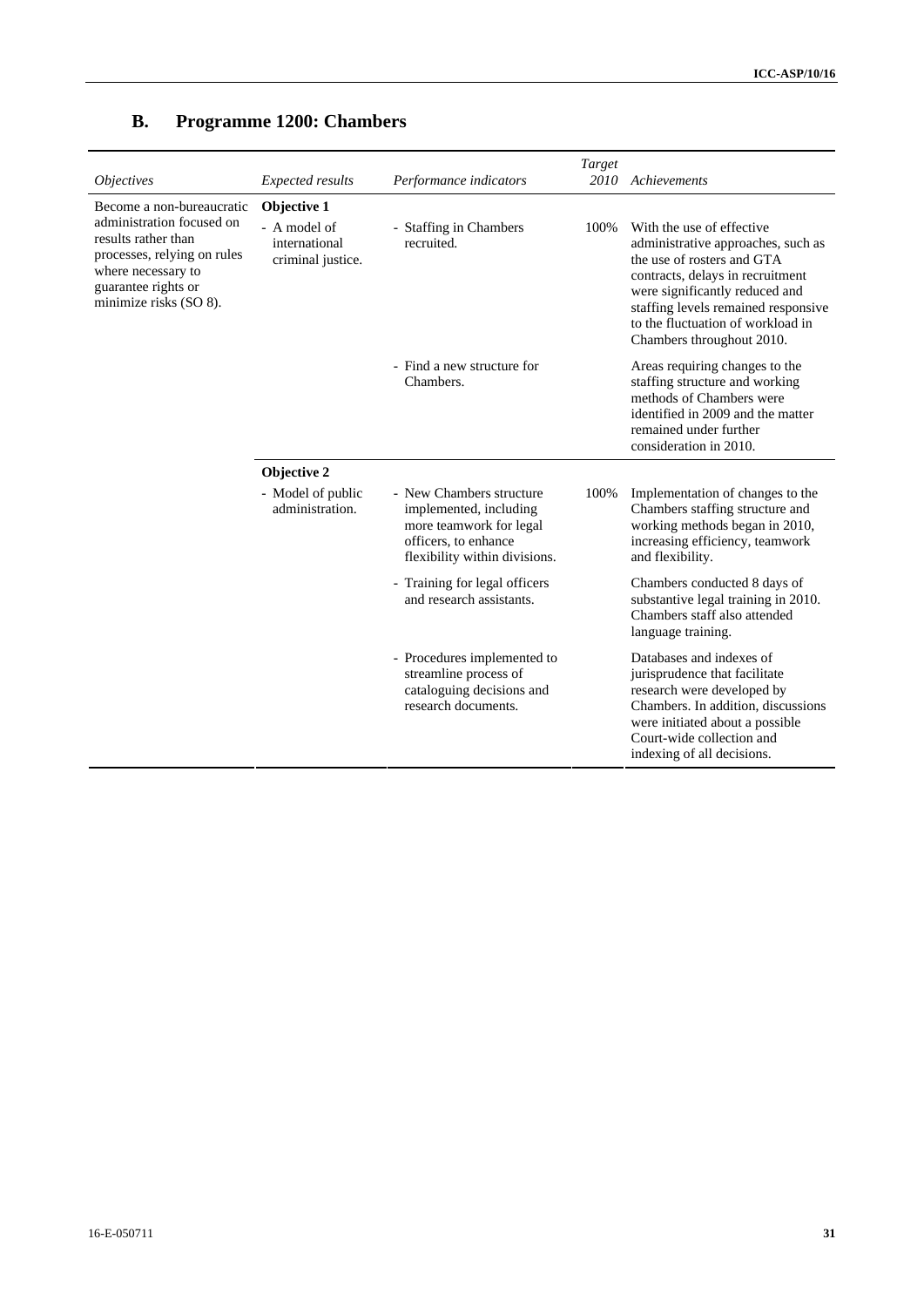## B. Programme 1200: Chambers

| *Objectives* | *Expected results* | *Performance indicators* | *Target 2010* | *Achievements* |
|---|---|---|---|---|
| Become a non-bureaucratic administration focused on results rather than processes, relying on rules where necessary to guarantee rights or minimize risks (SO 8). | **Objective 1**<br>- A model of international criminal justice. | - Staffing in Chambers recruited. | 100% | With the use of effective administrative approaches, such as the use of rosters and GTA contracts, delays in recruitment were significantly reduced and staffing levels remained responsive to the fluctuation of workload in Chambers throughout 2010. |
| | | - Find a new structure for Chambers. | | Areas requiring changes to the staffing structure and working methods of Chambers were identified in 2009 and the matter remained under further consideration in 2010. |
| | **Objective 2**<br>- Model of public administration. | - New Chambers structure implemented, including more teamwork for legal officers, to enhance flexibility within divisions. | 100% | Implementation of changes to the Chambers staffing structure and working methods began in 2010, increasing efficiency, teamwork and flexibility. |
| | | - Training for legal officers and research assistants. | | Chambers conducted 8 days of substantive legal training in 2010. Chambers staff also attended language training. |
| | | - Procedures implemented to streamline process of cataloguing decisions and research documents. | | Databases and indexes of jurisprudence that facilitate research were developed by Chambers. In addition, discussions were initiated about a possible Court-wide collection and indexing of all decisions. |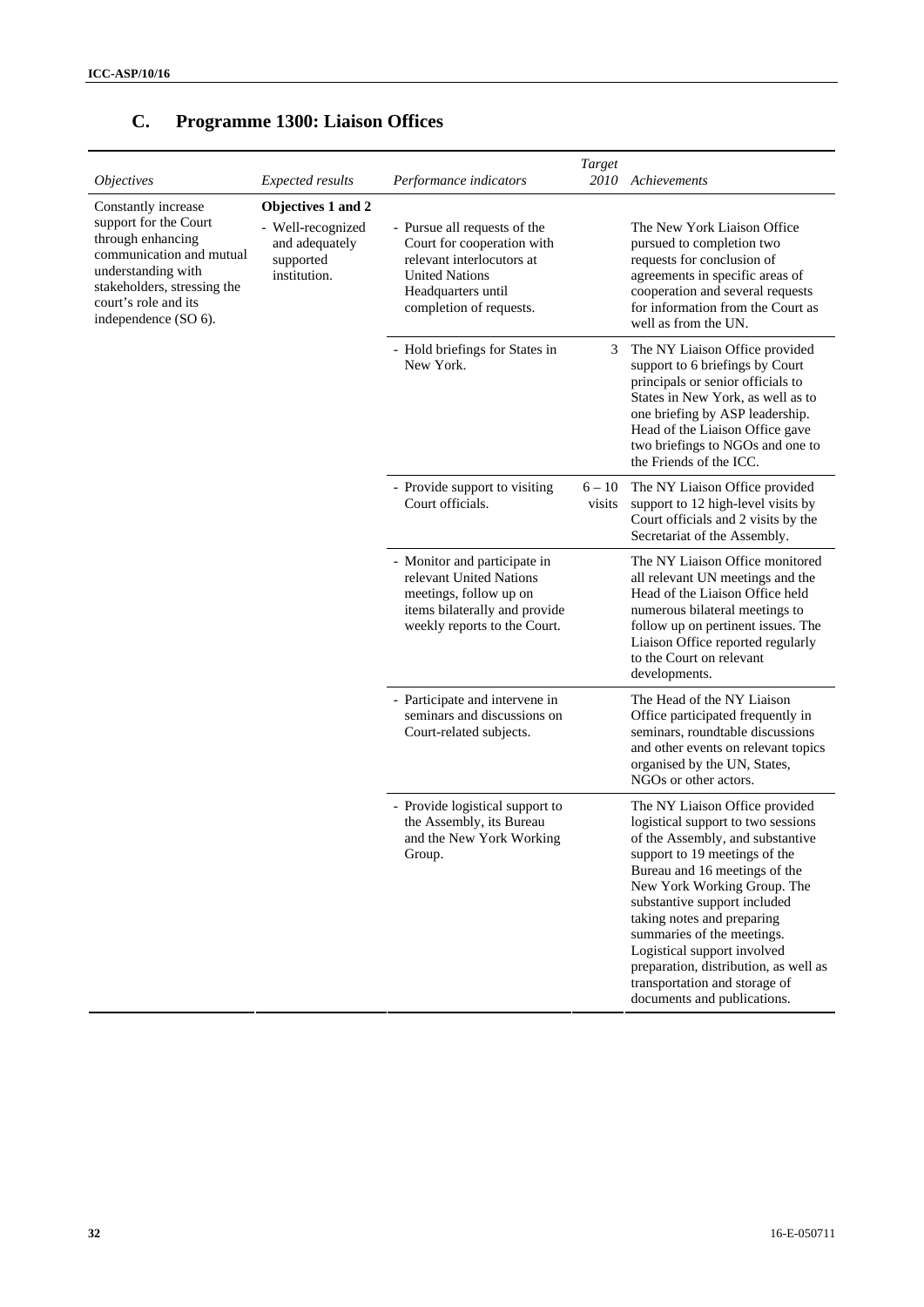## C. Programme 1300: Liaison Offices

| *Objectives* | *Expected results* | *Performance indicators* | *Target 2010* | *Achievements* |
|---|---|---|---|---|
| Constantly increase support for the Court through enhancing communication and mutual understanding with stakeholders, stressing the court's role and its independence (SO 6). | **Objectives 1 and 2** - Well-recognized and adequately supported institution. | - Pursue all requests of the Court for cooperation with relevant interlocutors at United Nations Headquarters until completion of requests. | | The New York Liaison Office pursued to completion two requests for conclusion of agreements in specific areas of cooperation and several requests for information from the Court as well as from the UN. |
| | | - Hold briefings for States in New York. | 3 | The NY Liaison Office provided support to 6 briefings by Court principals or senior officials to States in New York, as well as to one briefing by ASP leadership. Head of the Liaison Office gave two briefings to NGOs and one to the Friends of the ICC. |
| | | - Provide support to visiting Court officials. | 6 – 10 visits | The NY Liaison Office provided support to 12 high-level visits by Court officials and 2 visits by the Secretariat of the Assembly. |
| | | - Monitor and participate in relevant United Nations meetings, follow up on items bilaterally and provide weekly reports to the Court. | | The NY Liaison Office monitored all relevant UN meetings and the Head of the Liaison Office held numerous bilateral meetings to follow up on pertinent issues. The Liaison Office reported regularly to the Court on relevant developments. |
| | | - Participate and intervene in seminars and discussions on Court-related subjects. | | The Head of the NY Liaison Office participated frequently in seminars, roundtable discussions and other events on relevant topics organised by the UN, States, NGOs or other actors. |
| | | - Provide logistical support to the Assembly, its Bureau and the New York Working Group. | | The NY Liaison Office provided logistical support to two sessions of the Assembly, and substantive support to 19 meetings of the Bureau and 16 meetings of the New York Working Group. The substantive support included taking notes and preparing summaries of the meetings. Logistical support involved preparation, distribution, as well as transportation and storage of documents and publications. |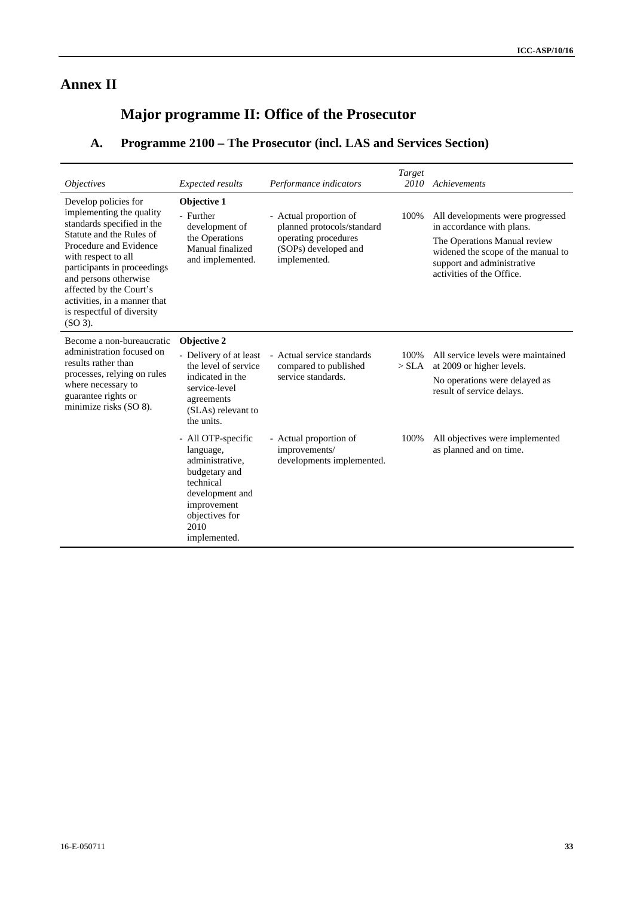# Annex II

## Major programme II: Office of the Prosecutor

### A. Programme 2100 – The Prosecutor (incl. LAS and Services Section)

| *Objectives* | *Expected results* | *Performance indicators* | *Target 2010* | *Achievements* |
|---|---|---|---|---|
| Develop policies for implementing the quality standards specified in the Statute and the Rules of Procedure and Evidence with respect to all participants in proceedings and persons otherwise affected by the Court's activities, in a manner that is respectful of diversity (SO 3). | **Objective 1**<br>- Further development of the Operations Manual finalized and implemented. | - Actual proportion of planned protocols/standard operating procedures (SOPs) developed and implemented. | 100% | All developments were progressed in accordance with plans.<br>The Operations Manual review widened the scope of the manual to support and administrative activities of the Office. |
| Become a non-bureaucratic administration focused on results rather than processes, relying on rules where necessary to guarantee rights or minimize risks (SO 8). | **Objective 2**<br>- Delivery of at least the level of service indicated in the service-level agreements (SLAs) relevant to the units. | - Actual service standards compared to published service standards. | 100% > SLA | All service levels were maintained at 2009 or higher levels.<br>No operations were delayed as result of service delays. |
| | - All OTP-specific language, administrative, budgetary and technical development and improvement objectives for 2010 implemented. | - Actual proportion of improvements/ developments implemented. | 100% | All objectives were implemented as planned and on time. |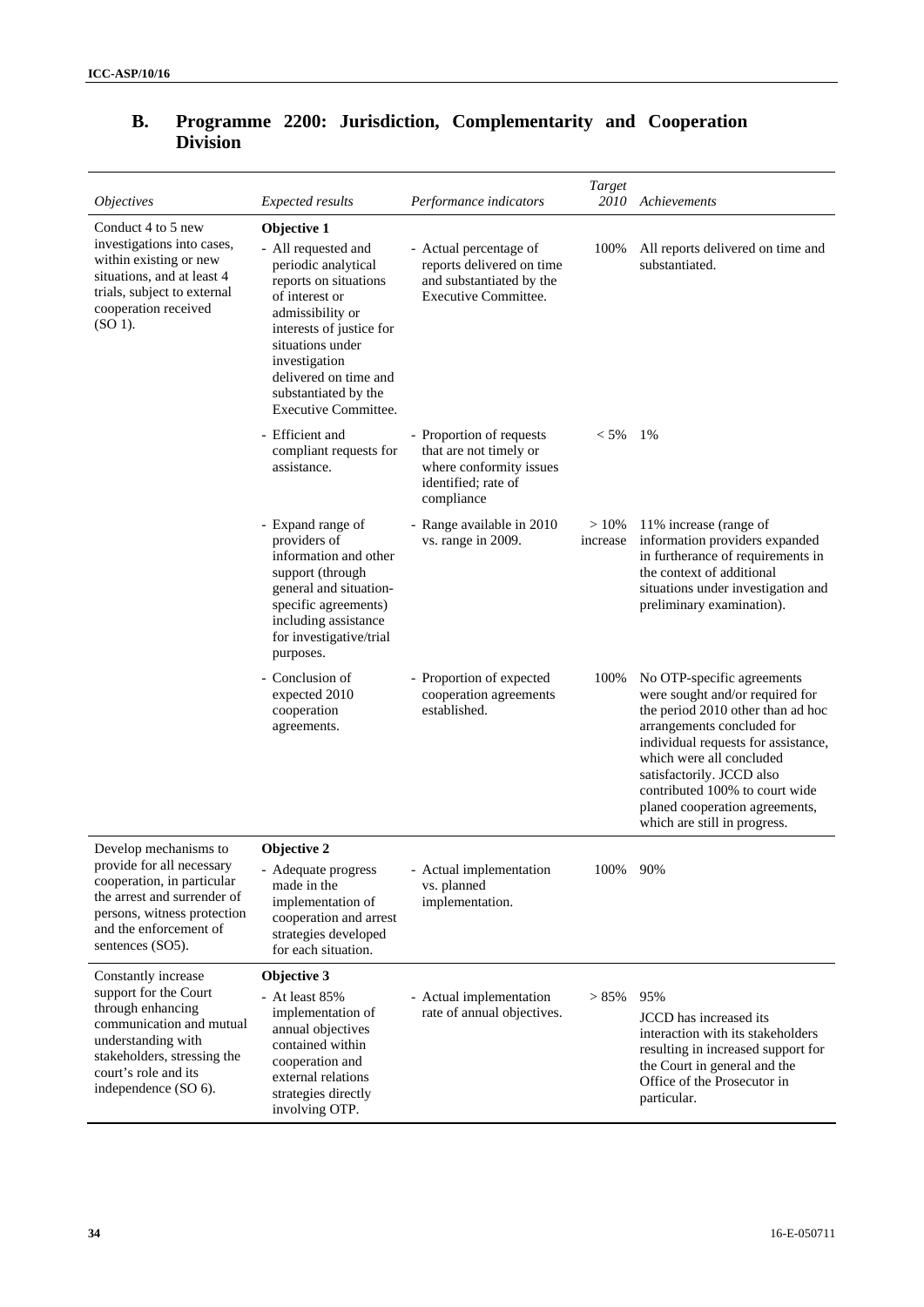## B. Programme 2200: Jurisdiction, Complementarity and Cooperation Division

| *Objectives* | *Expected results* | *Performance indicators* | *Target 2010* | *Achievements* |
|---|---|---|---|---|
| Conduct 4 to 5 new investigations into cases, within existing or new situations, and at least 4 trials, subject to external cooperation received (SO 1). | **Objective 1** - All requested and periodic analytical reports on situations of interest or admissibility or interests of justice for situations under investigation delivered on time and substantiated by the Executive Committee. | - Actual percentage of reports delivered on time and substantiated by the Executive Committee. | 100% | All reports delivered on time and substantiated. |
| | - Efficient and compliant requests for assistance. | - Proportion of requests that are not timely or where conformity issues identified; rate of compliance | < 5% | 1% |
| | - Expand range of providers of information and other support (through general and situation-specific agreements) including assistance for investigative/trial purposes. | - Range available in 2010 vs. range in 2009. | > 10% increase | 11% increase (range of information providers expanded in furtherance of requirements in the context of additional situations under investigation and preliminary examination). |
| | - Conclusion of expected 2010 cooperation agreements. | - Proportion of expected cooperation agreements established. | 100% | No OTP-specific agreements were sought and/or required for the period 2010 other than ad hoc arrangements concluded for individual requests for assistance, which were all concluded satisfactorily. JCCD also contributed 100% to court wide planed cooperation agreements, which are still in progress. |
| Develop mechanisms to provide for all necessary cooperation, in particular the arrest and surrender of persons, witness protection and the enforcement of sentences (SO5). | **Objective 2** - Adequate progress made in the implementation of cooperation and arrest strategies developed for each situation. | - Actual implementation vs. planned implementation. | 100% | 90% |
| Constantly increase support for the Court through enhancing communication and mutual understanding with stakeholders, stressing the court's role and its independence (SO 6). | **Objective 3** - At least 85% implementation of annual objectives contained within cooperation and external relations strategies directly involving OTP. | - Actual implementation rate of annual objectives. | > 85% | 95% JCCD has increased its interaction with its stakeholders resulting in increased support for the Court in general and the Office of the Prosecutor in particular. |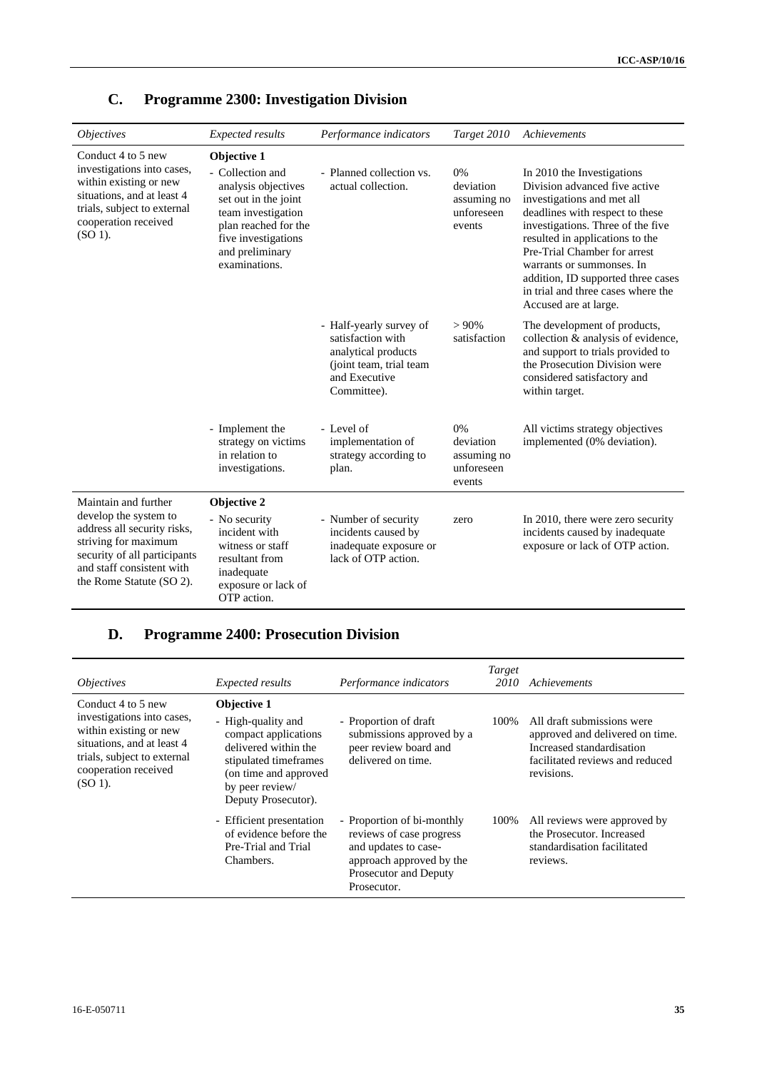## C. Programme 2300: Investigation Division

| *Objectives* | *Expected results* | *Performance indicators* | *Target 2010* | *Achievements* |
|---|---|---|---|---|
| Conduct 4 to 5 new investigations into cases, within existing or new situations, and at least 4 trials, subject to external cooperation received (SO 1). | **Objective 1**<br>- Collection and analysis objectives set out in the joint team investigation plan reached for the five investigations and preliminary examinations. | - Planned collection vs. actual collection. | 0% deviation assuming no unforeseen events | In 2010 the Investigations Division advanced five active investigations and met all deadlines with respect to these investigations. Three of the five resulted in applications to the Pre-Trial Chamber for arrest warrants or summonses. In addition, ID supported three cases in trial and three cases where the Accused are at large. |
| | | - Half-yearly survey of satisfaction with analytical products (joint team, trial team and Executive Committee). | > 90% satisfaction | The development of products, collection & analysis of evidence, and support to trials provided to the Prosecution Division were considered satisfactory and within target. |
| | - Implement the strategy on victims in relation to investigations. | - Level of implementation of strategy according to plan. | 0% deviation assuming no unforeseen events | All victims strategy objectives implemented (0% deviation). |
| Maintain and further develop the system to address all security risks, striving for maximum security of all participants and staff consistent with the Rome Statute (SO 2). | **Objective 2**<br>- No security incident with witness or staff resultant from inadequate exposure or lack of OTP action. | - Number of security incidents caused by inadequate exposure or lack of OTP action. | zero | In 2010, there were zero security incidents caused by inadequate exposure or lack of OTP action. |

## D. Programme 2400: Prosecution Division

| *Objectives* | *Expected results* | *Performance indicators* | *Target 2010* | *Achievements* |
|---|---|---|---|---|
| Conduct 4 to 5 new investigations into cases, within existing or new situations, and at least 4 trials, subject to external cooperation received (SO 1). | **Objective 1**<br>- High-quality and compact applications delivered within the stipulated timeframes (on time and approved by peer review/ Deputy Prosecutor). | - Proportion of draft submissions approved by a peer review board and delivered on time. | 100% | All draft submissions were approved and delivered on time. Increased standardisation facilitated reviews and reduced revisions. |
| | - Efficient presentation of evidence before the Pre-Trial and Trial Chambers. | - Proportion of bi-monthly reviews of case progress and updates to case-approach approved by the Prosecutor and Deputy Prosecutor. | 100% | All reviews were approved by the Prosecutor. Increased standardisation facilitated reviews. |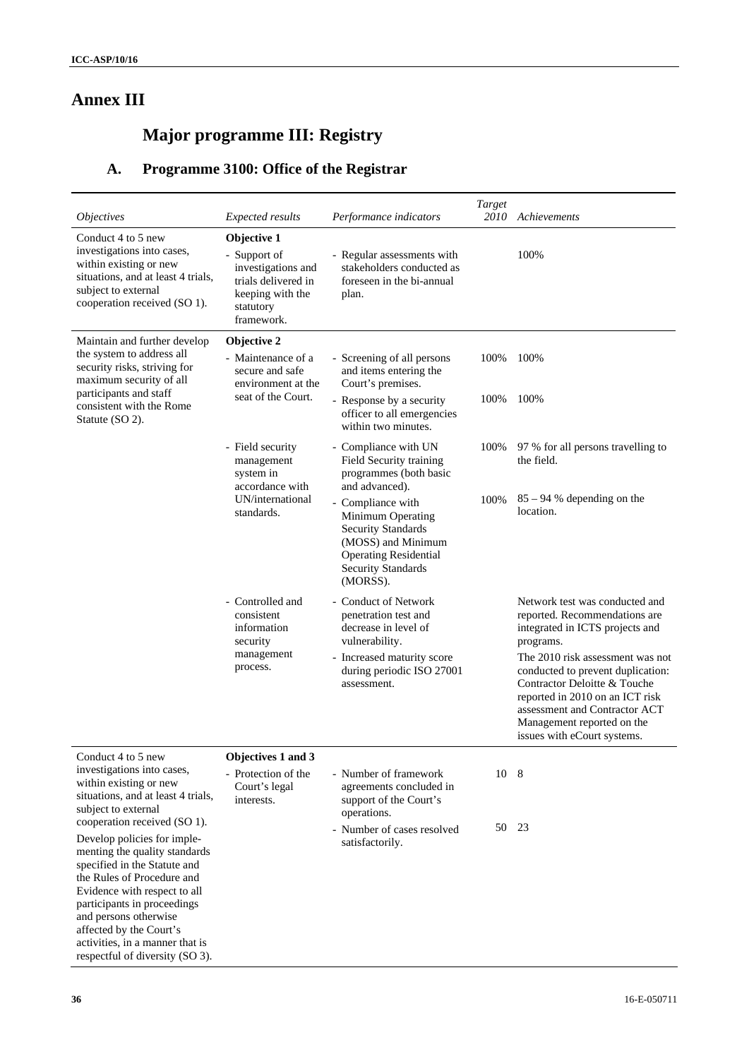# Annex III

## Major programme III: Registry

### A. Programme 3100: Office of the Registrar

| *Objectives* | *Expected results* | *Performance indicators* | *Target 2010* | *Achievements* |
|---|---|---|---|---|
| Conduct 4 to 5 new investigations into cases, within existing or new situations, and at least 4 trials, subject to external cooperation received (SO 1). | **Objective 1**<br>- Support of investigations and trials delivered in keeping with the statutory framework. | - Regular assessments with stakeholders conducted as foreseen in the bi-annual plan. | | 100% |
| Maintain and further develop the system to address all security risks, striving for maximum security of all participants and staff consistent with the Rome Statute (SO 2). | **Objective 2**<br>- Maintenance of a secure and safe environment at the seat of the Court. | - Screening of all persons and items entering the Court's premises. | 100% | 100% |
| | | - Response by a security officer to all emergencies within two minutes. | 100% | 100% |
| | - Field security management system in accordance with UN/international standards. | - Compliance with UN Field Security training programmes (both basic and advanced). | 100% | 97 % for all persons travelling to the field. |
| | | - Compliance with Minimum Operating Security Standards (MOSS) and Minimum Operating Residential Security Standards (MORSS). | 100% | 85 – 94 % depending on the location. |
| | - Controlled and consistent information security management process. | - Conduct of Network penetration test and decrease in level of vulnerability. | | Network test was conducted and reported. Recommendations are integrated in ICTS projects and programs. |
| | | - Increased maturity score during periodic ISO 27001 assessment. | | The 2010 risk assessment was not conducted to prevent duplication: Contractor Deloitte & Touche reported in 2010 on an ICT risk assessment and Contractor ACT Management reported on the issues with eCourt systems. |
| Conduct 4 to 5 new investigations into cases, within existing or new situations, and at least 4 trials, subject to external cooperation received (SO 1).<br>Develop policies for implementing the quality standards specified in the Statute and the Rules of Procedure and Evidence with respect to all participants in proceedings and persons otherwise affected by the Court's activities, in a manner that is respectful of diversity (SO 3). | **Objectives 1 and 3**<br>- Protection of the Court's legal interests. | - Number of framework agreements concluded in support of the Court's operations. | 10 | 8 |
| | | - Number of cases resolved satisfactorily. | 50 | 23 |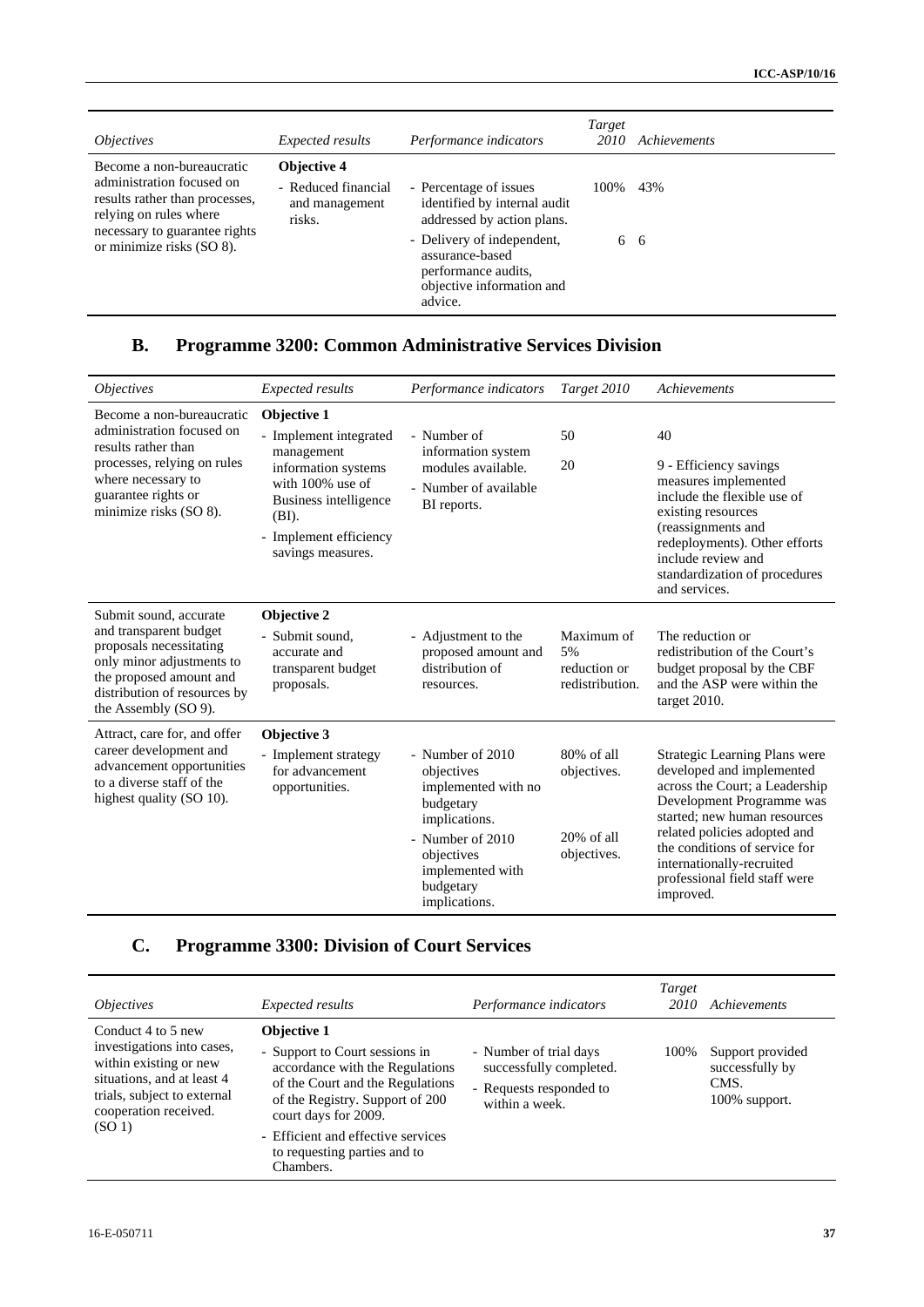| *Objectives* | *Expected results* | *Performance indicators* | *Target 2010* | *Achievements* |
|---|---|---|---|---|
| Become a non-bureaucratic administration focused on results rather than processes, relying on rules where necessary to guarantee rights or minimize risks (SO 8). | **Objective 4**<br>- Reduced financial and management risks. | - Percentage of issues identified by internal audit addressed by action plans.<br>- Delivery of independent, assurance-based performance audits, objective information and advice. | 100%<br><br>6 | 43%<br><br>6 |

## B. Programme 3200: Common Administrative Services Division

| *Objectives* | *Expected results* | *Performance indicators* | *Target 2010* | *Achievements* |
|---|---|---|---|---|
| Become a non-bureaucratic administration focused on results rather than processes, relying on rules where necessary to guarantee rights or minimize risks (SO 8). | **Objective 1**<br>- Implement integrated management information systems with 100% use of Business intelligence (BI).<br>- Implement efficiency savings measures. | - Number of information system modules available.<br>- Number of available BI reports. | 50<br><br>20 | 40<br><br>9 - Efficiency savings measures implemented include the flexible use of existing resources (reassignments and redeployments). Other efforts include review and standardization of procedures and services. |
| Submit sound, accurate and transparent budget proposals necessitating only minor adjustments to the proposed amount and distribution of resources by the Assembly (SO 9). | **Objective 2**<br>- Submit sound, accurate and transparent budget proposals. | - Adjustment to the proposed amount and distribution of resources. | Maximum of 5% reduction or redistribution. | The reduction or redistribution of the Court's budget proposal by the CBF and the ASP were within the target 2010. |
| Attract, care for, and offer career development and advancement opportunities to a diverse staff of the highest quality (SO 10). | **Objective 3**<br>- Implement strategy for advancement opportunities. | - Number of 2010 objectives implemented with no budgetary implications.<br>- Number of 2010 objectives implemented with budgetary implications. | 80% of all objectives.<br><br>20% of all objectives. | Strategic Learning Plans were developed and implemented across the Court; a Leadership Development Programme was started; new human resources related policies adopted and the conditions of service for internationally-recruited professional field staff were improved. |

## C. Programme 3300: Division of Court Services

| *Objectives* | *Expected results* | *Performance indicators* | *Target 2010* | *Achievements* |
|---|---|---|---|---|
| Conduct 4 to 5 new investigations into cases, within existing or new situations, and at least 4 trials, subject to external cooperation received. (SO 1) | **Objective 1**<br>- Support to Court sessions in accordance with the Regulations of the Court and the Regulations of the Registry. Support of 200 court days for 2009.<br>- Efficient and effective services to requesting parties and to Chambers. | - Number of trial days successfully completed.<br>- Requests responded to within a week. | 100% | Support provided successfully by CMS.<br>100% support. |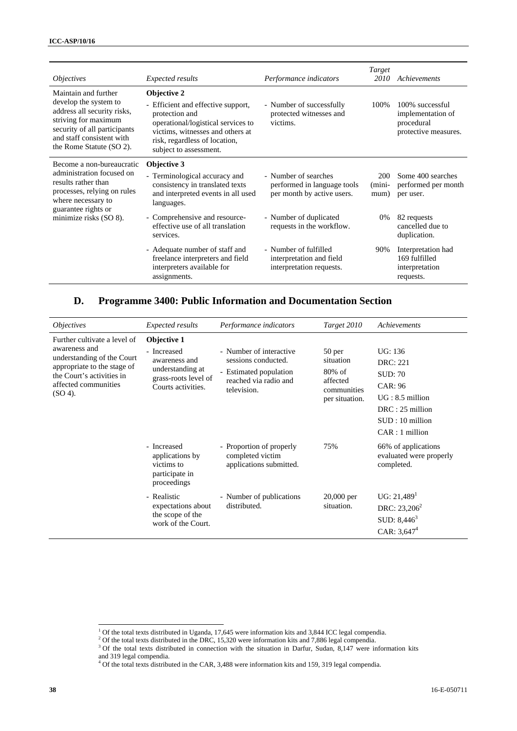| *Objectives* | *Expected results* | *Performance indicators* | *Target 2010* | *Achievements* |
|---|---|---|---|---|
| Maintain and further develop the system to address all security risks, striving for maximum security of all participants and staff consistent with the Rome Statute (SO 2). | **Objective 2**<br>- Efficient and effective support, protection and operational/logistical services to victims, witnesses and others at risk, regardless of location, subject to assessment. | - Number of successfully protected witnesses and victims. | 100% | 100% successful implementation of procedural protective measures. |
| Become a non-bureaucratic administration focused on results rather than processes, relying on rules where necessary to guarantee rights or minimize risks (SO 8). | **Objective 3**<br>- Terminological accuracy and consistency in translated texts and interpreted events in all used languages. | - Number of searches performed in language tools per month by active users. | 200 (minimum) | Some 400 searches performed per month per user. |
| | - Comprehensive and resource-effective use of all translation services. | - Number of duplicated requests in the workflow. | 0% | 82 requests cancelled due to duplication. |
| | - Adequate number of staff and freelance interpreters and field interpreters available for assignments. | - Number of fulfilled interpretation and field interpretation requests. | 90% | Interpretation had 169 fulfilled interpretation requests. |

## D. Programme 3400: Public Information and Documentation Section

| *Objectives* | *Expected results* | *Performance indicators* | *Target 2010* | *Achievements* |
|---|---|---|---|---|
| Further cultivate a level of awareness and understanding of the Court appropriate to the stage of the Court's activities in affected communities (SO 4). | **Objective 1**<br>- Increased awareness and understanding at grass-roots level of Courts activities. | - Number of interactive sessions conducted.<br>- Estimated population reached via radio and television. | 50 per situation<br>80% of affected communities per situation. | UG: 136<br>DRC: 221<br>SUD: 70<br>CAR: 96<br>UG : 8.5 million<br>DRC : 25 million<br>SUD : 10 million<br>CAR : 1 million |
| | - Increased applications by victims to participate in proceedings | - Proportion of properly completed victim applications submitted. | 75% | 66% of applications evaluated were properly completed. |
| | - Realistic expectations about the scope of the work of the Court. | - Number of publications distributed. | 20,000 per situation. | UG: 21,489[1]<br>DRC: 23,206[2]<br>SUD: 8,446[3]<br>CAR: 3,647[4] |

[1] Of the total texts distributed in Uganda, 17,645 were information kits and 3,844 ICC legal compendia.

[2] Of the total texts distributed in the DRC, 15,320 were information kits and 7,886 legal compendia.

[3] Of the total texts distributed in connection with the situation in Darfur, Sudan, 8,147 were information kits and 319 legal compendia.

[4] Of the total texts distributed in the CAR, 3,488 were information kits and 159, 319 legal compendia.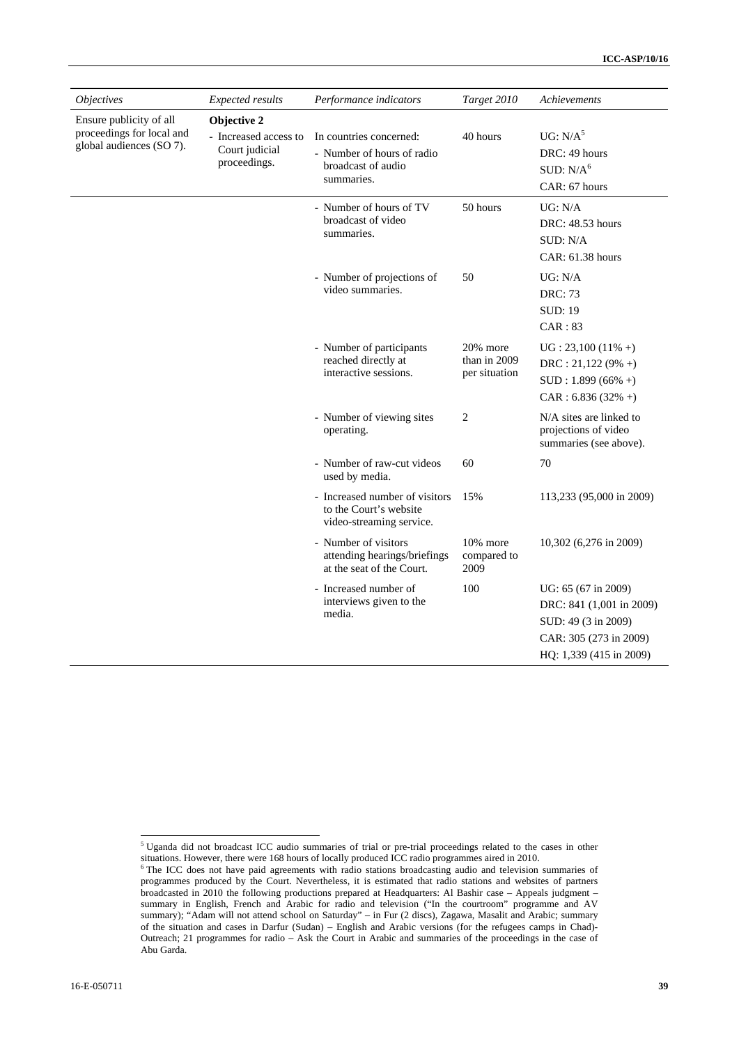| *Objectives* | *Expected results* | *Performance indicators* | *Target 2010* | *Achievements* |
|---|---|---|---|---|
| Ensure publicity of all proceedings for local and global audiences (SO 7). | **Objective 2**<br>- Increased access to Court judicial proceedings. | In countries concerned:<br>- Number of hours of radio broadcast of audio summaries. | 40 hours | UG: N/A[5]<br>DRC: 49 hours<br>SUD: N/A[6]<br>CAR: 67 hours |
| | | - Number of hours of TV broadcast of video summaries. | 50 hours | UG: N/A<br>DRC: 48.53 hours<br>SUD: N/A<br>CAR: 61.38 hours |
| | | - Number of projections of video summaries. | 50 | UG: N/A<br>DRC: 73<br>SUD: 19<br>CAR : 83 |
| | | - Number of participants reached directly at interactive sessions. | 20% more than in 2009 per situation | UG : 23,100 (11% +)<br>DRC : 21,122 (9% +)<br>SUD : 1.899 (66% +)<br>CAR : 6.836 (32% +) |
| | | - Number of viewing sites operating. | 2 | N/A sites are linked to projections of video summaries (see above). |
| | | - Number of raw-cut videos used by media. | 60 | 70 |
| | | - Increased number of visitors to the Court's website video-streaming service. | 15% | 113,233 (95,000 in 2009) |
| | | - Number of visitors attending hearings/briefings at the seat of the Court. | 10% more compared to 2009 | 10,302 (6,276 in 2009) |
| | | - Increased number of interviews given to the media. | 100 | UG: 65 (67 in 2009)<br>DRC: 841 (1,001 in 2009)<br>SUD: 49 (3 in 2009)<br>CAR: 305 (273 in 2009)<br>HQ: 1,339 (415 in 2009) |

[5] Uganda did not broadcast ICC audio summaries of trial or pre-trial proceedings related to the cases in other situations. However, there were 168 hours of locally produced ICC radio programmes aired in 2010.

[6] The ICC does not have paid agreements with radio stations broadcasting audio and television summaries of programmes produced by the Court. Nevertheless, it is estimated that radio stations and websites of partners broadcasted in 2010 the following productions prepared at Headquarters: Al Bashir case – Appeals judgment – summary in English, French and Arabic for radio and television ("In the courtroom" programme and AV summary); "Adam will not attend school on Saturday" – in Fur (2 discs), Zagawa, Masalit and Arabic; summary of the situation and cases in Darfur (Sudan) – English and Arabic versions (for the refugees camps in Chad)- Outreach; 21 programmes for radio – Ask the Court in Arabic and summaries of the proceedings in the case of Abu Garda.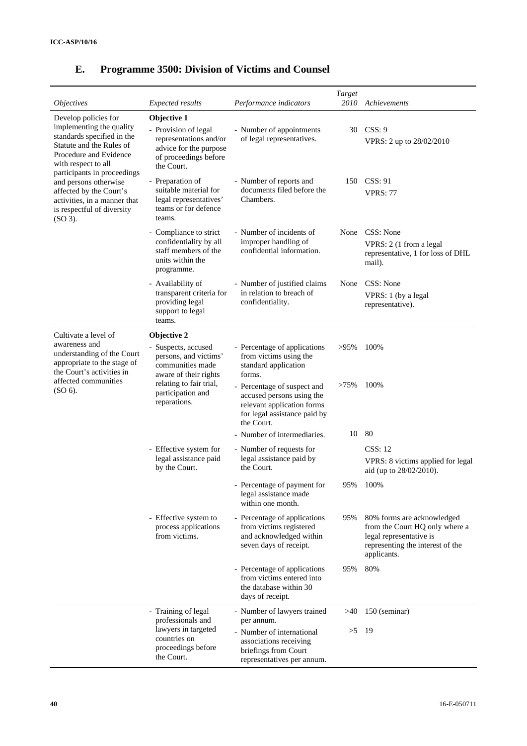## E. Programme 3500: Division of Victims and Counsel

| *Objectives* | *Expected results* | *Performance indicators* | *Target 2010* | *Achievements* |
|---|---|---|---|---|
| Develop policies for implementing the quality standards specified in the Statute and the Rules of Procedure and Evidence with respect to all participants in proceedings and persons otherwise affected by the Court's activities, in a manner that is respectful of diversity (SO 3). | **Objective 1** - Provision of legal representations and/or advice for the purpose of proceedings before the Court. | - Number of appointments of legal representatives. | 30 | CSS: 9 VPRS: 2 up to 28/02/2010 |
| | - Preparation of suitable material for legal representatives' teams or for defence teams. | - Number of reports and documents filed before the Chambers. | 150 | CSS: 91 VPRS: 77 |
| | - Compliance to strict confidentiality by all staff members of the units within the programme. | - Number of incidents of improper handling of confidential information. | None | CSS: None VPRS: 2 (1 from a legal representative, 1 for loss of DHL mail). |
| | - Availability of transparent criteria for providing legal support to legal teams. | - Number of justified claims in relation to breach of confidentiality. | None | CSS: None VPRS: 1 (by a legal representative). |
| Cultivate a level of awareness and understanding of the Court appropriate to the stage of the Court's activities in affected communities (SO 6). | **Objective 2** - Suspects, accused persons, and victims' communities made aware of their rights relating to fair trial, participation and reparations. | - Percentage of applications from victims using the standard application forms. | >95% | 100% |
| | | - Percentage of suspect and accused persons using the relevant application forms for legal assistance paid by the Court. | >75% | 100% |
| | | - Number of intermediaries. | 10 | 80 |
| | - Effective system for legal assistance paid by the Court. | - Number of requests for legal assistance paid by the Court. | | CSS: 12 VPRS: 8 victims applied for legal aid (up to 28/02/2010). |
| | | - Percentage of payment for legal assistance made within one month. | 95% | 100% |
| | - Effective system to process applications from victims. | - Percentage of applications from victims registered and acknowledged within seven days of receipt. | 95% | 80% forms are acknowledged from the Court HQ only where a legal representative is representing the interest of the applicants. |
| | | - Percentage of applications from victims entered into the database within 30 days of receipt. | 95% | 80% |
| | - Training of legal professionals and lawyers in targeted countries on proceedings before the Court. | - Number of lawyers trained per annum. | >40 | 150 (seminar) |
| | | - Number of international associations receiving briefings from Court representatives per annum. | >5 | 19 |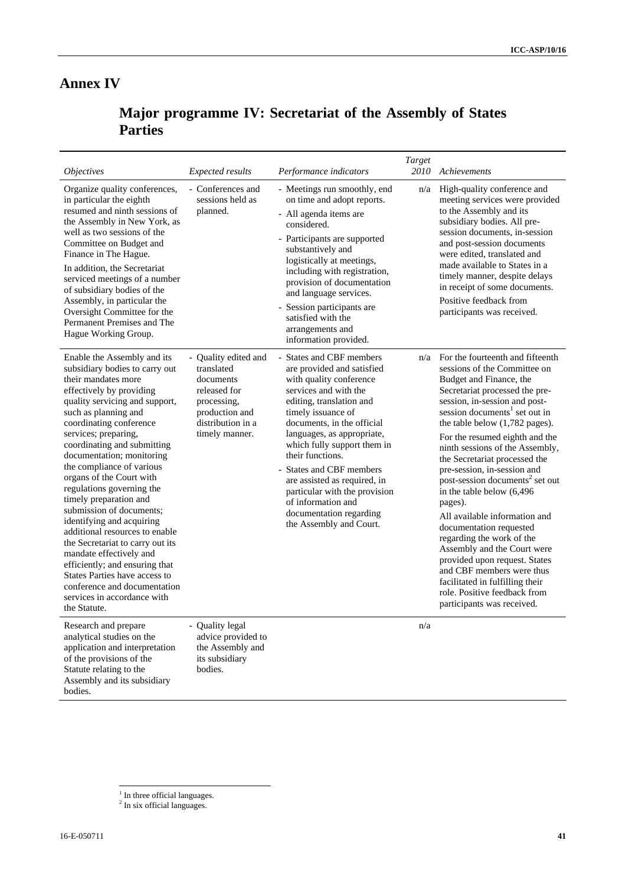# Annex IV

## Major programme IV: Secretariat of the Assembly of States Parties

| *Objectives* | *Expected results* | *Performance indicators* | *Target 2010* | *Achievements* |
|---|---|---|---|---|
| Organize quality conferences, in particular the eighth resumed and ninth sessions of the Assembly in New York, as well as two sessions of the Committee on Budget and Finance in The Hague.<br><br>In addition, the Secretariat serviced meetings of a number of subsidiary bodies of the Assembly, in particular the Oversight Committee for the Permanent Premises and The Hague Working Group. | - Conferences and sessions held as planned. | - Meetings run smoothly, end on time and adopt reports.<br>- All agenda items are considered.<br>- Participants are supported substantively and logistically at meetings, including with registration, provision of documentation and language services.<br>- Session participants are satisfied with the arrangements and information provided. | n/a | High-quality conference and meeting services were provided to the Assembly and its subsidiary bodies. All pre-session documents, in-session and post-session documents were edited, translated and made available to States in a timely manner, despite delays in receipt of some documents.<br><br>Positive feedback from participants was received. |
| Enable the Assembly and its subsidiary bodies to carry out their mandates more effectively by providing quality servicing and support, such as planning and coordinating conference services; preparing, coordinating and submitting documentation; monitoring the compliance of various organs of the Court with regulations governing the timely preparation and submission of documents; identifying and acquiring additional resources to enable the Secretariat to carry out its mandate effectively and efficiently; and ensuring that States Parties have access to conference and documentation services in accordance with the Statute. | - Quality edited and translated documents released for processing, production and distribution in a timely manner. | - States and CBF members are provided and satisfied with quality conference services and with the editing, translation and timely issuance of documents, in the official languages, as appropriate, which fully support them in their functions.<br>- States and CBF members are assisted as required, in particular with the provision of information and documentation regarding the Assembly and Court. | n/a | For the fourteenth and fifteenth sessions of the Committee on Budget and Finance, the Secretariat processed the pre-session, in-session and post-session documents[1] set out in the table below (1,782 pages).<br><br>For the resumed eighth and the ninth sessions of the Assembly, the Secretariat processed the pre-session, in-session and post-session documents[2] set out in the table below (6,496 pages).<br><br>All available information and documentation requested regarding the work of the Assembly and the Court were provided upon request. States and CBF members were thus facilitated in fulfilling their role. Positive feedback from participants was received. |
| Research and prepare analytical studies on the application and interpretation of the provisions of the Statute relating to the Assembly and its subsidiary bodies. | - Quality legal advice provided to the Assembly and its subsidiary bodies. | | n/a | |

[1] In three official languages.
[2] In six official languages.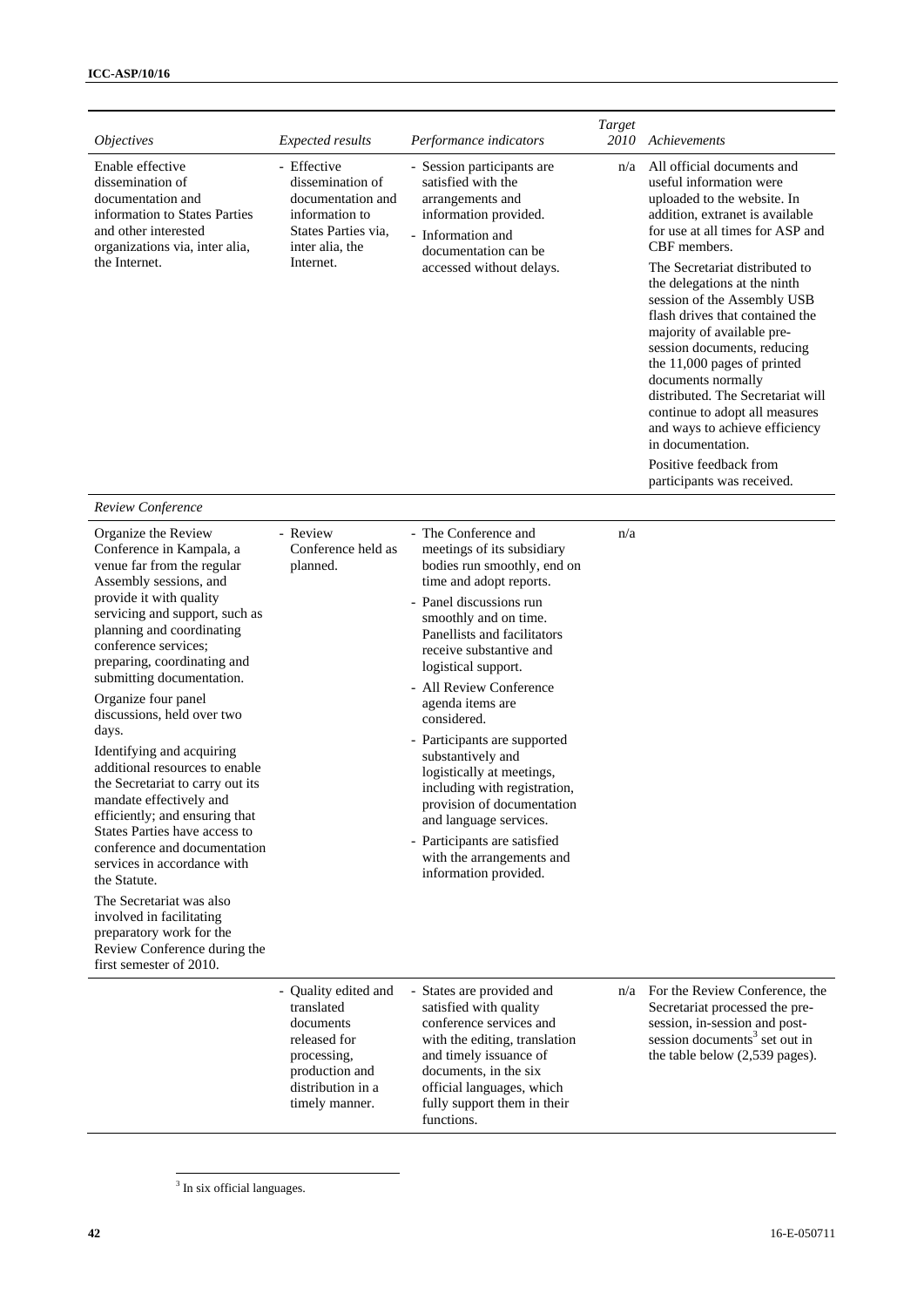| *Objectives* | *Expected results* | *Performance indicators* | *Target 2010* | *Achievements* |
|---|---|---|---|---|
| Enable effective dissemination of documentation and information to States Parties and other interested organizations via, inter alia, the Internet. | - Effective dissemination of documentation and information to States Parties via, inter alia, the Internet. | - Session participants are satisfied with the arrangements and information provided.<br>- Information and documentation can be accessed without delays. | n/a | All official documents and useful information were uploaded to the website. In addition, extranet is available for use at all times for ASP and CBF members.<br>The Secretariat distributed to the delegations at the ninth session of the Assembly USB flash drives that contained the majority of available pre-session documents, reducing the 11,000 pages of printed documents normally distributed. The Secretariat will continue to adopt all measures and ways to achieve efficiency in documentation.<br>Positive feedback from participants was received. |
| *Review Conference* | | | | |
| Organize the Review Conference in Kampala, a venue far from the regular Assembly sessions, and provide it with quality servicing and support, such as planning and coordinating conference services; preparing, coordinating and submitting documentation.<br>Organize four panel discussions, held over two days.<br>Identifying and acquiring additional resources to enable the Secretariat to carry out its mandate effectively and efficiently; and ensuring that States Parties have access to conference and documentation services in accordance with the Statute.<br>The Secretariat was also involved in facilitating preparatory work for the Review Conference during the first semester of 2010. | - Review Conference held as planned. | - The Conference and meetings of its subsidiary bodies run smoothly, end on time and adopt reports.<br>- Panel discussions run smoothly and on time. Panellists and facilitators receive substantive and logistical support.<br>- All Review Conference agenda items are considered.<br>- Participants are supported substantively and logistically at meetings, including with registration, provision of documentation and language services.<br>- Participants are satisfied with the arrangements and information provided. | n/a | |
| | - Quality edited and translated documents released for processing, production and distribution in a timely manner. | - States are provided and satisfied with quality conference services and with the editing, translation and timely issuance of documents, in the six official languages, which fully support them in their functions. | n/a | For the Review Conference, the Secretariat processed the pre-session, in-session and post-session documents[3] set out in the table below (2,539 pages). |

[3] In six official languages.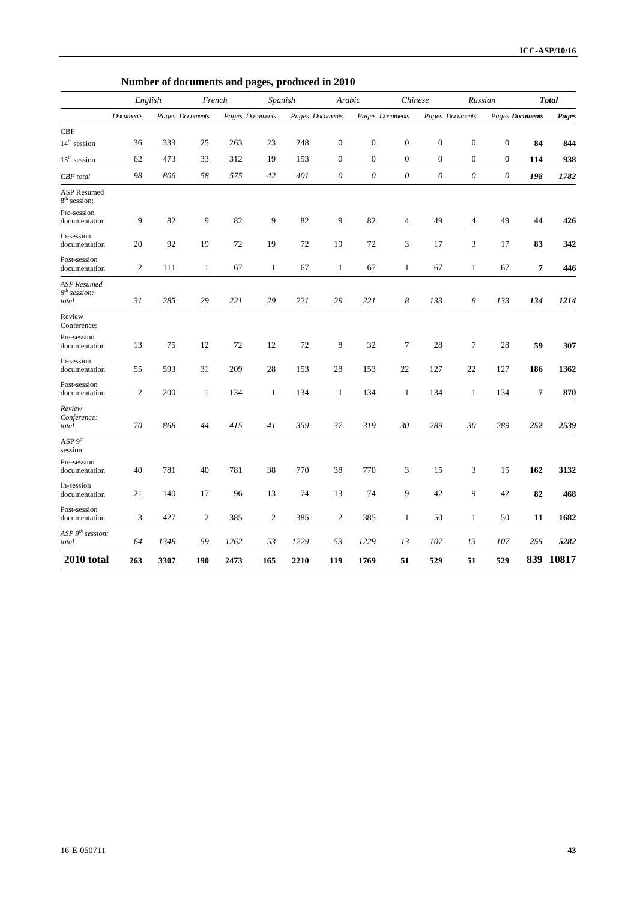**Number of documents and pages, produced in 2010**

| | English | | French | | Spanish | | Arabic | | Chinese | | Russian | | Total | |
|---|---|---|---|---|---|---|---|---|---|---|---|---|---|---|
| | *Documents* | *Pages* | *Documents* | *Pages* | *Documents* | *Pages* | *Documents* | *Pages* | *Documents* | *Pages* | *Documents* | *Pages* | **Documents** | ***Pages*** |
| CBF | | | | | | | | | | | | | | |
| 14th session | 36 | 333 | 25 | 263 | 23 | 248 | 0 | 0 | 0 | 0 | 0 | 0 | **84** | **844** |
| 15th session | 62 | 473 | 33 | 312 | 19 | 153 | 0 | 0 | 0 | 0 | 0 | 0 | **114** | **938** |
| *CBF total* | *98* | *806* | *58* | *575* | *42* | *401* | *0* | *0* | *0* | *0* | *0* | *0* | ***198*** | ***1782*** |
| ASP Resumed 8th session: | | | | | | | | | | | | | | |
| Pre-session documentation | 9 | 82 | 9 | 82 | 9 | 82 | 9 | 82 | 4 | 49 | 4 | 49 | **44** | **426** |
| In-session documentation | 20 | 92 | 19 | 72 | 19 | 72 | 19 | 72 | 3 | 17 | 3 | 17 | **83** | **342** |
| Post-session documentation | 2 | 111 | 1 | 67 | 1 | 67 | 1 | 67 | 1 | 67 | 1 | 67 | **7** | **446** |
| *ASP Resumed 8th session: total* | *31* | *285* | *29* | *221* | *29* | *221* | *29* | *221* | *8* | *133* | *8* | *133* | ***134*** | ***1214*** |
| Review Conference: | | | | | | | | | | | | | | |
| Pre-session documentation | 13 | 75 | 12 | 72 | 12 | 72 | 8 | 32 | 7 | 28 | 7 | 28 | **59** | **307** |
| In-session documentation | 55 | 593 | 31 | 209 | 28 | 153 | 28 | 153 | 22 | 127 | 22 | 127 | **186** | **1362** |
| Post-session documentation | 2 | 200 | 1 | 134 | 1 | 134 | 1 | 134 | 1 | 134 | 1 | 134 | **7** | **870** |
| *Review Conference: total* | *70* | *868* | *44* | *415* | *41* | *359* | *37* | *319* | *30* | *289* | *30* | *289* | ***252*** | ***2539*** |
| ASP 9th session: | | | | | | | | | | | | | | |
| Pre-session documentation | 40 | 781 | 40 | 781 | 38 | 770 | 38 | 770 | 3 | 15 | 3 | 15 | **162** | **3132** |
| In-session documentation | 21 | 140 | 17 | 96 | 13 | 74 | 13 | 74 | 9 | 42 | 9 | 42 | **82** | **468** |
| Post-session documentation | 3 | 427 | 2 | 385 | 2 | 385 | 2 | 385 | 1 | 50 | 1 | 50 | **11** | **1682** |
| *ASP 9th session: total* | *64* | *1348* | *59* | *1262* | *53* | *1229* | *53* | *1229* | *13* | *107* | *13* | *107* | ***255*** | ***5282*** |
| **2010 total** | **263** | **3307** | **190** | **2473** | **165** | **2210** | **119** | **1769** | **51** | **529** | **51** | **529** | **839** | **10817** |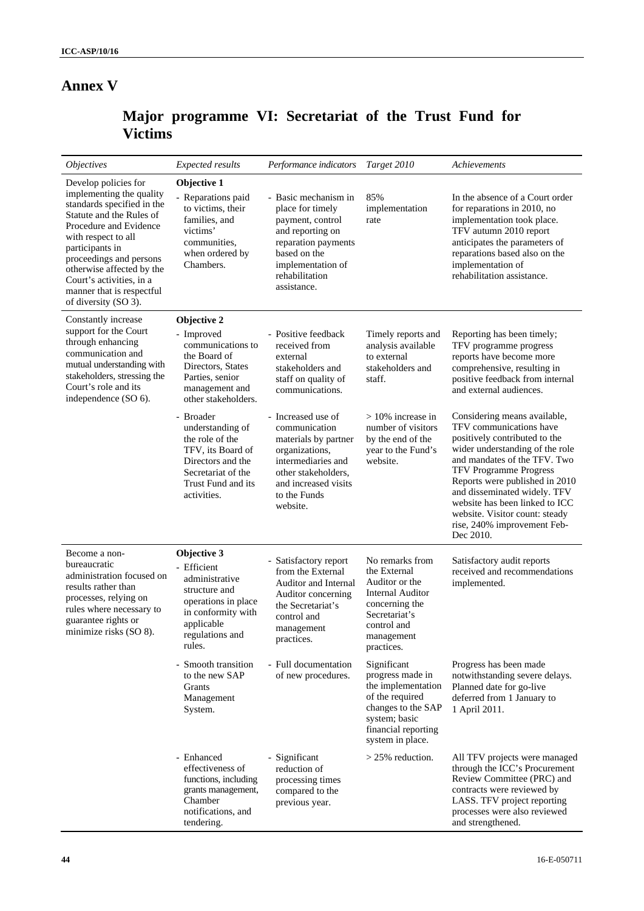# Annex V

## Major programme VI: Secretariat of the Trust Fund for Victims

| *Objectives* | *Expected results* | *Performance indicators* | *Target 2010* | *Achievements* |
|---|---|---|---|---|
| Develop policies for implementing the quality standards specified in the Statute and the Rules of Procedure and Evidence with respect to all participants in proceedings and persons otherwise affected by the Court's activities, in a manner that is respectful of diversity (SO 3). | **Objective 1**<br>- Reparations paid to victims, their families, and victims' communities, when ordered by Chambers. | - Basic mechanism in place for timely payment, control and reporting on reparation payments based on the implementation of rehabilitation assistance. | 85% implementation rate | In the absence of a Court order for reparations in 2010, no implementation took place. TFV autumn 2010 report anticipates the parameters of reparations based also on the implementation of rehabilitation assistance. |
| Constantly increase support for the Court through enhancing communication and mutual understanding with stakeholders, stressing the Court's role and its independence (SO 6). | **Objective 2**<br>- Improved communications to the Board of Directors, States Parties, senior management and other stakeholders. | - Positive feedback received from external stakeholders and staff on quality of communications. | Timely reports and analysis available to external stakeholders and staff. | Reporting has been timely; TFV programme progress reports have become more comprehensive, resulting in positive feedback from internal and external audiences. |
| | - Broader understanding of the role of the TFV, its Board of Directors and the Secretariat of the Trust Fund and its activities. | - Increased use of communication materials by partner organizations, intermediaries and other stakeholders, and increased visits to the Funds website. | > 10% increase in number of visitors by the end of the year to the Fund's website. | Considering means available, TFV communications have positively contributed to the wider understanding of the role and mandates of the TFV. Two TFV Programme Progress Reports were published in 2010 and disseminated widely. TFV website has been linked to ICC website. Visitor count: steady rise, 240% improvement Feb-Dec 2010. |
| Become a non-bureaucratic administration focused on results rather than processes, relying on rules where necessary to guarantee rights or minimize risks (SO 8). | **Objective 3**<br>- Efficient administrative structure and operations in place in conformity with applicable regulations and rules. | - Satisfactory report from the External Auditor and Internal Auditor concerning the Secretariat's control and management practices. | No remarks from the External Auditor or the Internal Auditor concerning the Secretariat's control and management practices. | Satisfactory audit reports received and recommendations implemented. |
| | - Smooth transition to the new SAP Grants Management System. | - Full documentation of new procedures. | Significant progress made in the implementation of the required changes to the SAP system; basic financial reporting system in place. | Progress has been made notwithstanding severe delays. Planned date for go-live deferred from 1 January to 1 April 2011. |
| | - Enhanced effectiveness of functions, including grants management, Chamber notifications, and tendering. | - Significant reduction of processing times compared to the previous year. | > 25% reduction. | All TFV projects were managed through the ICC's Procurement Review Committee (PRC) and contracts were reviewed by LASS. TFV project reporting processes were also reviewed and strengthened. |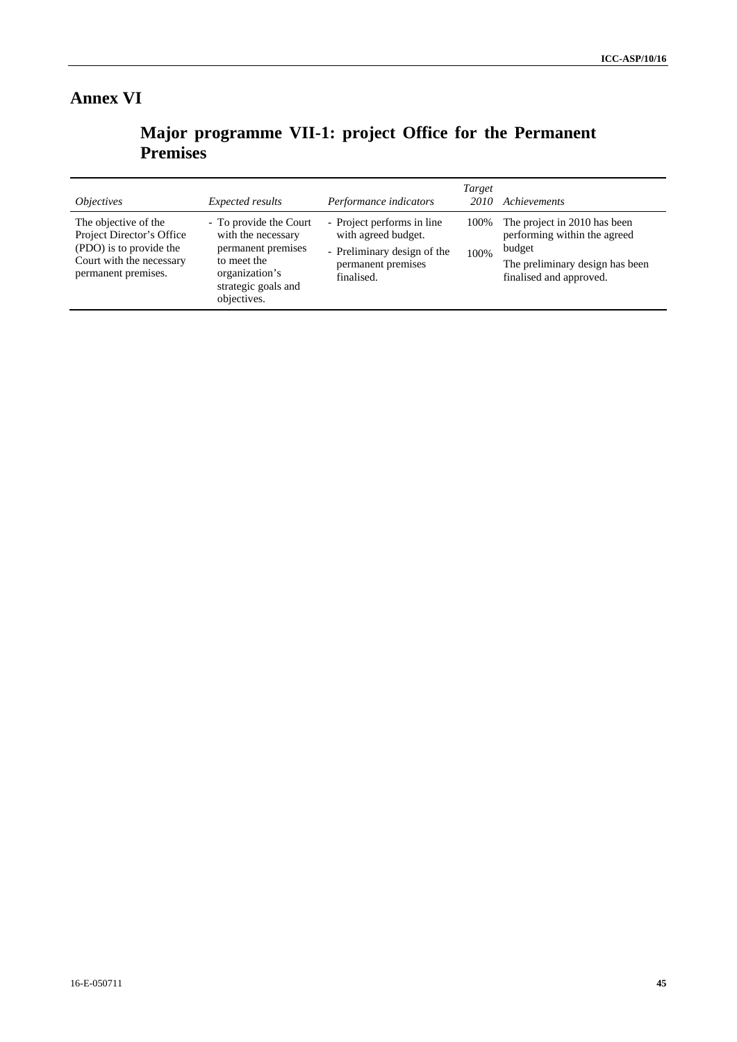# Annex VI

## Major programme VII-1: project Office for the Permanent Premises

| *Objectives* | *Expected results* | *Performance indicators* | *Target 2010* | *Achievements* |
|---|---|---|---|---|
| The objective of the Project Director's Office (PDO) is to provide the Court with the necessary permanent premises. | - To provide the Court with the necessary permanent premises to meet the organization's strategic goals and objectives. | - Project performs in line with agreed budget.<br>- Preliminary design of the permanent premises finalised. | 100%<br>100% | The project in 2010 has been performing within the agreed budget<br>The preliminary design has been finalised and approved. |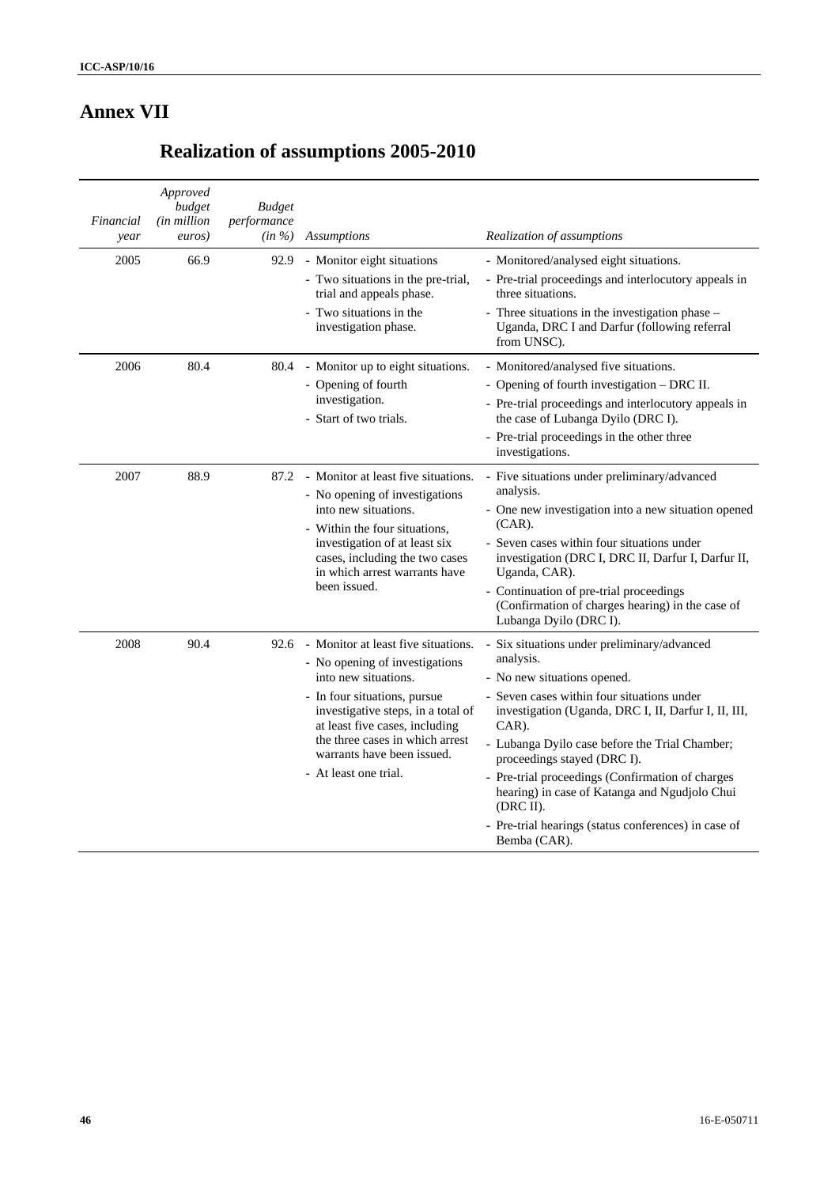# Annex VII

## Realization of assumptions 2005-2010

| *Financial year* | *Approved budget (in million euros)* | *Budget performance (in %)* | *Assumptions* | *Realization of assumptions* |
|---|---|---|---|---|
| 2005 | 66.9 | 92.9 | - Monitor eight situations<br>- Two situations in the pre-trial, trial and appeals phase.<br>- Two situations in the investigation phase. | - Monitored/analysed eight situations.<br>- Pre-trial proceedings and interlocutory appeals in three situations.<br>- Three situations in the investigation phase – Uganda, DRC I and Darfur (following referral from UNSC). |
| 2006 | 80.4 | 80.4 | - Monitor up to eight situations.<br>- Opening of fourth investigation.<br>- Start of two trials. | - Monitored/analysed five situations.<br>- Opening of fourth investigation – DRC II.<br>- Pre-trial proceedings and interlocutory appeals in the case of Lubanga Dyilo (DRC I).<br>- Pre-trial proceedings in the other three investigations. |
| 2007 | 88.9 | 87.2 | - Monitor at least five situations.<br>- No opening of investigations into new situations.<br>- Within the four situations, investigation of at least six cases, including the two cases in which arrest warrants have been issued. | - Five situations under preliminary/advanced analysis.<br>- One new investigation into a new situation opened (CAR).<br>- Seven cases within four situations under investigation (DRC I, DRC II, Darfur I, Darfur II, Uganda, CAR).<br>- Continuation of pre-trial proceedings (Confirmation of charges hearing) in the case of Lubanga Dyilo (DRC I). |
| 2008 | 90.4 | 92.6 | - Monitor at least five situations.<br>- No opening of investigations into new situations.<br>- In four situations, pursue investigative steps, in a total of at least five cases, including the three cases in which arrest warrants have been issued.<br>- At least one trial. | - Six situations under preliminary/advanced analysis.<br>- No new situations opened.<br>- Seven cases within four situations under investigation (Uganda, DRC I, II, Darfur I, II, III, CAR).<br>- Lubanga Dyilo case before the Trial Chamber; proceedings stayed (DRC I).<br>- Pre-trial proceedings (Confirmation of charges hearing) in case of Katanga and Ngudjolo Chui (DRC II).<br>- Pre-trial hearings (status conferences) in case of Bemba (CAR). |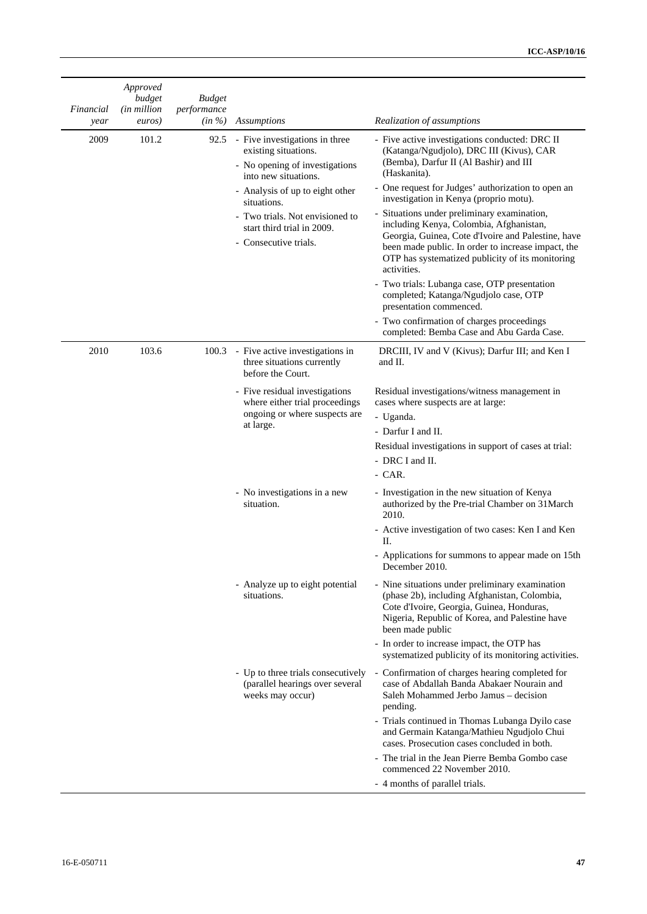| Financial year | Approved budget (in million euros) | Budget performance (in %) | Assumptions | Realization of assumptions |
|---|---|---|---|---|
| 2009 | 101.2 | 92.5 | - Five investigations in three existing situations.<br>- No opening of investigations into new situations.<br>- Analysis of up to eight other situations.<br>- Two trials. Not envisioned to start third trial in 2009.<br>- Consecutive trials. | - Five active investigations conducted: DRC II (Katanga/Ngudjolo), DRC III (Kivus), CAR (Bemba), Darfur II (Al Bashir) and III (Haskanita).<br>- One request for Judges' authorization to open an investigation in Kenya (proprio motu).<br>- Situations under preliminary examination, including Kenya, Colombia, Afghanistan, Georgia, Guinea, Cote d'Ivoire and Palestine, have been made public. In order to increase impact, the OTP has systematized publicity of its monitoring activities.<br>- Two trials: Lubanga case, OTP presentation completed; Katanga/Ngudjolo case, OTP presentation commenced.<br>- Two confirmation of charges proceedings completed: Bemba Case and Abu Garda Case. |
| 2010 | 103.6 | 100.3 | - Five active investigations in three situations currently before the Court. | DRCIII, IV and V (Kivus); Darfur III; and Ken I and II. |
| | | | - Five residual investigations where either trial proceedings ongoing or where suspects are at large. | Residual investigations/witness management in cases where suspects are at large:<br>- Uganda.<br>- Darfur I and II.<br>Residual investigations in support of cases at trial:<br>- DRC I and II.<br>- CAR. |
| | | | - No investigations in a new situation. | - Investigation in the new situation of Kenya authorized by the Pre-trial Chamber on 31March 2010.<br>- Active investigation of two cases: Ken I and Ken II.<br>- Applications for summons to appear made on 15th December 2010. |
| | | | - Analyze up to eight potential situations. | - Nine situations under preliminary examination (phase 2b), including Afghanistan, Colombia, Cote d'Ivoire, Georgia, Guinea, Honduras, Nigeria, Republic of Korea, and Palestine have been made public<br>- In order to increase impact, the OTP has systematized publicity of its monitoring activities. |
| | | | - Up to three trials consecutively (parallel hearings over several weeks may occur) | - Confirmation of charges hearing completed for case of Abdallah Banda Abakaer Nourain and Saleh Mohammed Jerbo Jamus – decision pending.<br>- Trials continued in Thomas Lubanga Dyilo case and Germain Katanga/Mathieu Ngudjolo Chui cases. Prosecution cases concluded in both.<br>- The trial in the Jean Pierre Bemba Gombo case commenced 22 November 2010.<br>- 4 months of parallel trials. |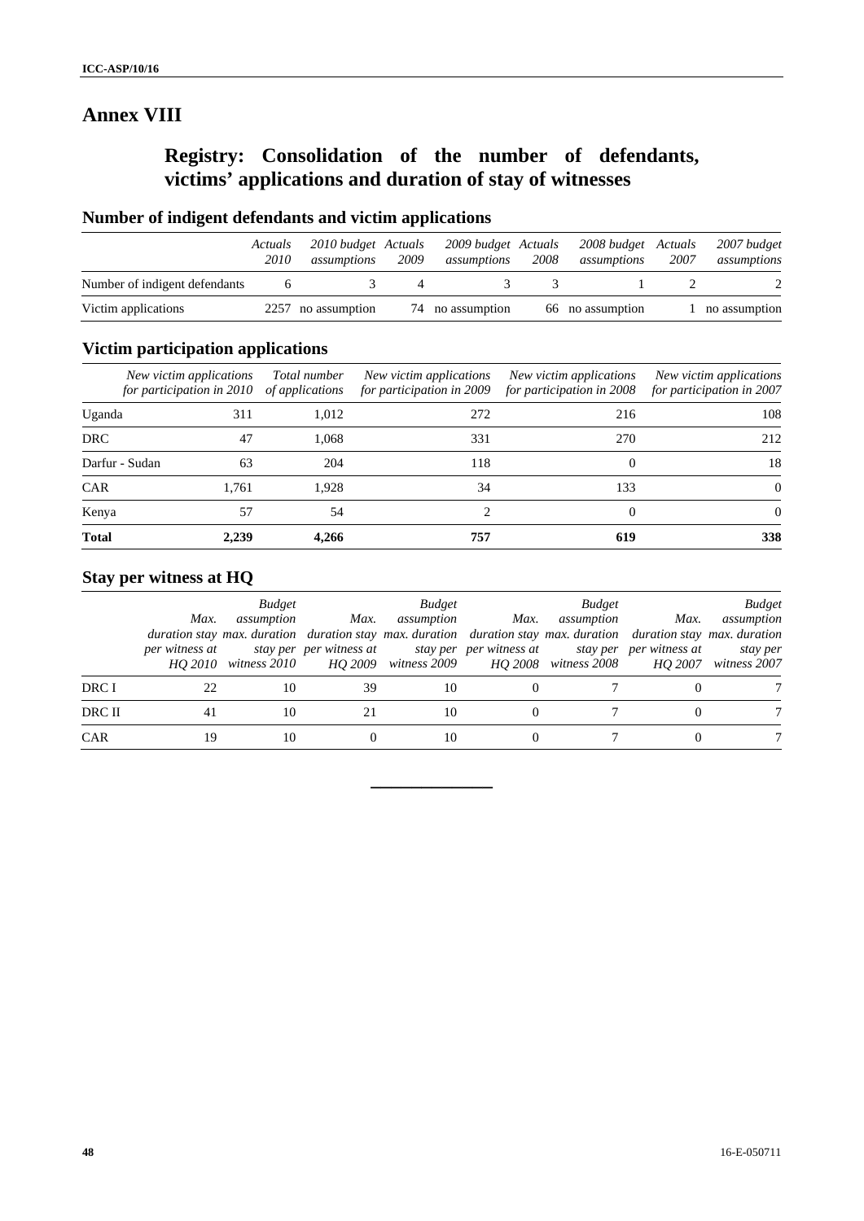# Annex VIII

## Registry: Consolidation of the number of defendants, victims' applications and duration of stay of witnesses

### Number of indigent defendants and victim applications

| | *Actuals 2010* | *2010 budget assumptions* | *Actuals 2009* | *2009 budget assumptions* | *Actuals 2008* | *2008 budget assumptions* | *Actuals 2007* | *2007 budget assumptions* |
|---|---|---|---|---|---|---|---|---|
| Number of indigent defendants | 6 | 3 | 4 | 3 | 3 | 1 | 2 | 2 |
| Victim applications | 2257 | no assumption | 74 | no assumption | 66 | no assumption | 1 | no assumption |

### Victim participation applications

| | *New victim applications for participation in 2010* | *Total number of applications* | *New victim applications for participation in 2009* | *New victim applications for participation in 2008* | *New victim applications for participation in 2007* |
|---|---|---|---|---|---|
| Uganda | 311 | 1,012 | 272 | 216 | 108 |
| DRC | 47 | 1,068 | 331 | 270 | 212 |
| Darfur - Sudan | 63 | 204 | 118 | 0 | 18 |
| CAR | 1,761 | 1,928 | 34 | 133 | 0 |
| Kenya | 57 | 54 | 2 | 0 | 0 |
| **Total** | **2,239** | **4,266** | **757** | **619** | **338** |

### Stay per witness at HQ

| | *Max. duration stay per witness at HQ 2010* | *Budget assumption max. duration stay per witness 2010* | *Max. duration stay per witness at HQ 2009* | *Budget assumption max. duration stay per witness 2009* | *Max. duration stay per witness at HQ 2008* | *Budget assumption max. duration stay per witness 2008* | *Max. duration stay per witness at HQ 2007* | *Budget assumption max. duration stay per witness 2007* |
|---|---|---|---|---|---|---|---|---|
| DRC I | 22 | 10 | 39 | 10 | 0 | 7 | 0 | 7 |
| DRC II | 41 | 10 | 21 | 10 | 0 | 7 | 0 | 7 |
| CAR | 19 | 10 | 0 | 10 | 0 | 7 | 0 | 7 |

---